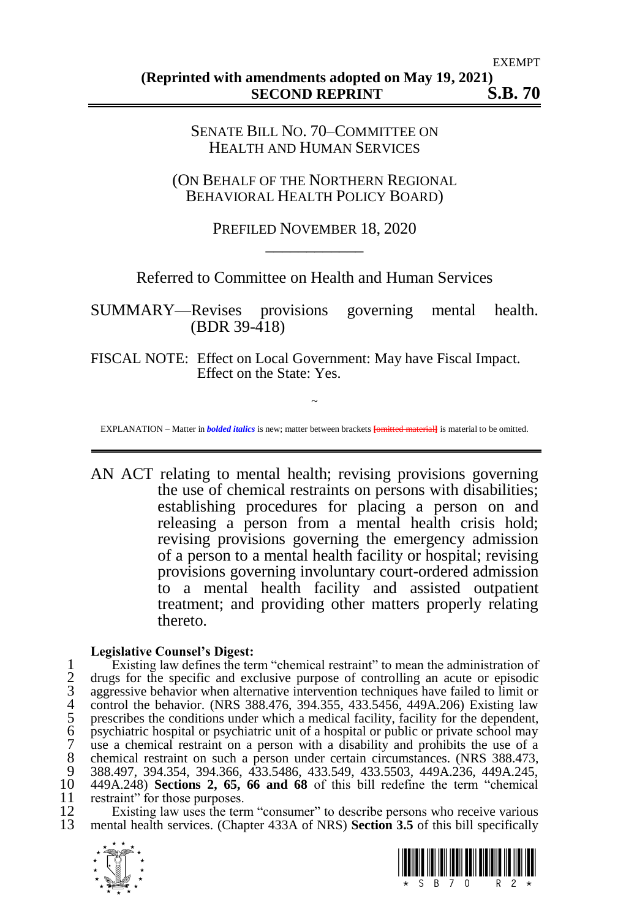EXEMPT

**(Reprinted with amendments adopted on May 19, 2021)**
**SECOND REPRINT S.B. 70**

SENATE BILL NO. 70–COMMITTEE ON HEALTH AND HUMAN SERVICES

(ON BEHALF OF THE NORTHERN REGIONAL BEHAVIORAL HEALTH POLICY BOARD)

PREFILED NOVEMBER 18, 2020

Referred to Committee on Health and Human Services

SUMMARY—Revises provisions governing mental health. (BDR 39-418)

FISCAL NOTE: Effect on Local Government: May have Fiscal Impact.
Effect on the State: Yes.

~

EXPLANATION – Matter in ***bolded italics*** is new; matter between brackets [omitted material] is material to be omitted.

AN ACT relating to mental health; revising provisions governing the use of chemical restraints on persons with disabilities; establishing procedures for placing a person on and releasing a person from a mental health crisis hold; revising provisions governing the emergency admission of a person to a mental health facility or hospital; revising provisions governing involuntary court-ordered admission to a mental health facility and assisted outpatient treatment; and providing other matters properly relating thereto.

**Legislative Counsel's Digest:**

1 Existing law defines the term "chemical restraint" to mean the administration of
2 drugs for the specific and exclusive purpose of controlling an acute or episodic
3 aggressive behavior when alternative intervention techniques have failed to limit or
4 control the behavior. (NRS 388.476, 394.355, 433.5456, 449A.206) Existing law
5 prescribes the conditions under which a medical facility, facility for the dependent,
6 psychiatric hospital or psychiatric unit of a hospital or public or private school may
7 use a chemical restraint on a person with a disability and prohibits the use of a
8 chemical restraint on such a person under certain circumstances. (NRS 388.473,
9 388.497, 394.354, 394.366, 433.5486, 433.549, 433.5503, 449A.236, 449A.245,
10 449A.248) **Sections 2, 65, 66 and 68** of this bill redefine the term "chemical
11 restraint" for those purposes.
12 Existing law uses the term "consumer" to describe persons who receive various
13 mental health services. (Chapter 433A of NRS) **Section 3.5** of this bill specifically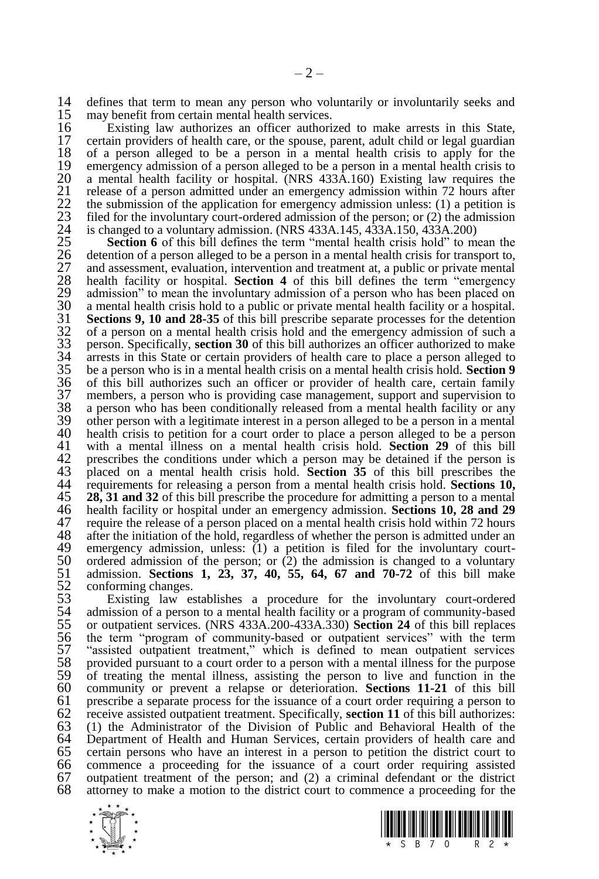defines that term to mean any person who voluntarily or involuntarily seeks and may benefit from certain mental health services.

Existing law authorizes an officer authorized to make arrests in this State, certain providers of health care, or the spouse, parent, adult child or legal guardian of a person alleged to be a person in a mental health crisis to apply for the emergency admission of a person alleged to be a person in a mental health crisis to a mental health facility or hospital. (NRS 433A.160) Existing law requires the release of a person admitted under an emergency admission within 72 hours after the submission of the application for emergency admission unless: (1) a petition is filed for the involuntary court-ordered admission of the person; or (2) the admission is changed to a voluntary admission. (NRS 433A.145, 433A.150, 433A.200)

**Section 6** of this bill defines the term "mental health crisis hold" to mean the detention of a person alleged to be a person in a mental health crisis for transport to, and assessment, evaluation, intervention and treatment at, a public or private mental health facility or hospital. **Section 4** of this bill defines the term "emergency admission" to mean the involuntary admission of a person who has been placed on a mental health crisis hold to a public or private mental health facility or a hospital. **Sections 9, 10 and 28-35** of this bill prescribe separate processes for the detention of a person on a mental health crisis hold and the emergency admission of such a person. Specifically, **section 30** of this bill authorizes an officer authorized to make arrests in this State or certain providers of health care to place a person alleged to be a person who is in a mental health crisis on a mental health crisis hold. **Section 9** of this bill authorizes such an officer or provider of health care, certain family members, a person who is providing case management, support and supervision to a person who has been conditionally released from a mental health facility or any other person with a legitimate interest in a person alleged to be a person in a mental health crisis to petition for a court order to place a person alleged to be a person with a mental illness on a mental health crisis hold. **Section 29** of this bill prescribes the conditions under which a person may be detained if the person is placed on a mental health crisis hold. **Section 35** of this bill prescribes the requirements for releasing a person from a mental health crisis hold. **Sections 10, 28, 31 and 32** of this bill prescribe the procedure for admitting a person to a mental health facility or hospital under an emergency admission. **Sections 10, 28 and 29** require the release of a person placed on a mental health crisis hold within 72 hours after the initiation of the hold, regardless of whether the person is admitted under an emergency admission, unless: (1) a petition is filed for the involuntary court-ordered admission of the person; or (2) the admission is changed to a voluntary admission. **Sections 1, 23, 37, 40, 55, 64, 67 and 70-72** of this bill make conforming changes.

Existing law establishes a procedure for the involuntary court-ordered admission of a person to a mental health facility or a program of community-based or outpatient services. (NRS 433A.200-433A.330) **Section 24** of this bill replaces the term "program of community-based or outpatient services" with the term "assisted outpatient treatment," which is defined to mean outpatient services provided pursuant to a court order to a person with a mental illness for the purpose of treating the mental illness, assisting the person to live and function in the community or prevent a relapse or deterioration. **Sections 11-21** of this bill prescribe a separate process for the issuance of a court order requiring a person to receive assisted outpatient treatment. Specifically, **section 11** of this bill authorizes: (1) the Administrator of the Division of Public and Behavioral Health of the Department of Health and Human Services, certain providers of health care and certain persons who have an interest in a person to petition the district court to commence a proceeding for the issuance of a court order requiring assisted outpatient treatment of the person; and (2) a criminal defendant or the district attorney to make a motion to the district court to commence a proceeding for the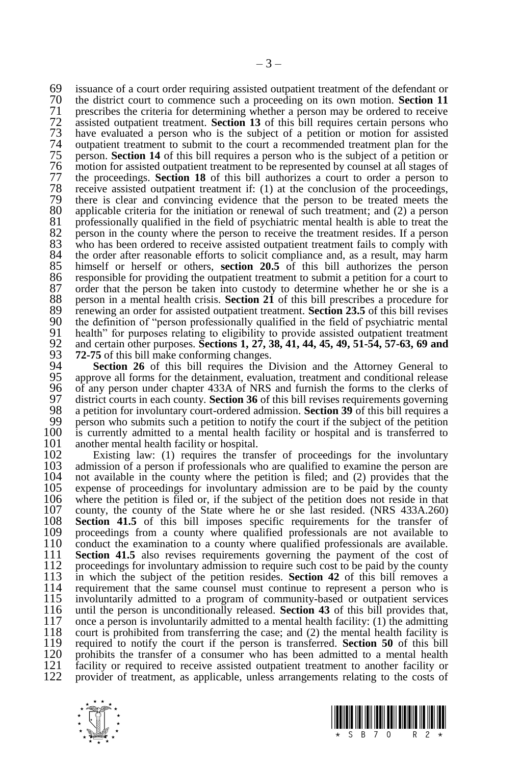issuance of a court order requiring assisted outpatient treatment of the defendant or the district court to commence such a proceeding on its own motion. **Section 11** prescribes the criteria for determining whether a person may be ordered to receive assisted outpatient treatment. **Section 13** of this bill requires certain persons who have evaluated a person who is the subject of a petition or motion for assisted outpatient treatment to submit to the court a recommended treatment plan for the person. **Section 14** of this bill requires a person who is the subject of a petition or motion for assisted outpatient treatment to be represented by counsel at all stages of the proceedings. **Section 18** of this bill authorizes a court to order a person to receive assisted outpatient treatment if: (1) at the conclusion of the proceedings, there is clear and convincing evidence that the person to be treated meets the applicable criteria for the initiation or renewal of such treatment; and (2) a person professionally qualified in the field of psychiatric mental health is able to treat the person in the county where the person to receive the treatment resides. If a person who has been ordered to receive assisted outpatient treatment fails to comply with the order after reasonable efforts to solicit compliance and, as a result, may harm himself or herself or others, **section 20.5** of this bill authorizes the person responsible for providing the outpatient treatment to submit a petition for a court to order that the person be taken into custody to determine whether he or she is a person in a mental health crisis. **Section 21** of this bill prescribes a procedure for renewing an order for assisted outpatient treatment. **Section 23.5** of this bill revises the definition of "person professionally qualified in the field of psychiatric mental health" for purposes relating to eligibility to provide assisted outpatient treatment and certain other purposes. **Sections 1, 27, 38, 41, 44, 45, 49, 51-54, 57-63, 69 and 72-75** of this bill make conforming changes.

**Section 26** of this bill requires the Division and the Attorney General to approve all forms for the detainment, evaluation, treatment and conditional release of any person under chapter 433A of NRS and furnish the forms to the clerks of district courts in each county. **Section 36** of this bill revises requirements governing a petition for involuntary court-ordered admission. **Section 39** of this bill requires a person who submits such a petition to notify the court if the subject of the petition is currently admitted to a mental health facility or hospital and is transferred to another mental health facility or hospital.

Existing law: (1) requires the transfer of proceedings for the involuntary admission of a person if professionals who are qualified to examine the person are not available in the county where the petition is filed; and (2) provides that the expense of proceedings for involuntary admission are to be paid by the county where the petition is filed or, if the subject of the petition does not reside in that county, the county of the State where he or she last resided. (NRS 433A.260) **Section 41.5** of this bill imposes specific requirements for the transfer of proceedings from a county where qualified professionals are not available to conduct the examination to a county where qualified professionals are available. **Section 41.5** also revises requirements governing the payment of the cost of proceedings for involuntary admission to require such cost to be paid by the county in which the subject of the petition resides. **Section 42** of this bill removes a requirement that the same counsel must continue to represent a person who is involuntarily admitted to a program of community-based or outpatient services until the person is unconditionally released. **Section 43** of this bill provides that, once a person is involuntarily admitted to a mental health facility: (1) the admitting court is prohibited from transferring the case; and (2) the mental health facility is required to notify the court if the person is transferred. **Section 50** of this bill prohibits the transfer of a consumer who has been admitted to a mental health facility or required to receive assisted outpatient treatment to another facility or provider of treatment, as applicable, unless arrangements relating to the costs of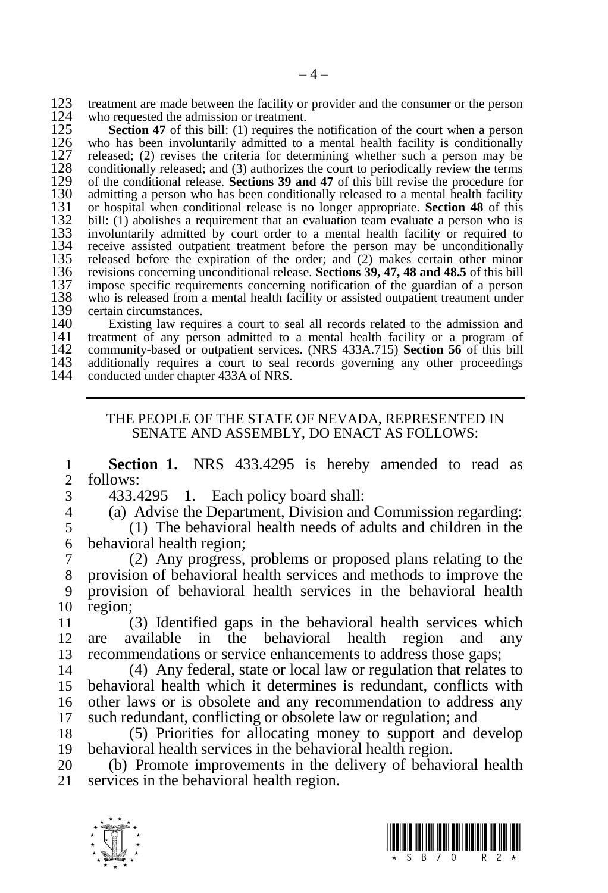treatment are made between the facility or provider and the consumer or the person who requested the admission or treatment.

**Section 47** of this bill: (1) requires the notification of the court when a person who has been involuntarily admitted to a mental health facility is conditionally released; (2) revises the criteria for determining whether such a person may be conditionally released; and (3) authorizes the court to periodically review the terms of the conditional release. **Sections 39 and 47** of this bill revise the procedure for admitting a person who has been conditionally released to a mental health facility or hospital when conditional release is no longer appropriate. **Section 48** of this bill: (1) abolishes a requirement that an evaluation team evaluate a person who is involuntarily admitted by court order to a mental health facility or required to receive assisted outpatient treatment before the person may be unconditionally released before the expiration of the order; and (2) makes certain other minor revisions concerning unconditional release. **Sections 39, 47, 48 and 48.5** of this bill impose specific requirements concerning notification of the guardian of a person who is released from a mental health facility or assisted outpatient treatment under certain circumstances.

Existing law requires a court to seal all records related to the admission and treatment of any person admitted to a mental health facility or a program of community-based or outpatient services. (NRS 433A.715) **Section 56** of this bill additionally requires a court to seal records governing any other proceedings conducted under chapter 433A of NRS.

---

THE PEOPLE OF THE STATE OF NEVADA, REPRESENTED IN SENATE AND ASSEMBLY, DO ENACT AS FOLLOWS:

**Section 1.** NRS 433.4295 is hereby amended to read as follows:

433.4295 1. Each policy board shall:

(a) Advise the Department, Division and Commission regarding:

(1) The behavioral health needs of adults and children in the behavioral health region;

(2) Any progress, problems or proposed plans relating to the provision of behavioral health services and methods to improve the provision of behavioral health services in the behavioral health region;

(3) Identified gaps in the behavioral health services which are available in the behavioral health region and any recommendations or service enhancements to address those gaps;

(4) Any federal, state or local law or regulation that relates to behavioral health which it determines is redundant, conflicts with other laws or is obsolete and any recommendation to address any such redundant, conflicting or obsolete law or regulation; and

(5) Priorities for allocating money to support and develop behavioral health services in the behavioral health region.

(b) Promote improvements in the delivery of behavioral health services in the behavioral health region.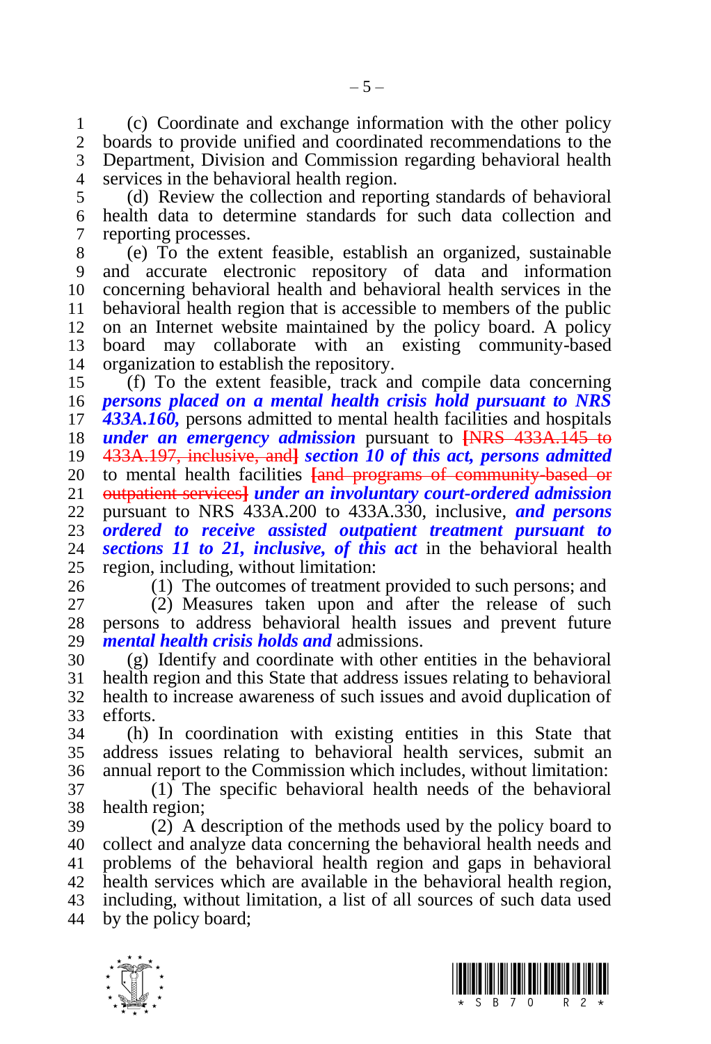(c) Coordinate and exchange information with the other policy boards to provide unified and coordinated recommendations to the Department, Division and Commission regarding behavioral health services in the behavioral health region.

(d) Review the collection and reporting standards of behavioral health data to determine standards for such data collection and reporting processes.

(e) To the extent feasible, establish an organized, sustainable and accurate electronic repository of data and information concerning behavioral health and behavioral health services in the behavioral health region that is accessible to members of the public on an Internet website maintained by the policy board. A policy board may collaborate with an existing community-based organization to establish the repository.

(f) To the extent feasible, track and compile data concerning ***persons placed on a mental health crisis hold pursuant to NRS 433A.160,*** persons admitted to mental health facilities and hospitals ***under an emergency admission*** pursuant to ~~[NRS 433A.145 to 433A.197, inclusive, and]~~ ***section 10 of this act, persons admitted*** to mental health facilities ~~[and programs of community-based or outpatient services]~~ ***under an involuntary court-ordered admission*** pursuant to NRS 433A.200 to 433A.330, inclusive, ***and persons ordered to receive assisted outpatient treatment pursuant to sections 11 to 21, inclusive, of this act*** in the behavioral health region, including, without limitation:

(1) The outcomes of treatment provided to such persons; and

(2) Measures taken upon and after the release of such persons to address behavioral health issues and prevent future ***mental health crisis holds and*** admissions.

(g) Identify and coordinate with other entities in the behavioral health region and this State that address issues relating to behavioral health to increase awareness of such issues and avoid duplication of efforts.

(h) In coordination with existing entities in this State that address issues relating to behavioral health services, submit an annual report to the Commission which includes, without limitation:

(1) The specific behavioral health needs of the behavioral health region;

(2) A description of the methods used by the policy board to collect and analyze data concerning the behavioral health needs and problems of the behavioral health region and gaps in behavioral health services which are available in the behavioral health region, including, without limitation, a list of all sources of such data used by the policy board;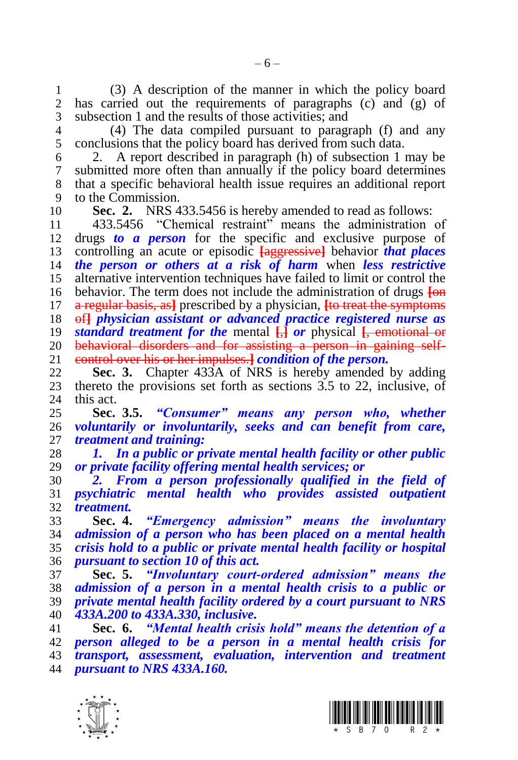(3) A description of the manner in which the policy board has carried out the requirements of paragraphs (c) and (g) of subsection 1 and the results of those activities; and

(4) The data compiled pursuant to paragraph (f) and any conclusions that the policy board has derived from such data.

2. A report described in paragraph (h) of subsection 1 may be submitted more often than annually if the policy board determines that a specific behavioral health issue requires an additional report to the Commission.

**Sec. 2.** NRS 433.5456 is hereby amended to read as follows:

433.5456 "Chemical restraint" means the administration of drugs ***to a person*** for the specific and exclusive purpose of controlling an acute or episodic [aggressive] behavior ***that places the person or others at a risk of harm*** when ***less restrictive*** alternative intervention techniques have failed to limit or control the behavior. The term does not include the administration of drugs [on a regular basis, as] prescribed by a physician, [to treat the symptoms of] ***physician assistant or advanced practice registered nurse as standard treatment for the*** mental [,] ***or*** physical [, emotional or behavioral disorders and for assisting a person in gaining self-control over his or her impulses.] ***condition of the person.***

**Sec. 3.** Chapter 433A of NRS is hereby amended by adding thereto the provisions set forth as sections 3.5 to 22, inclusive, of this act.

**Sec. 3.5.** ***"Consumer" means any person who, whether voluntarily or involuntarily, seeks and can benefit from care, treatment and training:***

***1. In a public or private mental health facility or other public or private facility offering mental health services; or***

***2. From a person professionally qualified in the field of psychiatric mental health who provides assisted outpatient treatment.***

**Sec. 4.** ***"Emergency admission" means the involuntary admission of a person who has been placed on a mental health crisis hold to a public or private mental health facility or hospital pursuant to section 10 of this act.***

**Sec. 5.** ***"Involuntary court-ordered admission" means the admission of a person in a mental health crisis to a public or private mental health facility ordered by a court pursuant to NRS 433A.200 to 433A.330, inclusive.***

**Sec. 6.** ***"Mental health crisis hold" means the detention of a person alleged to be a person in a mental health crisis for transport, assessment, evaluation, intervention and treatment pursuant to NRS 433A.160.***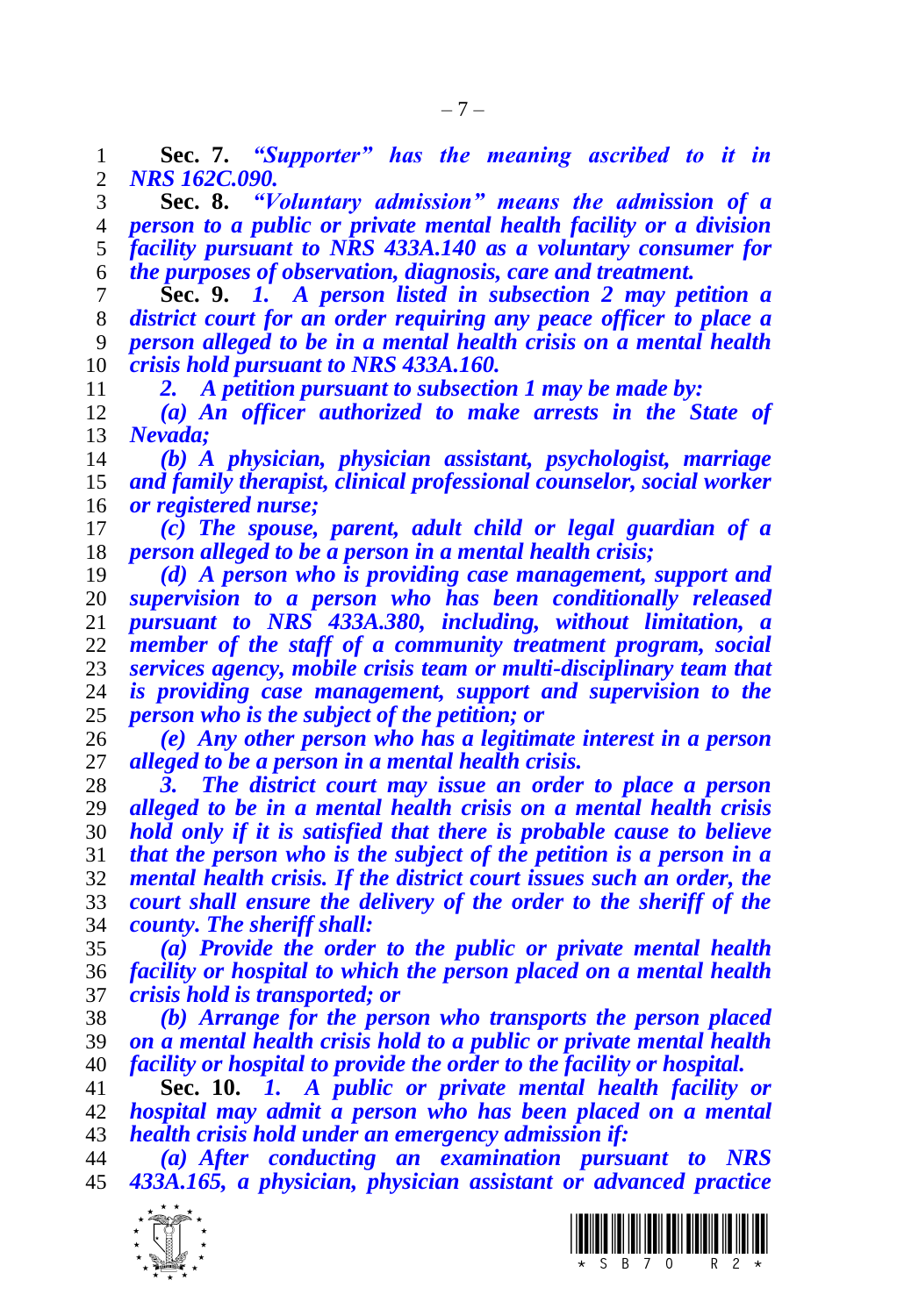**Sec. 7.** ***"Supporter" has the meaning ascribed to it in NRS 162C.090.***

**Sec. 8.** ***"Voluntary admission" means the admission of a person to a public or private mental health facility or a division facility pursuant to NRS 433A.140 as a voluntary consumer for the purposes of observation, diagnosis, care and treatment.***

**Sec. 9.** ***1. A person listed in subsection 2 may petition a district court for an order requiring any peace officer to place a person alleged to be in a mental health crisis on a mental health crisis hold pursuant to NRS 433A.160.***

***2. A petition pursuant to subsection 1 may be made by:***

***(a) An officer authorized to make arrests in the State of Nevada;***

***(b) A physician, physician assistant, psychologist, marriage and family therapist, clinical professional counselor, social worker or registered nurse;***

***(c) The spouse, parent, adult child or legal guardian of a person alleged to be a person in a mental health crisis;***

***(d) A person who is providing case management, support and supervision to a person who has been conditionally released pursuant to NRS 433A.380, including, without limitation, a member of the staff of a community treatment program, social services agency, mobile crisis team or multi-disciplinary team that is providing case management, support and supervision to the person who is the subject of the petition; or***

***(e) Any other person who has a legitimate interest in a person alleged to be a person in a mental health crisis.***

***3. The district court may issue an order to place a person alleged to be in a mental health crisis on a mental health crisis hold only if it is satisfied that there is probable cause to believe that the person who is the subject of the petition is a person in a mental health crisis. If the district court issues such an order, the court shall ensure the delivery of the order to the sheriff of the county. The sheriff shall:***

***(a) Provide the order to the public or private mental health facility or hospital to which the person placed on a mental health crisis hold is transported; or***

***(b) Arrange for the person who transports the person placed on a mental health crisis hold to a public or private mental health facility or hospital to provide the order to the facility or hospital.***

**Sec. 10.** ***1. A public or private mental health facility or hospital may admit a person who has been placed on a mental health crisis hold under an emergency admission if:***

***(a) After conducting an examination pursuant to NRS 433A.165, a physician, physician assistant or advanced practice***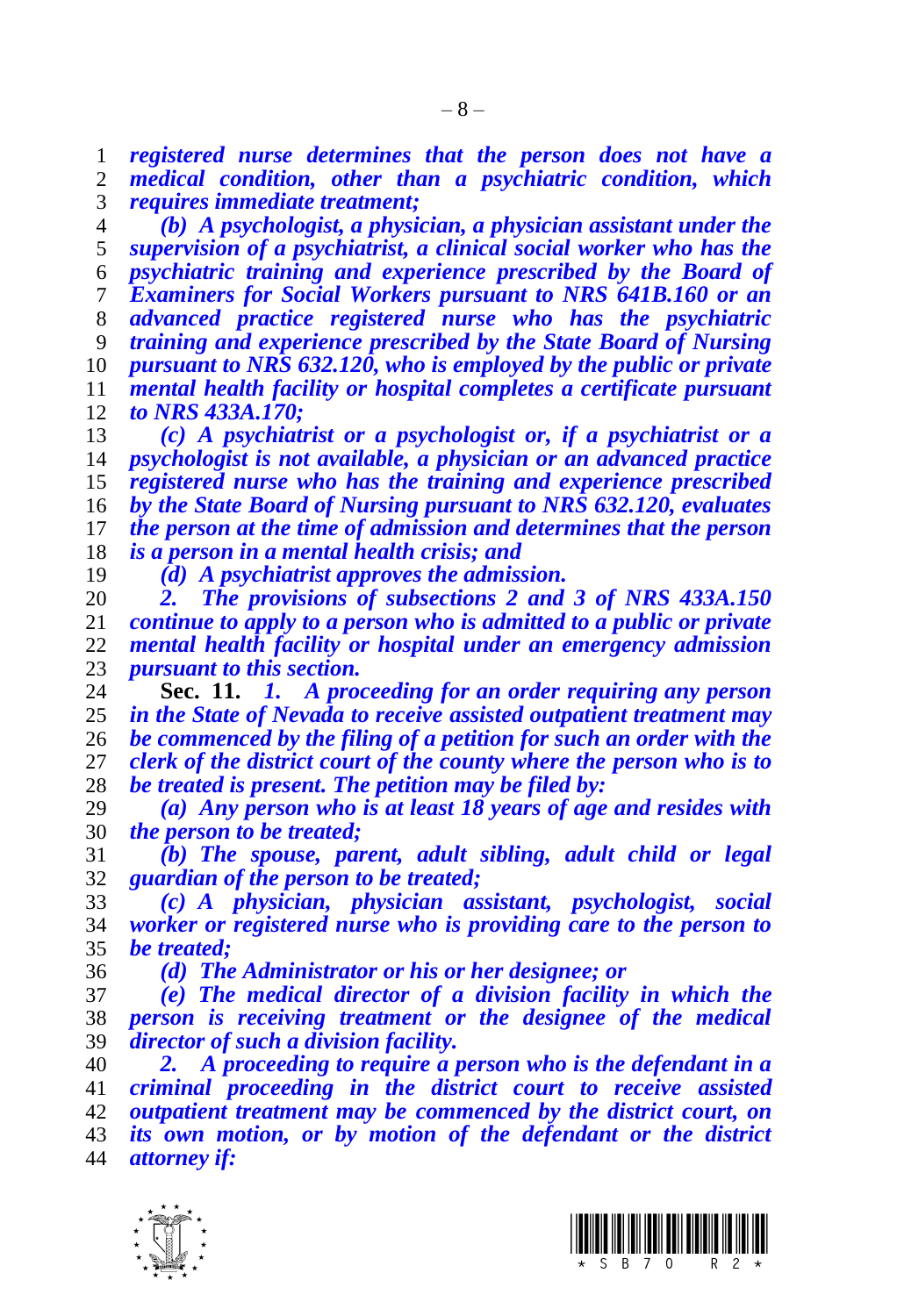*registered nurse determines that the person does not have a medical condition, other than a psychiatric condition, which requires immediate treatment;*

*(b) A psychologist, a physician, a physician assistant under the supervision of a psychiatrist, a clinical social worker who has the psychiatric training and experience prescribed by the Board of Examiners for Social Workers pursuant to NRS 641B.160 or an advanced practice registered nurse who has the psychiatric training and experience prescribed by the State Board of Nursing pursuant to NRS 632.120, who is employed by the public or private mental health facility or hospital completes a certificate pursuant to NRS 433A.170;*

*(c) A psychiatrist or a psychologist or, if a psychiatrist or a psychologist is not available, a physician or an advanced practice registered nurse who has the training and experience prescribed by the State Board of Nursing pursuant to NRS 632.120, evaluates the person at the time of admission and determines that the person is a person in a mental health crisis; and*

*(d) A psychiatrist approves the admission.*

*2. The provisions of subsections 2 and 3 of NRS 433A.150 continue to apply to a person who is admitted to a public or private mental health facility or hospital under an emergency admission pursuant to this section.*

**Sec. 11.** ***1. A proceeding for an order requiring any person in the State of Nevada to receive assisted outpatient treatment may be commenced by the filing of a petition for such an order with the clerk of the district court of the county where the person who is to be treated is present. The petition may be filed by:***

*(a) Any person who is at least 18 years of age and resides with the person to be treated;*

*(b) The spouse, parent, adult sibling, adult child or legal guardian of the person to be treated;*

*(c) A physician, physician assistant, psychologist, social worker or registered nurse who is providing care to the person to be treated;*

*(d) The Administrator or his or her designee; or*

*(e) The medical director of a division facility in which the person is receiving treatment or the designee of the medical director of such a division facility.*

*2. A proceeding to require a person who is the defendant in a criminal proceeding in the district court to receive assisted outpatient treatment may be commenced by the district court, on its own motion, or by motion of the defendant or the district attorney if:*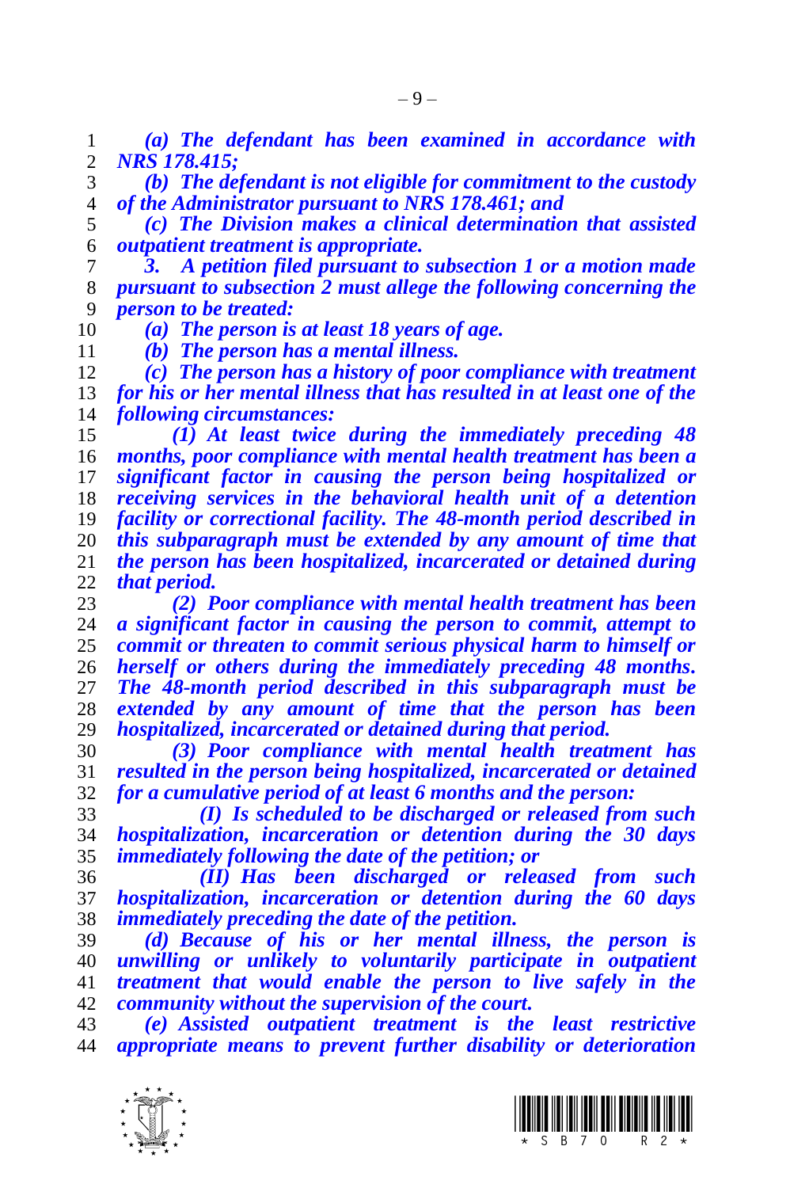***(a) The defendant has been examined in accordance with NRS 178.415;***

***(b) The defendant is not eligible for commitment to the custody of the Administrator pursuant to NRS 178.461; and***

***(c) The Division makes a clinical determination that assisted outpatient treatment is appropriate.***

***3. A petition filed pursuant to subsection 1 or a motion made pursuant to subsection 2 must allege the following concerning the person to be treated:***

***(a) The person is at least 18 years of age.***

***(b) The person has a mental illness.***

***(c) The person has a history of poor compliance with treatment for his or her mental illness that has resulted in at least one of the following circumstances:***

***(1) At least twice during the immediately preceding 48 months, poor compliance with mental health treatment has been a significant factor in causing the person being hospitalized or receiving services in the behavioral health unit of a detention facility or correctional facility. The 48-month period described in this subparagraph must be extended by any amount of time that the person has been hospitalized, incarcerated or detained during that period.***

***(2) Poor compliance with mental health treatment has been a significant factor in causing the person to commit, attempt to commit or threaten to commit serious physical harm to himself or herself or others during the immediately preceding 48 months. The 48-month period described in this subparagraph must be extended by any amount of time that the person has been hospitalized, incarcerated or detained during that period.***

***(3) Poor compliance with mental health treatment has resulted in the person being hospitalized, incarcerated or detained for a cumulative period of at least 6 months and the person:***

***(I) Is scheduled to be discharged or released from such hospitalization, incarceration or detention during the 30 days immediately following the date of the petition; or***

***(II) Has been discharged or released from such hospitalization, incarceration or detention during the 60 days immediately preceding the date of the petition.***

***(d) Because of his or her mental illness, the person is unwilling or unlikely to voluntarily participate in outpatient treatment that would enable the person to live safely in the community without the supervision of the court.***

***(e) Assisted outpatient treatment is the least restrictive appropriate means to prevent further disability or deterioration***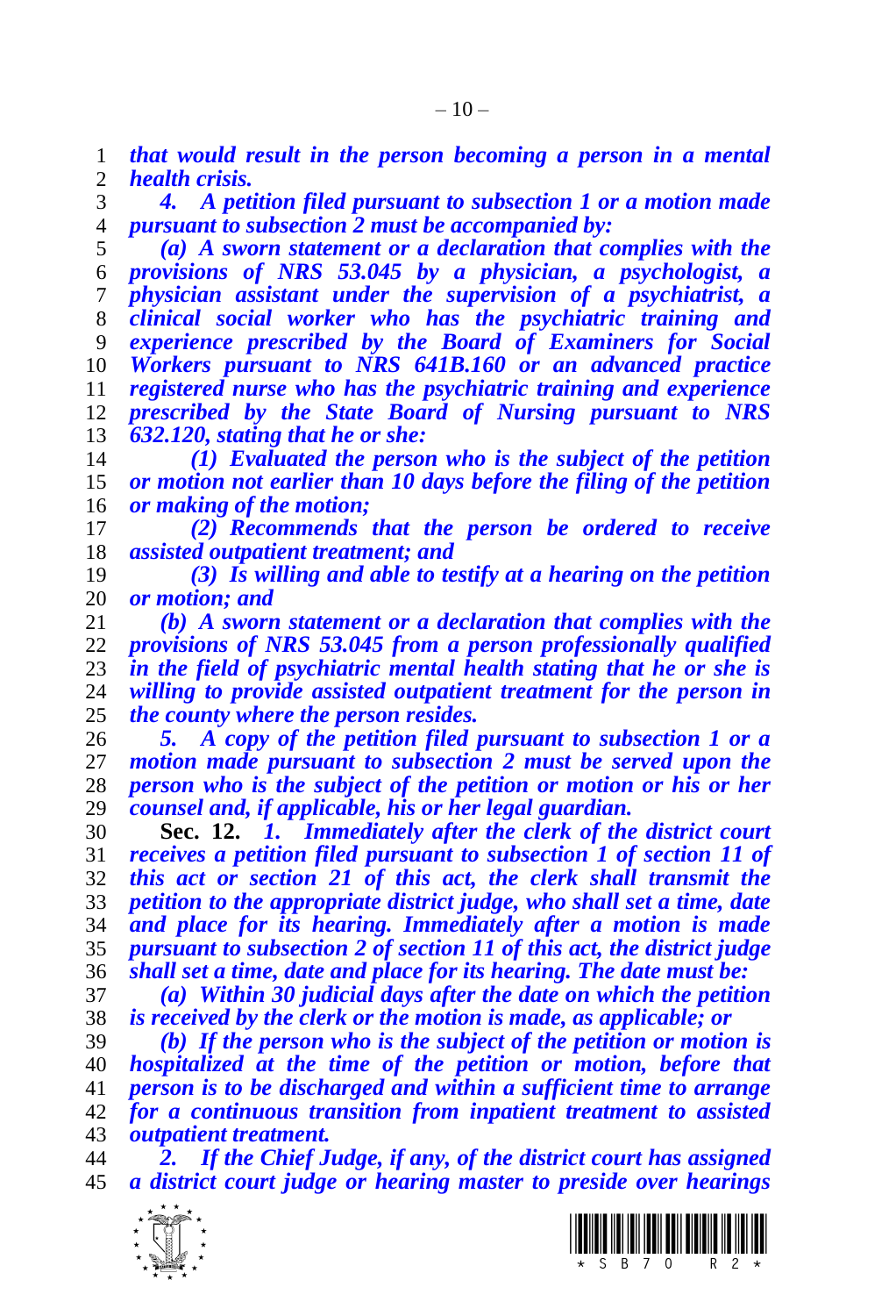***that would result in the person becoming a person in a mental health crisis.***

***4. A petition filed pursuant to subsection 1 or a motion made pursuant to subsection 2 must be accompanied by:***

***(a) A sworn statement or a declaration that complies with the provisions of NRS 53.045 by a physician, a psychologist, a physician assistant under the supervision of a psychiatrist, a clinical social worker who has the psychiatric training and experience prescribed by the Board of Examiners for Social Workers pursuant to NRS 641B.160 or an advanced practice registered nurse who has the psychiatric training and experience prescribed by the State Board of Nursing pursuant to NRS 632.120, stating that he or she:***

***(1) Evaluated the person who is the subject of the petition or motion not earlier than 10 days before the filing of the petition or making of the motion;***

***(2) Recommends that the person be ordered to receive assisted outpatient treatment; and***

***(3) Is willing and able to testify at a hearing on the petition or motion; and***

***(b) A sworn statement or a declaration that complies with the provisions of NRS 53.045 from a person professionally qualified in the field of psychiatric mental health stating that he or she is willing to provide assisted outpatient treatment for the person in the county where the person resides.***

***5. A copy of the petition filed pursuant to subsection 1 or a motion made pursuant to subsection 2 must be served upon the person who is the subject of the petition or motion or his or her counsel and, if applicable, his or her legal guardian.***

**Sec. 12.** ***1. Immediately after the clerk of the district court receives a petition filed pursuant to subsection 1 of section 11 of this act or section 21 of this act, the clerk shall transmit the petition to the appropriate district judge, who shall set a time, date and place for its hearing. Immediately after a motion is made pursuant to subsection 2 of section 11 of this act, the district judge shall set a time, date and place for its hearing. The date must be:***

***(a) Within 30 judicial days after the date on which the petition is received by the clerk or the motion is made, as applicable; or***

***(b) If the person who is the subject of the petition or motion is hospitalized at the time of the petition or motion, before that person is to be discharged and within a sufficient time to arrange for a continuous transition from inpatient treatment to assisted outpatient treatment.***

***2. If the Chief Judge, if any, of the district court has assigned a district court judge or hearing master to preside over hearings***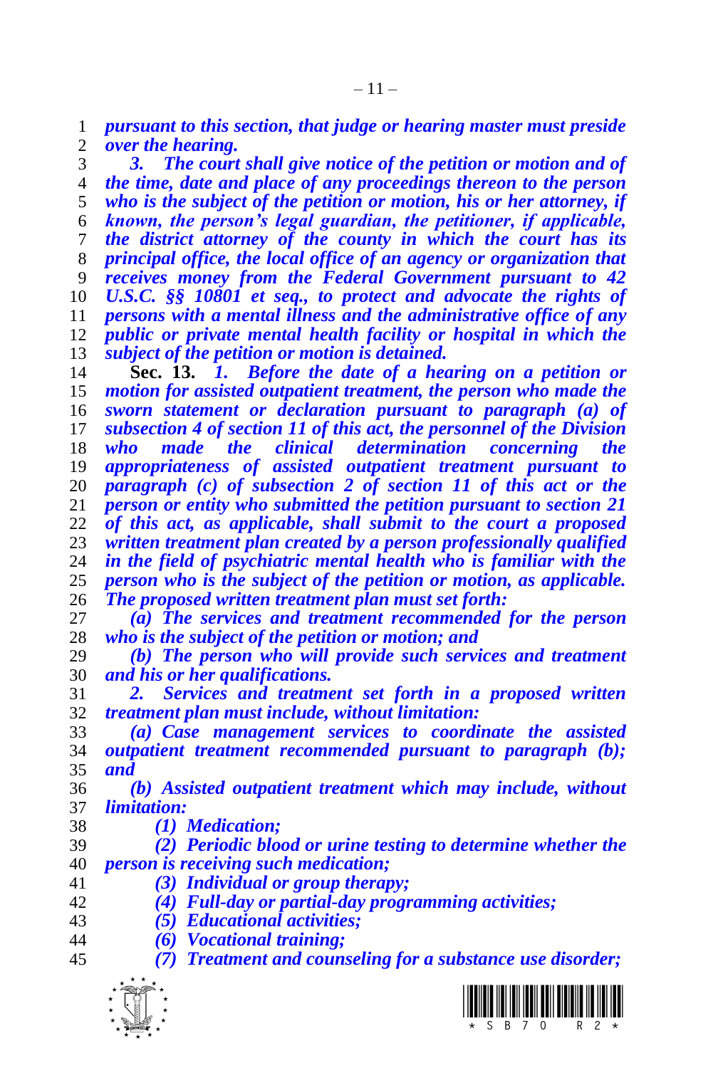***pursuant to this section, that judge or hearing master must preside over the hearing.***

***3. The court shall give notice of the petition or motion and of the time, date and place of any proceedings thereon to the person who is the subject of the petition or motion, his or her attorney, if known, the person's legal guardian, the petitioner, if applicable, the district attorney of the county in which the court has its principal office, the local office of an agency or organization that receives money from the Federal Government pursuant to 42 U.S.C. §§ 10801 et seq., to protect and advocate the rights of persons with a mental illness and the administrative office of any public or private mental health facility or hospital in which the subject of the petition or motion is detained.***

**Sec. 13.** ***1. Before the date of a hearing on a petition or motion for assisted outpatient treatment, the person who made the sworn statement or declaration pursuant to paragraph (a) of subsection 4 of section 11 of this act, the personnel of the Division who made the clinical determination concerning the appropriateness of assisted outpatient treatment pursuant to paragraph (c) of subsection 2 of section 11 of this act or the person or entity who submitted the petition pursuant to section 21 of this act, as applicable, shall submit to the court a proposed written treatment plan created by a person professionally qualified in the field of psychiatric mental health who is familiar with the person who is the subject of the petition or motion, as applicable. The proposed written treatment plan must set forth:***

***(a) The services and treatment recommended for the person who is the subject of the petition or motion; and***

***(b) The person who will provide such services and treatment and his or her qualifications.***

***2. Services and treatment set forth in a proposed written treatment plan must include, without limitation:***

***(a) Case management services to coordinate the assisted outpatient treatment recommended pursuant to paragraph (b); and***

***(b) Assisted outpatient treatment which may include, without limitation:***

***(1) Medication;***

***(2) Periodic blood or urine testing to determine whether the person is receiving such medication;***

***(3) Individual or group therapy;***

***(4) Full-day or partial-day programming activities;***

***(5) Educational activities;***

***(6) Vocational training;***

***(7) Treatment and counseling for a substance use disorder;***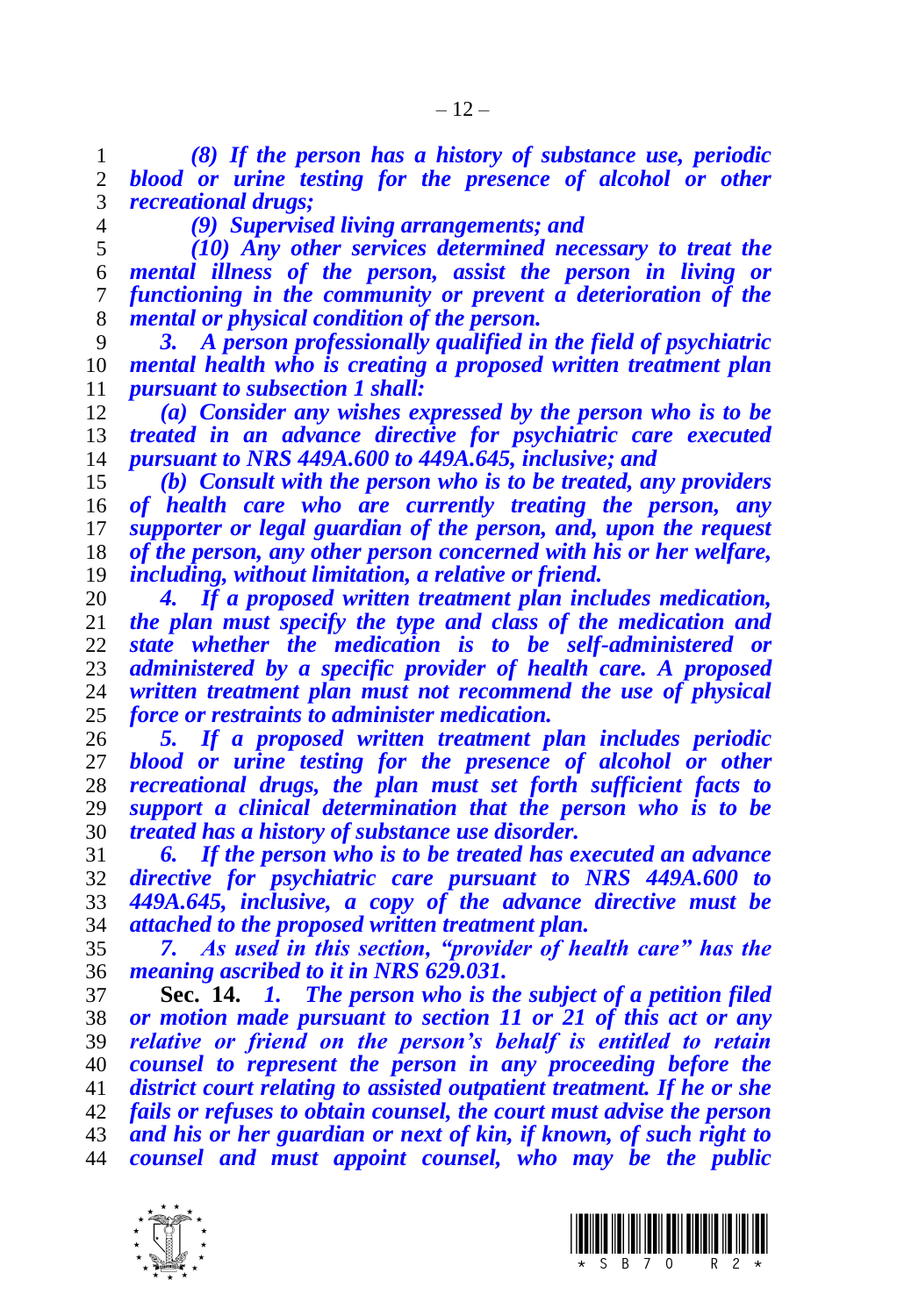*(8) If the person has a history of substance use, periodic blood or urine testing for the presence of alcohol or other recreational drugs;*

*(9) Supervised living arrangements; and*

*(10) Any other services determined necessary to treat the mental illness of the person, assist the person in living or functioning in the community or prevent a deterioration of the mental or physical condition of the person.*

*3. A person professionally qualified in the field of psychiatric mental health who is creating a proposed written treatment plan pursuant to subsection 1 shall:*

*(a) Consider any wishes expressed by the person who is to be treated in an advance directive for psychiatric care executed pursuant to NRS 449A.600 to 449A.645, inclusive; and*

*(b) Consult with the person who is to be treated, any providers of health care who are currently treating the person, any supporter or legal guardian of the person, and, upon the request of the person, any other person concerned with his or her welfare, including, without limitation, a relative or friend.*

*4. If a proposed written treatment plan includes medication, the plan must specify the type and class of the medication and state whether the medication is to be self-administered or administered by a specific provider of health care. A proposed written treatment plan must not recommend the use of physical force or restraints to administer medication.*

*5. If a proposed written treatment plan includes periodic blood or urine testing for the presence of alcohol or other recreational drugs, the plan must set forth sufficient facts to support a clinical determination that the person who is to be treated has a history of substance use disorder.*

*6. If the person who is to be treated has executed an advance directive for psychiatric care pursuant to NRS 449A.600 to 449A.645, inclusive, a copy of the advance directive must be attached to the proposed written treatment plan.*

*7. As used in this section, "provider of health care" has the meaning ascribed to it in NRS 629.031.*

**Sec. 14.** *1. The person who is the subject of a petition filed or motion made pursuant to section 11 or 21 of this act or any relative or friend on the person's behalf is entitled to retain counsel to represent the person in any proceeding before the district court relating to assisted outpatient treatment. If he or she fails or refuses to obtain counsel, the court must advise the person and his or her guardian or next of kin, if known, of such right to counsel and must appoint counsel, who may be the public*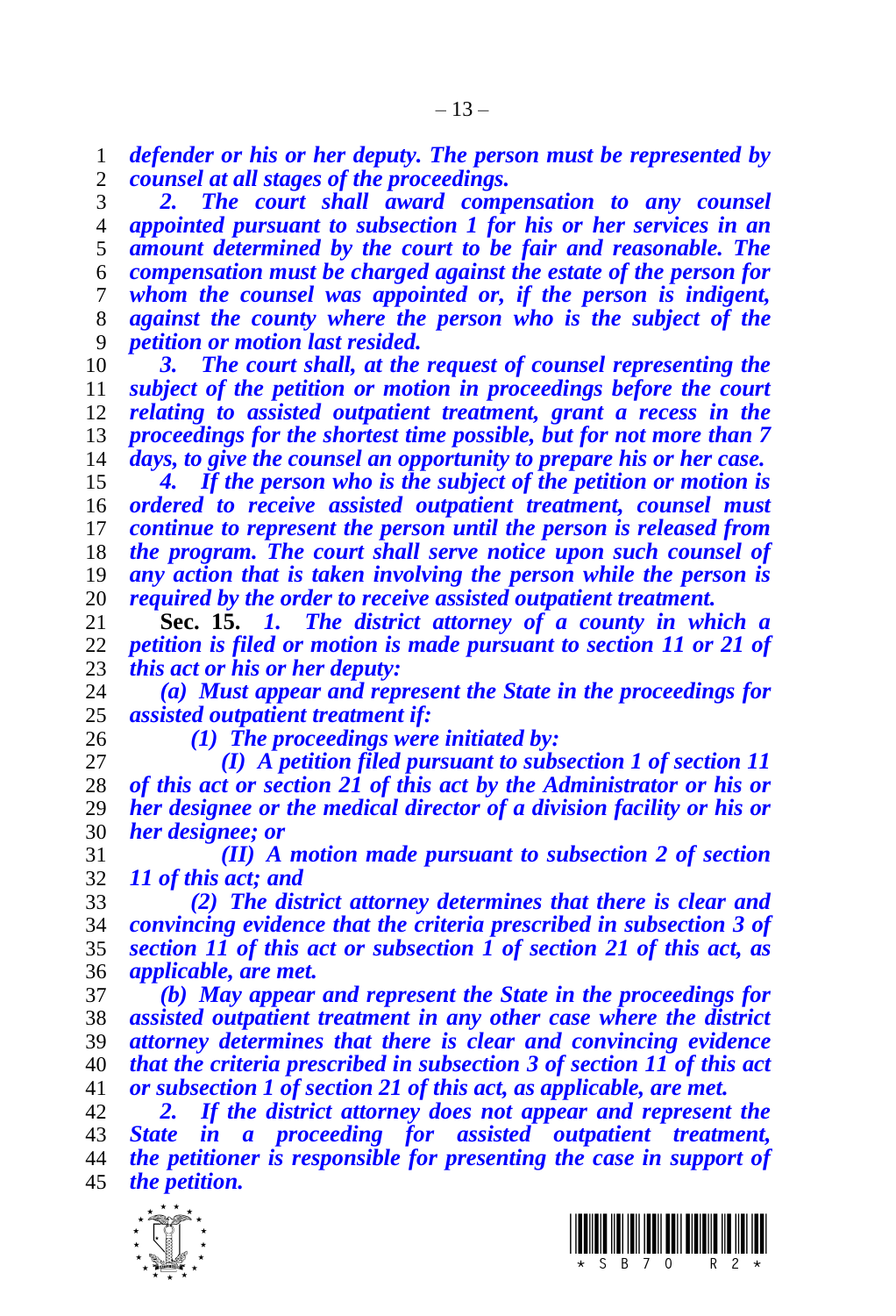***defender or his or her deputy. The person must be represented by counsel at all stages of the proceedings.***

***2. The court shall award compensation to any counsel appointed pursuant to subsection 1 for his or her services in an amount determined by the court to be fair and reasonable. The compensation must be charged against the estate of the person for whom the counsel was appointed or, if the person is indigent, against the county where the person who is the subject of the petition or motion last resided.***

***3. The court shall, at the request of counsel representing the subject of the petition or motion in proceedings before the court relating to assisted outpatient treatment, grant a recess in the proceedings for the shortest time possible, but for not more than 7 days, to give the counsel an opportunity to prepare his or her case.***

***4. If the person who is the subject of the petition or motion is ordered to receive assisted outpatient treatment, counsel must continue to represent the person until the person is released from the program. The court shall serve notice upon such counsel of any action that is taken involving the person while the person is required by the order to receive assisted outpatient treatment.***

**Sec. 15.** ***1. The district attorney of a county in which a petition is filed or motion is made pursuant to section 11 or 21 of this act or his or her deputy:***

***(a) Must appear and represent the State in the proceedings for assisted outpatient treatment if:***

***(1) The proceedings were initiated by:***

***(I) A petition filed pursuant to subsection 1 of section 11 of this act or section 21 of this act by the Administrator or his or her designee or the medical director of a division facility or his or her designee; or***

***(II) A motion made pursuant to subsection 2 of section 11 of this act; and***

***(2) The district attorney determines that there is clear and convincing evidence that the criteria prescribed in subsection 3 of section 11 of this act or subsection 1 of section 21 of this act, as applicable, are met.***

***(b) May appear and represent the State in the proceedings for assisted outpatient treatment in any other case where the district attorney determines that there is clear and convincing evidence that the criteria prescribed in subsection 3 of section 11 of this act or subsection 1 of section 21 of this act, as applicable, are met.***

***2. If the district attorney does not appear and represent the State in a proceeding for assisted outpatient treatment, the petitioner is responsible for presenting the case in support of the petition.***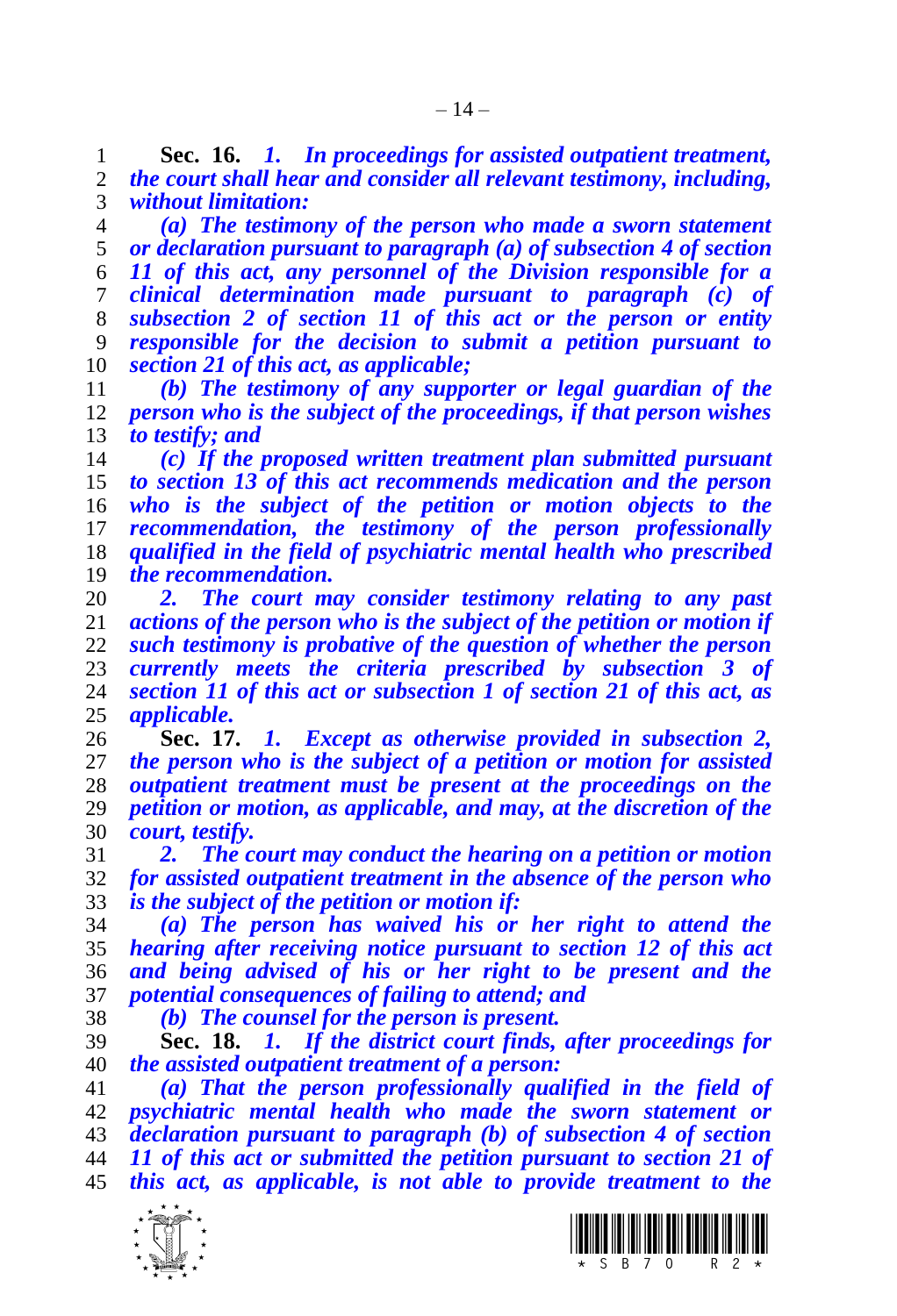**Sec. 16.** ***1. In proceedings for assisted outpatient treatment, the court shall hear and consider all relevant testimony, including, without limitation:***

***(a) The testimony of the person who made a sworn statement or declaration pursuant to paragraph (a) of subsection 4 of section 11 of this act, any personnel of the Division responsible for a clinical determination made pursuant to paragraph (c) of subsection 2 of section 11 of this act or the person or entity responsible for the decision to submit a petition pursuant to section 21 of this act, as applicable;***

***(b) The testimony of any supporter or legal guardian of the person who is the subject of the proceedings, if that person wishes to testify; and***

***(c) If the proposed written treatment plan submitted pursuant to section 13 of this act recommends medication and the person who is the subject of the petition or motion objects to the recommendation, the testimony of the person professionally qualified in the field of psychiatric mental health who prescribed the recommendation.***

***2. The court may consider testimony relating to any past actions of the person who is the subject of the petition or motion if such testimony is probative of the question of whether the person currently meets the criteria prescribed by subsection 3 of section 11 of this act or subsection 1 of section 21 of this act, as applicable.***

**Sec. 17.** ***1. Except as otherwise provided in subsection 2, the person who is the subject of a petition or motion for assisted outpatient treatment must be present at the proceedings on the petition or motion, as applicable, and may, at the discretion of the court, testify.***

***2. The court may conduct the hearing on a petition or motion for assisted outpatient treatment in the absence of the person who is the subject of the petition or motion if:***

***(a) The person has waived his or her right to attend the hearing after receiving notice pursuant to section 12 of this act and being advised of his or her right to be present and the potential consequences of failing to attend; and***

***(b) The counsel for the person is present.***

**Sec. 18.** ***1. If the district court finds, after proceedings for the assisted outpatient treatment of a person:***

***(a) That the person professionally qualified in the field of psychiatric mental health who made the sworn statement or declaration pursuant to paragraph (b) of subsection 4 of section 11 of this act or submitted the petition pursuant to section 21 of this act, as applicable, is not able to provide treatment to the***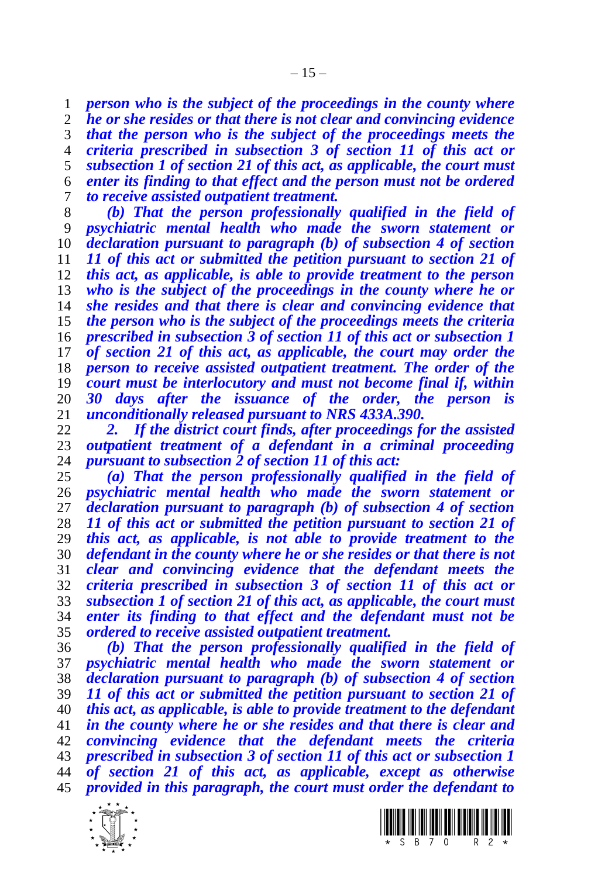***person who is the subject of the proceedings in the county where he or she resides or that there is not clear and convincing evidence that the person who is the subject of the proceedings meets the criteria prescribed in subsection 3 of section 11 of this act or subsection 1 of section 21 of this act, as applicable, the court must enter its finding to that effect and the person must not be ordered to receive assisted outpatient treatment.***

***(b) That the person professionally qualified in the field of psychiatric mental health who made the sworn statement or declaration pursuant to paragraph (b) of subsection 4 of section 11 of this act or submitted the petition pursuant to section 21 of this act, as applicable, is able to provide treatment to the person who is the subject of the proceedings in the county where he or she resides and that there is clear and convincing evidence that the person who is the subject of the proceedings meets the criteria prescribed in subsection 3 of section 11 of this act or subsection 1 of section 21 of this act, as applicable, the court may order the person to receive assisted outpatient treatment. The order of the court must be interlocutory and must not become final if, within 30 days after the issuance of the order, the person is unconditionally released pursuant to NRS 433A.390.***

***2. If the district court finds, after proceedings for the assisted outpatient treatment of a defendant in a criminal proceeding pursuant to subsection 2 of section 11 of this act:***

***(a) That the person professionally qualified in the field of psychiatric mental health who made the sworn statement or declaration pursuant to paragraph (b) of subsection 4 of section 11 of this act or submitted the petition pursuant to section 21 of this act, as applicable, is not able to provide treatment to the defendant in the county where he or she resides or that there is not clear and convincing evidence that the defendant meets the criteria prescribed in subsection 3 of section 11 of this act or subsection 1 of section 21 of this act, as applicable, the court must enter its finding to that effect and the defendant must not be ordered to receive assisted outpatient treatment.***

***(b) That the person professionally qualified in the field of psychiatric mental health who made the sworn statement or declaration pursuant to paragraph (b) of subsection 4 of section 11 of this act or submitted the petition pursuant to section 21 of this act, as applicable, is able to provide treatment to the defendant in the county where he or she resides and that there is clear and convincing evidence that the defendant meets the criteria prescribed in subsection 3 of section 11 of this act or subsection 1 of section 21 of this act, as applicable, except as otherwise provided in this paragraph, the court must order the defendant to***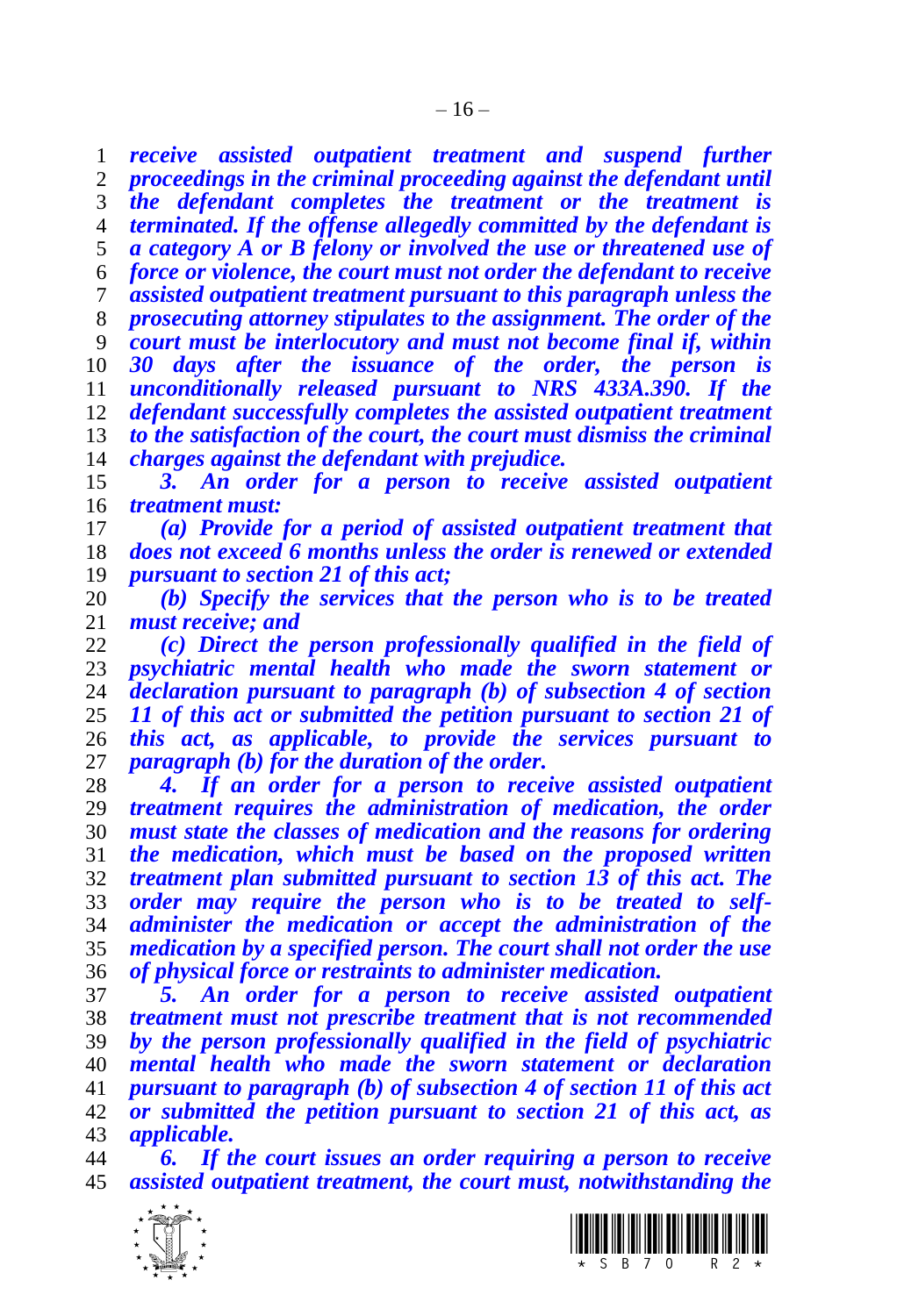***receive assisted outpatient treatment and suspend further proceedings in the criminal proceeding against the defendant until the defendant completes the treatment or the treatment is terminated. If the offense allegedly committed by the defendant is a category A or B felony or involved the use or threatened use of force or violence, the court must not order the defendant to receive assisted outpatient treatment pursuant to this paragraph unless the prosecuting attorney stipulates to the assignment. The order of the court must be interlocutory and must not become final if, within 30 days after the issuance of the order, the person is unconditionally released pursuant to NRS 433A.390. If the defendant successfully completes the assisted outpatient treatment to the satisfaction of the court, the court must dismiss the criminal charges against the defendant with prejudice.***

***3. An order for a person to receive assisted outpatient treatment must:***

***(a) Provide for a period of assisted outpatient treatment that does not exceed 6 months unless the order is renewed or extended pursuant to section 21 of this act;***

***(b) Specify the services that the person who is to be treated must receive; and***

***(c) Direct the person professionally qualified in the field of psychiatric mental health who made the sworn statement or declaration pursuant to paragraph (b) of subsection 4 of section 11 of this act or submitted the petition pursuant to section 21 of this act, as applicable, to provide the services pursuant to paragraph (b) for the duration of the order.***

***4. If an order for a person to receive assisted outpatient treatment requires the administration of medication, the order must state the classes of medication and the reasons for ordering the medication, which must be based on the proposed written treatment plan submitted pursuant to section 13 of this act. The order may require the person who is to be treated to self-administer the medication or accept the administration of the medication by a specified person. The court shall not order the use of physical force or restraints to administer medication.***

***5. An order for a person to receive assisted outpatient treatment must not prescribe treatment that is not recommended by the person professionally qualified in the field of psychiatric mental health who made the sworn statement or declaration pursuant to paragraph (b) of subsection 4 of section 11 of this act or submitted the petition pursuant to section 21 of this act, as applicable.***

***6. If the court issues an order requiring a person to receive assisted outpatient treatment, the court must, notwithstanding the***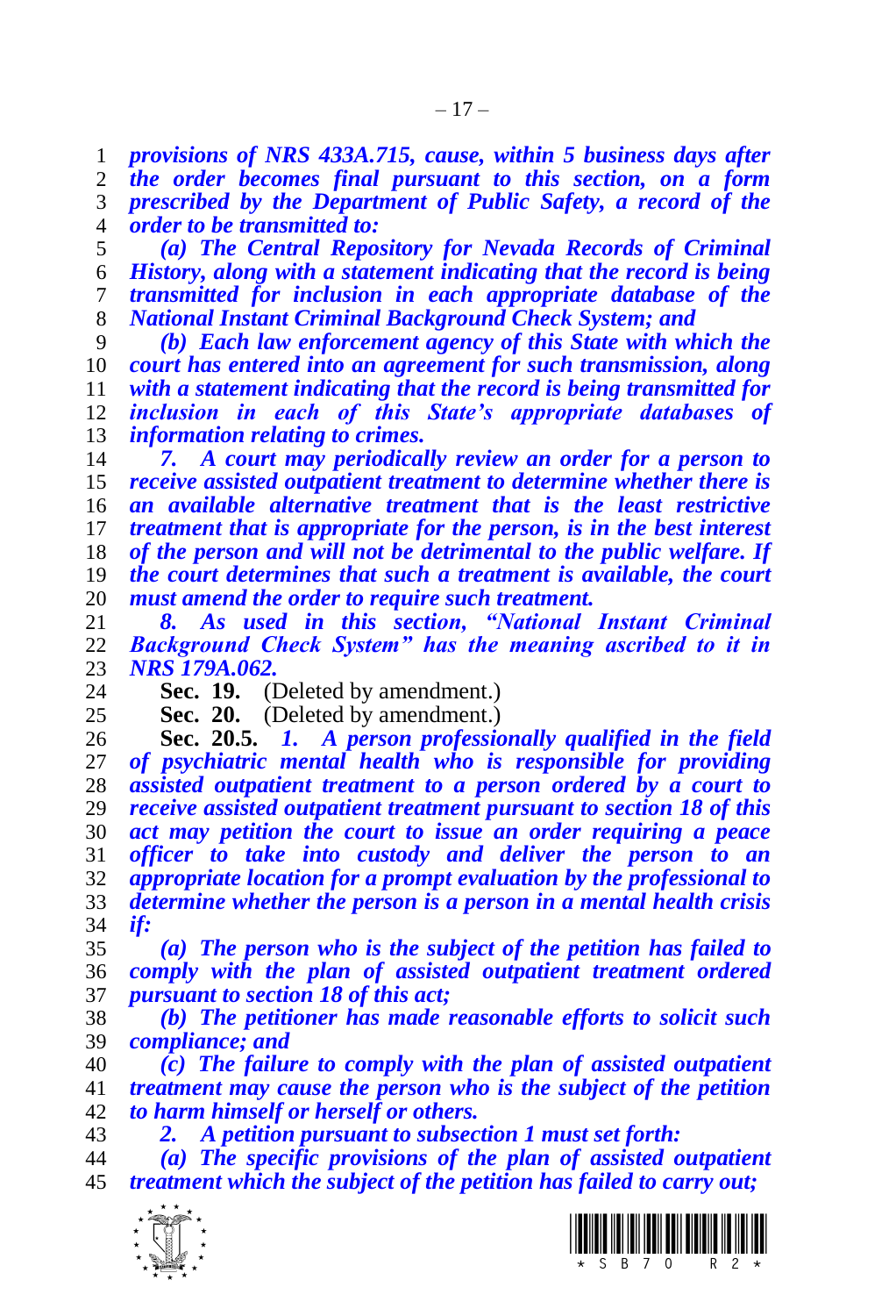***provisions of NRS 433A.715, cause, within 5 business days after the order becomes final pursuant to this section, on a form prescribed by the Department of Public Safety, a record of the order to be transmitted to:***

***(a) The Central Repository for Nevada Records of Criminal History, along with a statement indicating that the record is being transmitted for inclusion in each appropriate database of the National Instant Criminal Background Check System; and***

***(b) Each law enforcement agency of this State with which the court has entered into an agreement for such transmission, along with a statement indicating that the record is being transmitted for inclusion in each of this State's appropriate databases of information relating to crimes.***

***7. A court may periodically review an order for a person to receive assisted outpatient treatment to determine whether there is an available alternative treatment that is the least restrictive treatment that is appropriate for the person, is in the best interest of the person and will not be detrimental to the public welfare. If the court determines that such a treatment is available, the court must amend the order to require such treatment.***

***8. As used in this section, "National Instant Criminal Background Check System" has the meaning ascribed to it in NRS 179A.062.***

**Sec. 19.** (Deleted by amendment.)

**Sec. 20.** (Deleted by amendment.)

**Sec. 20.5.** ***1. A person professionally qualified in the field of psychiatric mental health who is responsible for providing assisted outpatient treatment to a person ordered by a court to receive assisted outpatient treatment pursuant to section 18 of this act may petition the court to issue an order requiring a peace officer to take into custody and deliver the person to an appropriate location for a prompt evaluation by the professional to determine whether the person is a person in a mental health crisis if:***

***(a) The person who is the subject of the petition has failed to comply with the plan of assisted outpatient treatment ordered pursuant to section 18 of this act;***

***(b) The petitioner has made reasonable efforts to solicit such compliance; and***

***(c) The failure to comply with the plan of assisted outpatient treatment may cause the person who is the subject of the petition to harm himself or herself or others.***

***2. A petition pursuant to subsection 1 must set forth:***

***(a) The specific provisions of the plan of assisted outpatient treatment which the subject of the petition has failed to carry out;***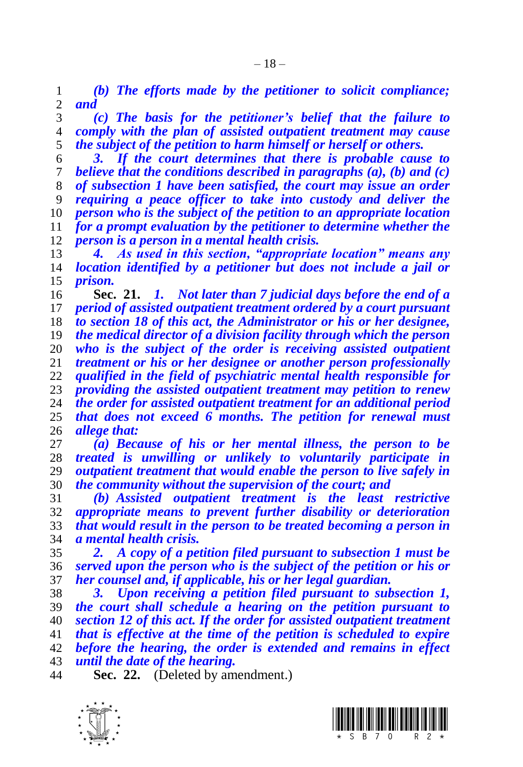***(b) The efforts made by the petitioner to solicit compliance; and***

***(c) The basis for the petitioner's belief that the failure to comply with the plan of assisted outpatient treatment may cause the subject of the petition to harm himself or herself or others.***

***3. If the court determines that there is probable cause to believe that the conditions described in paragraphs (a), (b) and (c) of subsection 1 have been satisfied, the court may issue an order requiring a peace officer to take into custody and deliver the person who is the subject of the petition to an appropriate location for a prompt evaluation by the petitioner to determine whether the person is a person in a mental health crisis.***

***4. As used in this section, "appropriate location" means any location identified by a petitioner but does not include a jail or prison.***

**Sec. 21.** ***1. Not later than 7 judicial days before the end of a period of assisted outpatient treatment ordered by a court pursuant to section 18 of this act, the Administrator or his or her designee, the medical director of a division facility through which the person who is the subject of the order is receiving assisted outpatient treatment or his or her designee or another person professionally qualified in the field of psychiatric mental health responsible for providing the assisted outpatient treatment may petition to renew the order for assisted outpatient treatment for an additional period that does not exceed 6 months. The petition for renewal must allege that:***

***(a) Because of his or her mental illness, the person to be treated is unwilling or unlikely to voluntarily participate in outpatient treatment that would enable the person to live safely in the community without the supervision of the court; and***

***(b) Assisted outpatient treatment is the least restrictive appropriate means to prevent further disability or deterioration that would result in the person to be treated becoming a person in a mental health crisis.***

***2. A copy of a petition filed pursuant to subsection 1 must be served upon the person who is the subject of the petition or his or her counsel and, if applicable, his or her legal guardian.***

***3. Upon receiving a petition filed pursuant to subsection 1, the court shall schedule a hearing on the petition pursuant to section 12 of this act. If the order for assisted outpatient treatment that is effective at the time of the petition is scheduled to expire before the hearing, the order is extended and remains in effect until the date of the hearing.***

**Sec. 22.** (Deleted by amendment.)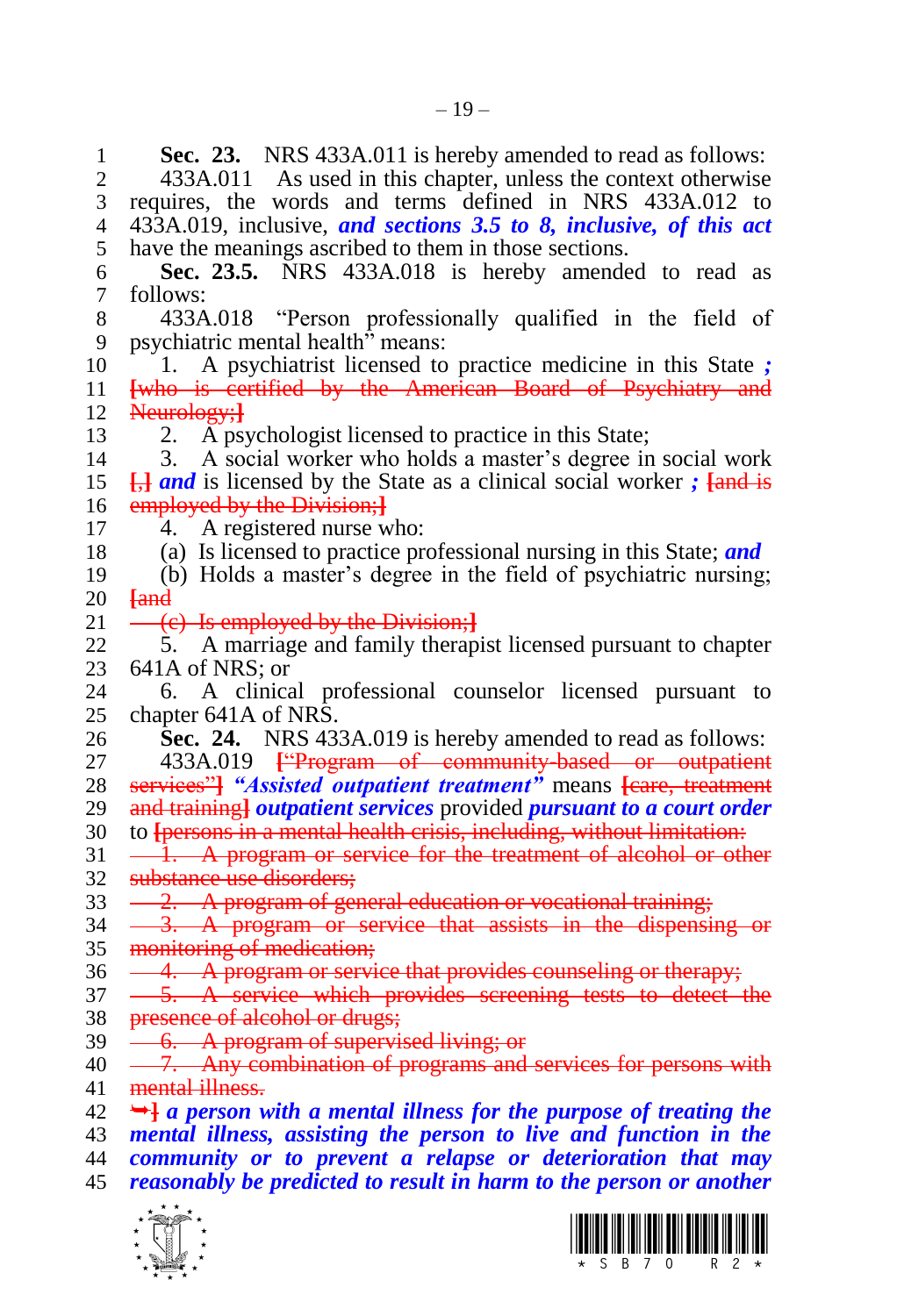**Sec. 23.** NRS 433A.011 is hereby amended to read as follows:

433A.011 As used in this chapter, unless the context otherwise requires, the words and terms defined in NRS 433A.012 to 433A.019, inclusive, ***and sections 3.5 to 8, inclusive, of this act*** have the meanings ascribed to them in those sections.

**Sec. 23.5.** NRS 433A.018 is hereby amended to read as follows:

433A.018 "Person professionally qualified in the field of psychiatric mental health" means:

1. A psychiatrist licensed to practice medicine in this State ***;*** ~~[who is certified by the American Board of Psychiatry and Neurology;]~~
2. A psychologist licensed to practice in this State;
3. A social worker who holds a master's degree in social work ~~[,]~~ ***and*** is licensed by the State as a clinical social worker ***;*** ~~[and is employed by the Division;]~~
4. A registered nurse who:

(a) Is licensed to practice professional nursing in this State; ***and***

(b) Holds a master's degree in the field of psychiatric nursing; ~~[and~~

~~(c) Is employed by the Division;]~~

5. A marriage and family therapist licensed pursuant to chapter 641A of NRS; or
6. A clinical professional counselor licensed pursuant to chapter 641A of NRS.

**Sec. 24.** NRS 433A.019 is hereby amended to read as follows:

433A.019 ~~["Program of community-based or outpatient services"]~~ ***"Assisted outpatient treatment"*** means ~~[care, treatment and training]~~ ***outpatient services*** provided ***pursuant to a court order*** to ~~[persons in a mental health crisis, including, without limitation:~~

~~1. A program or service for the treatment of alcohol or other substance use disorders;~~

~~2. A program of general education or vocational training;~~

~~3. A program or service that assists in the dispensing or monitoring of medication;~~

~~4. A program or service that provides counseling or therapy;~~

~~5. A service which provides screening tests to detect the presence of alcohol or drugs;~~

~~6. A program of supervised living; or~~

~~7. Any combination of programs and services for persons with mental illness.~~

~~→]~~ ***a person with a mental illness for the purpose of treating the mental illness, assisting the person to live and function in the community or to prevent a relapse or deterioration that may reasonably be predicted to result in harm to the person or another***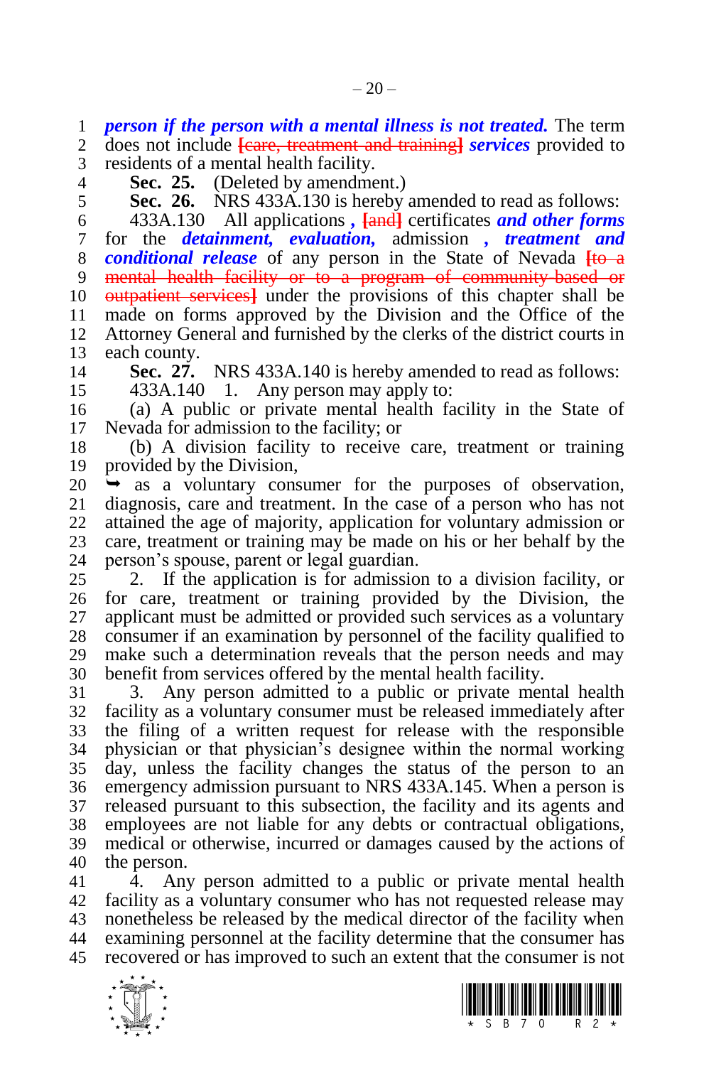***person if the person with a mental illness is not treated.*** The term does not include ~~[care, treatment and training]~~ ***services*** provided to residents of a mental health facility.

**Sec. 25.** (Deleted by amendment.)

**Sec. 26.** NRS 433A.130 is hereby amended to read as follows:

433A.130 All applications ***,*** ~~[and]~~ certificates ***and other forms*** for the ***detainment, evaluation,*** admission ***, treatment and conditional release*** of any person in the State of Nevada ~~[to a mental health facility or to a program of community-based or outpatient services]~~ under the provisions of this chapter shall be made on forms approved by the Division and the Office of the Attorney General and furnished by the clerks of the district courts in each county.

**Sec. 27.** NRS 433A.140 is hereby amended to read as follows:

433A.140 1. Any person may apply to:

(a) A public or private mental health facility in the State of Nevada for admission to the facility; or

(b) A division facility to receive care, treatment or training provided by the Division,

➥ as a voluntary consumer for the purposes of observation, diagnosis, care and treatment. In the case of a person who has not attained the age of majority, application for voluntary admission or care, treatment or training may be made on his or her behalf by the person's spouse, parent or legal guardian.

2. If the application is for admission to a division facility, or for care, treatment or training provided by the Division, the applicant must be admitted or provided such services as a voluntary consumer if an examination by personnel of the facility qualified to make such a determination reveals that the person needs and may benefit from services offered by the mental health facility.

3. Any person admitted to a public or private mental health facility as a voluntary consumer must be released immediately after the filing of a written request for release with the responsible physician or that physician's designee within the normal working day, unless the facility changes the status of the person to an emergency admission pursuant to NRS 433A.145. When a person is released pursuant to this subsection, the facility and its agents and employees are not liable for any debts or contractual obligations, medical or otherwise, incurred or damages caused by the actions of the person.

4. Any person admitted to a public or private mental health facility as a voluntary consumer who has not requested release may nonetheless be released by the medical director of the facility when examining personnel at the facility determine that the consumer has recovered or has improved to such an extent that the consumer is not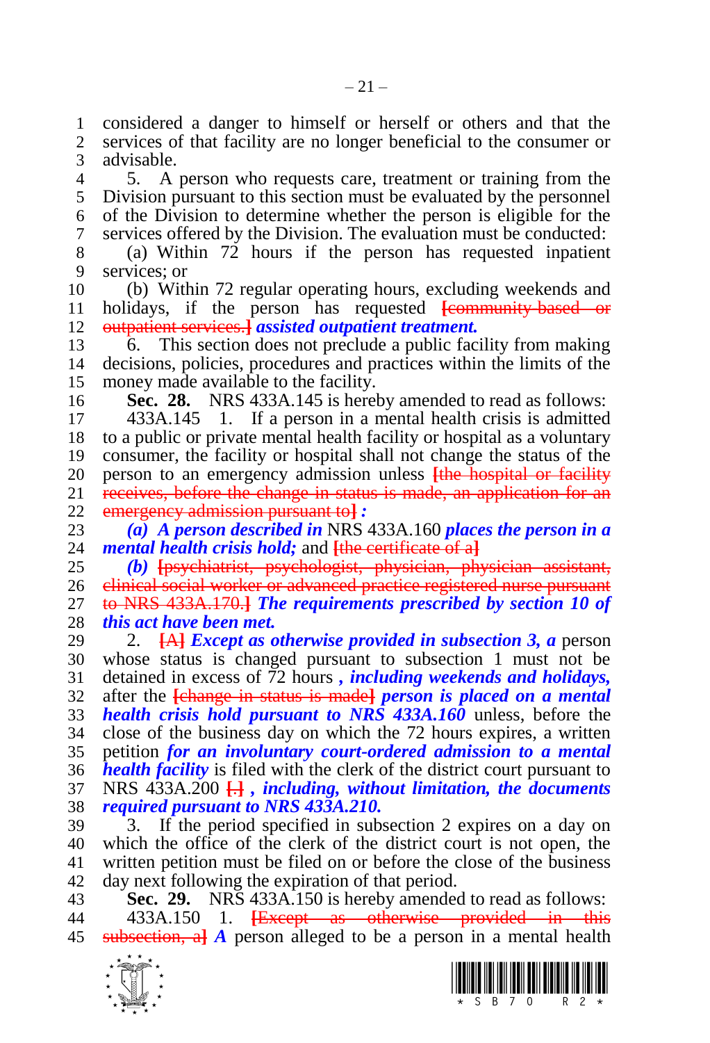considered a danger to himself or herself or others and that the services of that facility are no longer beneficial to the consumer or advisable.

5. A person who requests care, treatment or training from the Division pursuant to this section must be evaluated by the personnel of the Division to determine whether the person is eligible for the services offered by the Division. The evaluation must be conducted:

(a) Within 72 hours if the person has requested inpatient services; or

(b) Within 72 regular operating hours, excluding weekends and holidays, if the person has requested ~~[community-based or outpatient services.]~~ ***assisted outpatient treatment.***

6. This section does not preclude a public facility from making decisions, policies, procedures and practices within the limits of the money made available to the facility.

**Sec. 28.** NRS 433A.145 is hereby amended to read as follows:

433A.145 1. If a person in a mental health crisis is admitted to a public or private mental health facility or hospital as a voluntary consumer, the facility or hospital shall not change the status of the person to an emergency admission unless ~~[the hospital or facility receives, before the change in status is made, an application for an emergency admission pursuant to]~~ ***:***

***(a) A person described in*** NRS 433A.160 ***places the person in a mental health crisis hold;*** and ~~[the certificate of a]~~

***(b)*** ~~[psychiatrist, psychologist, physician, physician assistant, clinical social worker or advanced practice registered nurse pursuant to NRS 433A.170.]~~ ***The requirements prescribed by section 10 of this act have been met.***

2. ~~[A]~~ ***Except as otherwise provided in subsection 3, a*** person whose status is changed pursuant to subsection 1 must not be detained in excess of 72 hours ***, including weekends and holidays,*** after the ~~[change in status is made]~~ ***person is placed on a mental health crisis hold pursuant to NRS 433A.160*** unless, before the close of the business day on which the 72 hours expires, a written petition ***for an involuntary court-ordered admission to a mental health facility*** is filed with the clerk of the district court pursuant to NRS 433A.200 ~~[.]~~ ***, including, without limitation, the documents required pursuant to NRS 433A.210.***

3. If the period specified in subsection 2 expires on a day on which the office of the clerk of the district court is not open, the written petition must be filed on or before the close of the business day next following the expiration of that period.

**Sec. 29.** NRS 433A.150 is hereby amended to read as follows:

433A.150 1. ~~[Except as otherwise provided in this subsection, a]~~ ***A*** person alleged to be a person in a mental health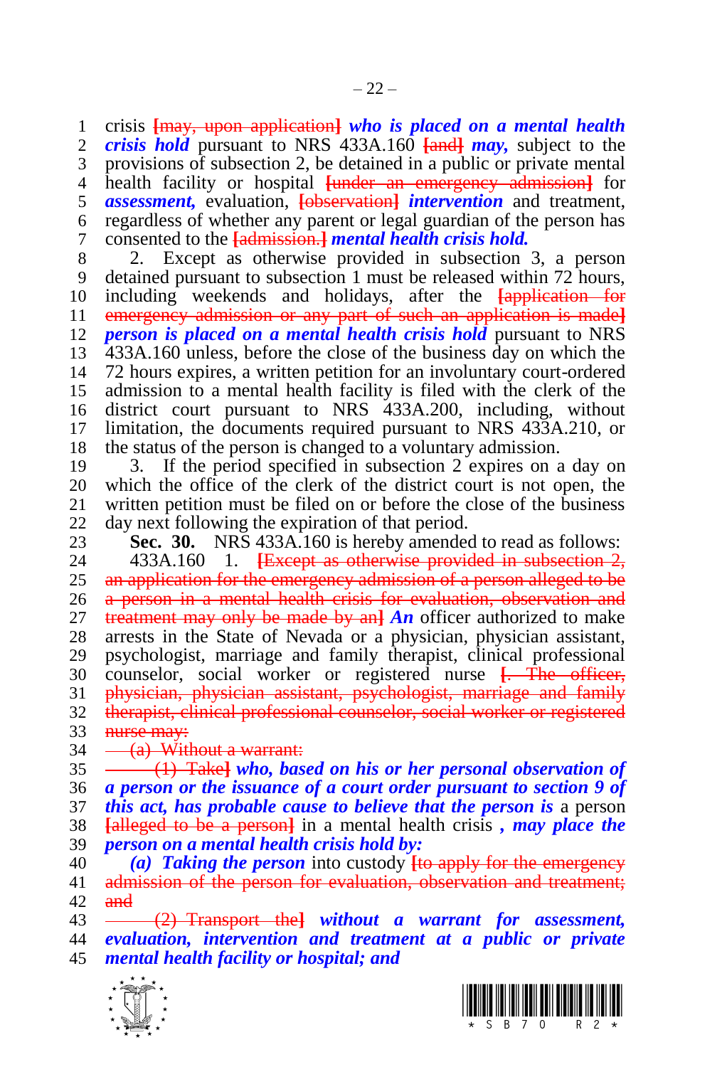crisis ~~[may, upon application]~~ ***who is placed on a mental health crisis hold*** pursuant to NRS 433A.160 ~~[and]~~ ***may,*** subject to the provisions of subsection 2, be detained in a public or private mental health facility or hospital ~~[under an emergency admission]~~ for ***assessment,*** evaluation, ~~[observation]~~ ***intervention*** and treatment, regardless of whether any parent or legal guardian of the person has consented to the ~~[admission.]~~ ***mental health crisis hold.***

2. Except as otherwise provided in subsection 3, a person detained pursuant to subsection 1 must be released within 72 hours, including weekends and holidays, after the ~~[application for emergency admission or any part of such an application is made]~~ ***person is placed on a mental health crisis hold*** pursuant to NRS 433A.160 unless, before the close of the business day on which the 72 hours expires, a written petition for an involuntary court-ordered admission to a mental health facility is filed with the clerk of the district court pursuant to NRS 433A.200, including, without limitation, the documents required pursuant to NRS 433A.210, or the status of the person is changed to a voluntary admission.

3. If the period specified in subsection 2 expires on a day on which the office of the clerk of the district court is not open, the written petition must be filed on or before the close of the business day next following the expiration of that period.

**Sec. 30.** NRS 433A.160 is hereby amended to read as follows:

433A.160 1. ~~[Except as otherwise provided in subsection 2, an application for the emergency admission of a person alleged to be a person in a mental health crisis for evaluation, observation and treatment may only be made by an]~~ ***An*** officer authorized to make arrests in the State of Nevada or a physician, physician assistant, psychologist, marriage and family therapist, clinical professional counselor, social worker or registered nurse ~~[. The officer, physician, physician assistant, psychologist, marriage and family therapist, clinical professional counselor, social worker or registered nurse may:~~

~~(a) Without a warrant:~~

~~(1) Take]~~ ***who, based on his or her personal observation of a person or the issuance of a court order pursuant to section 9 of this act, has probable cause to believe that the person is*** a person ~~[alleged to be a person]~~ in a mental health crisis ***, may place the person on a mental health crisis hold by:***

***(a) Taking the person*** into custody ~~[to apply for the emergency admission of the person for evaluation, observation and treatment; and~~

~~(2) Transport the]~~ ***without a warrant for assessment, evaluation, intervention and treatment at a public or private mental health facility or hospital; and***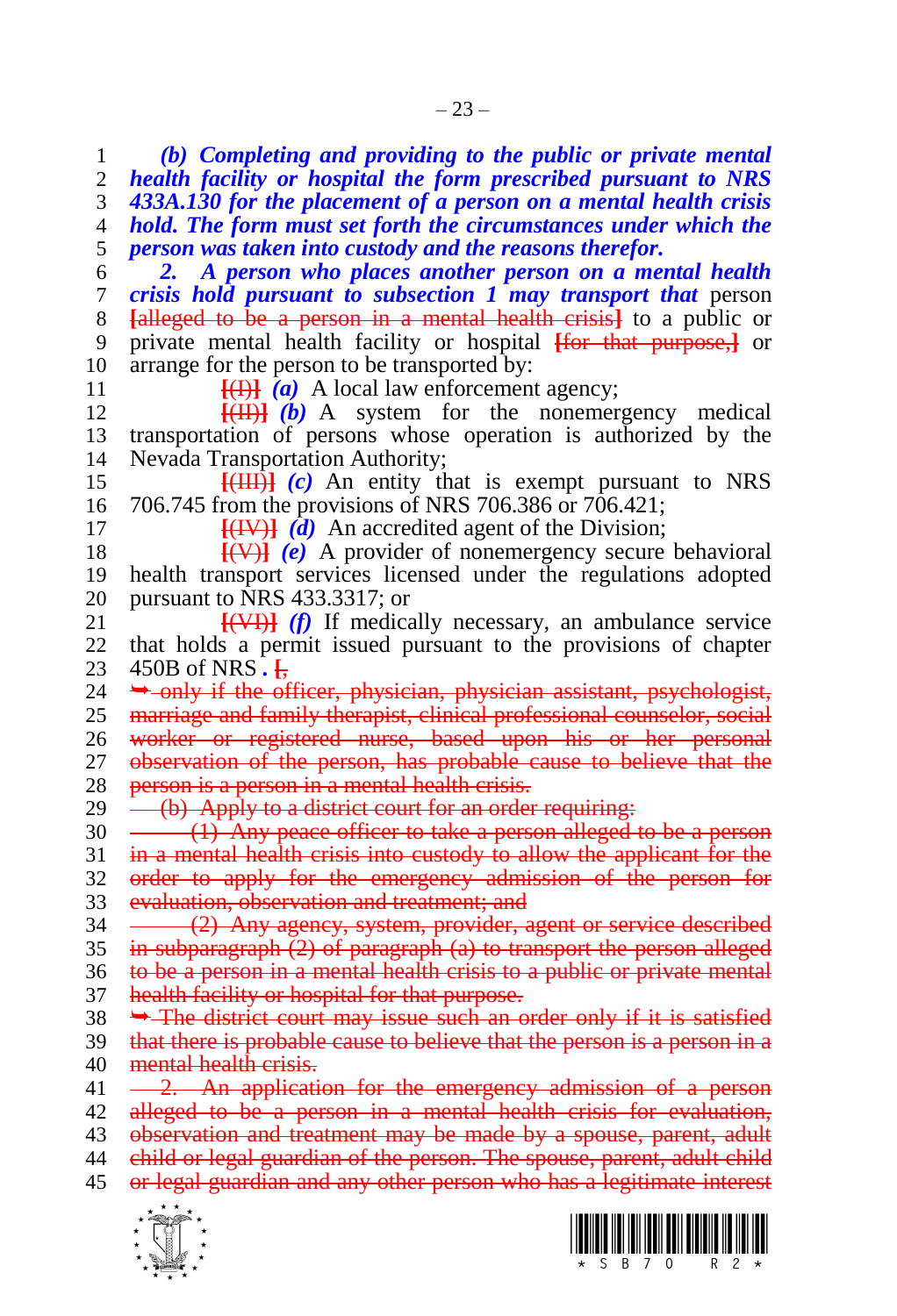*(b) Completing and providing to the public or private mental health facility or hospital the form prescribed pursuant to NRS 433A.130 for the placement of a person on a mental health crisis hold. The form must set forth the circumstances under which the person was taken into custody and the reasons therefor.*

*2. A person who places another person on a mental health crisis hold pursuant to subsection 1 may transport that* person ~~[alleged to be a person in a mental health crisis]~~ to a public or private mental health facility or hospital ~~[for that purpose,]~~ or arrange for the person to be transported by:

~~[(I)]~~ *(a)* A local law enforcement agency;

~~[(II)]~~ *(b)* A system for the nonemergency medical transportation of persons whose operation is authorized by the Nevada Transportation Authority;

~~[(III)]~~ *(c)* An entity that is exempt pursuant to NRS 706.745 from the provisions of NRS 706.386 or 706.421;

~~[(IV)]~~ *(d)* An accredited agent of the Division;

~~[(V)]~~ *(e)* A provider of nonemergency secure behavioral health transport services licensed under the regulations adopted pursuant to NRS 433.3317; or

~~[(VI)]~~ *(f)* If medically necessary, an ambulance service that holds a permit issued pursuant to the provisions of chapter 450B of NRS ***.*** ~~[,~~

~~➥ only if the officer, physician, physician assistant, psychologist, marriage and family therapist, clinical professional counselor, social worker or registered nurse, based upon his or her personal observation of the person, has probable cause to believe that the person is a person in a mental health crisis.~~

~~(b) Apply to a district court for an order requiring:~~

~~(1) Any peace officer to take a person alleged to be a person in a mental health crisis into custody to allow the applicant for the order to apply for the emergency admission of the person for evaluation, observation and treatment; and~~

~~(2) Any agency, system, provider, agent or service described in subparagraph (2) of paragraph (a) to transport the person alleged to be a person in a mental health crisis to a public or private mental health facility or hospital for that purpose.~~

~~➥ The district court may issue such an order only if it is satisfied that there is probable cause to believe that the person is a person in a mental health crisis.~~

~~2. An application for the emergency admission of a person alleged to be a person in a mental health crisis for evaluation, observation and treatment may be made by a spouse, parent, adult child or legal guardian of the person. The spouse, parent, adult child or legal guardian and any other person who has a legitimate interest~~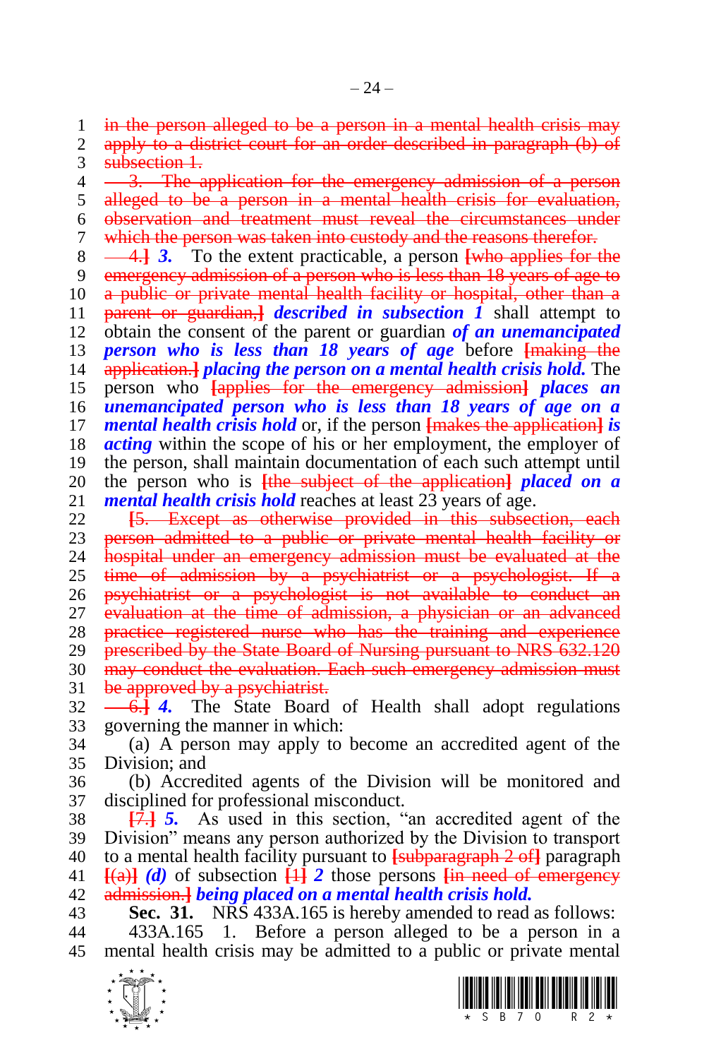~~in the person alleged to be a person in a mental health crisis may apply to a district court for an order described in paragraph (b) of subsection 1.~~

~~3. The application for the emergency admission of a person alleged to be a person in a mental health crisis for evaluation, observation and treatment must reveal the circumstances under which the person was taken into custody and the reasons therefor.~~

~~4.~~] ***3.*** To the extent practicable, a person [~~who applies for the emergency admission of a person who is less than 18 years of age to a public or private mental health facility or hospital, other than a parent or guardian,~~] ***described in subsection 1*** shall attempt to obtain the consent of the parent or guardian ***of an unemancipated person who is less than 18 years of age*** before [~~making the application.~~] ***placing the person on a mental health crisis hold.*** The person who [~~applies for the emergency admission~~] ***places an unemancipated person who is less than 18 years of age on a mental health crisis hold*** or, if the person [~~makes the application~~] ***is acting*** within the scope of his or her employment, the employer of the person, shall maintain documentation of each such attempt until the person who is [~~the subject of the application~~] ***placed on a mental health crisis hold*** reaches at least 23 years of age.

[~~5. Except as otherwise provided in this subsection, each person admitted to a public or private mental health facility or hospital under an emergency admission must be evaluated at the time of admission by a psychiatrist or a psychologist. If a psychiatrist or a psychologist is not available to conduct an evaluation at the time of admission, a physician or an advanced practice registered nurse who has the training and experience prescribed by the State Board of Nursing pursuant to NRS 632.120 may conduct the evaluation. Each such emergency admission must be approved by a psychiatrist.~~

~~6.~~] ***4.*** The State Board of Health shall adopt regulations governing the manner in which:

(a) A person may apply to become an accredited agent of the Division; and

(b) Accredited agents of the Division will be monitored and disciplined for professional misconduct.

[~~7.~~] ***5.*** As used in this section, "an accredited agent of the Division" means any person authorized by the Division to transport to a mental health facility pursuant to [~~subparagraph 2 of~~] paragraph [~~(a)~~] ***(d)*** of subsection [~~1~~] ***2*** those persons [~~in need of emergency admission.~~] ***being placed on a mental health crisis hold.***

**Sec. 31.** NRS 433A.165 is hereby amended to read as follows:

433A.165 1. Before a person alleged to be a person in a mental health crisis may be admitted to a public or private mental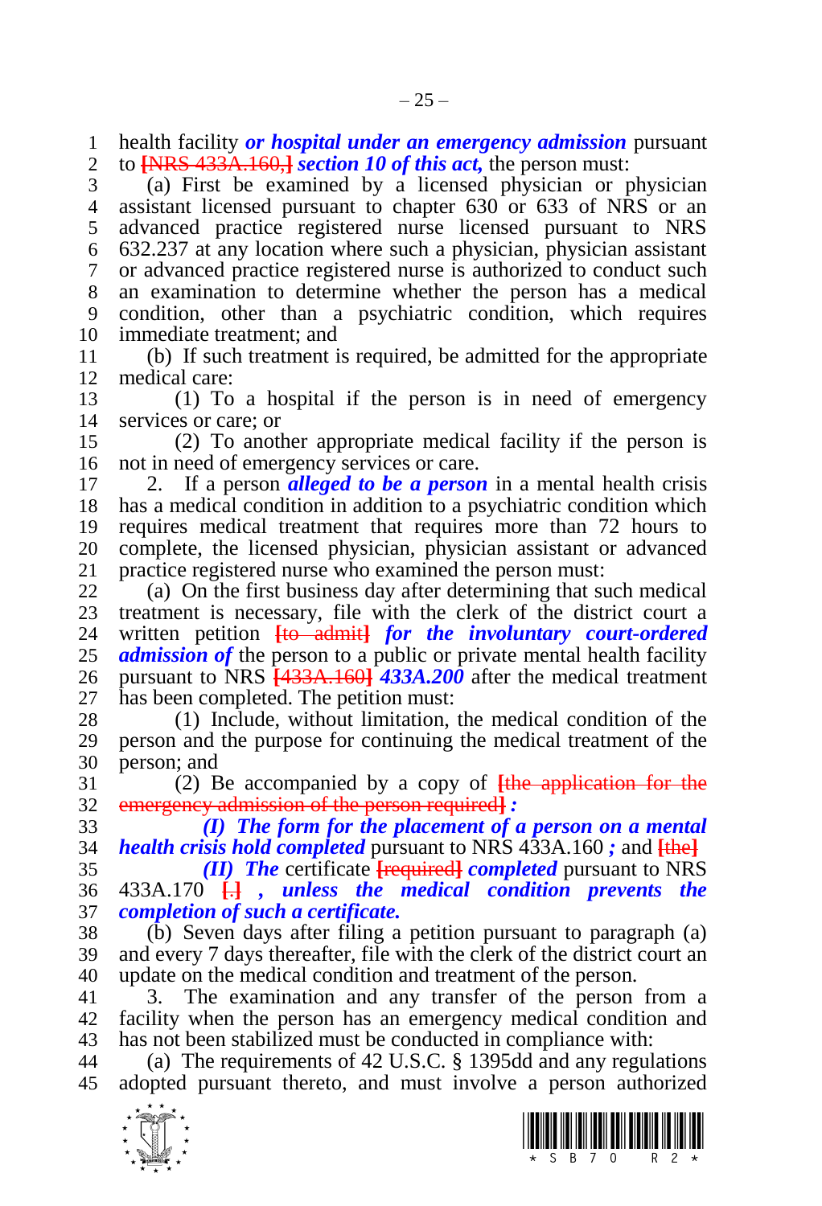health facility ***or hospital under an emergency admission*** pursuant to [NRS 433A.160,] ***section 10 of this act,*** the person must:

(a) First be examined by a licensed physician or physician assistant licensed pursuant to chapter 630 or 633 of NRS or an advanced practice registered nurse licensed pursuant to NRS 632.237 at any location where such a physician, physician assistant or advanced practice registered nurse is authorized to conduct such an examination to determine whether the person has a medical condition, other than a psychiatric condition, which requires immediate treatment; and

(b) If such treatment is required, be admitted for the appropriate medical care:

(1) To a hospital if the person is in need of emergency services or care; or

(2) To another appropriate medical facility if the person is not in need of emergency services or care.

2. If a person ***alleged to be a person*** in a mental health crisis has a medical condition in addition to a psychiatric condition which requires medical treatment that requires more than 72 hours to complete, the licensed physician, physician assistant or advanced practice registered nurse who examined the person must:

(a) On the first business day after determining that such medical treatment is necessary, file with the clerk of the district court a written petition [to admit] ***for the involuntary court-ordered admission of*** the person to a public or private mental health facility pursuant to NRS [433A.160] ***433A.200*** after the medical treatment has been completed. The petition must:

(1) Include, without limitation, the medical condition of the person and the purpose for continuing the medical treatment of the person; and

(2) Be accompanied by a copy of [the application for the emergency admission of the person required] ***:***

***(I) The form for the placement of a person on a mental health crisis hold completed*** pursuant to NRS 433A.160 ***;*** and [the]

***(II) The*** certificate [required] ***completed*** pursuant to NRS 433A.170 [.] ***, unless the medical condition prevents the completion of such a certificate.***

(b) Seven days after filing a petition pursuant to paragraph (a) and every 7 days thereafter, file with the clerk of the district court an update on the medical condition and treatment of the person.

3. The examination and any transfer of the person from a facility when the person has an emergency medical condition and has not been stabilized must be conducted in compliance with:

(a) The requirements of 42 U.S.C. § 1395dd and any regulations adopted pursuant thereto, and must involve a person authorized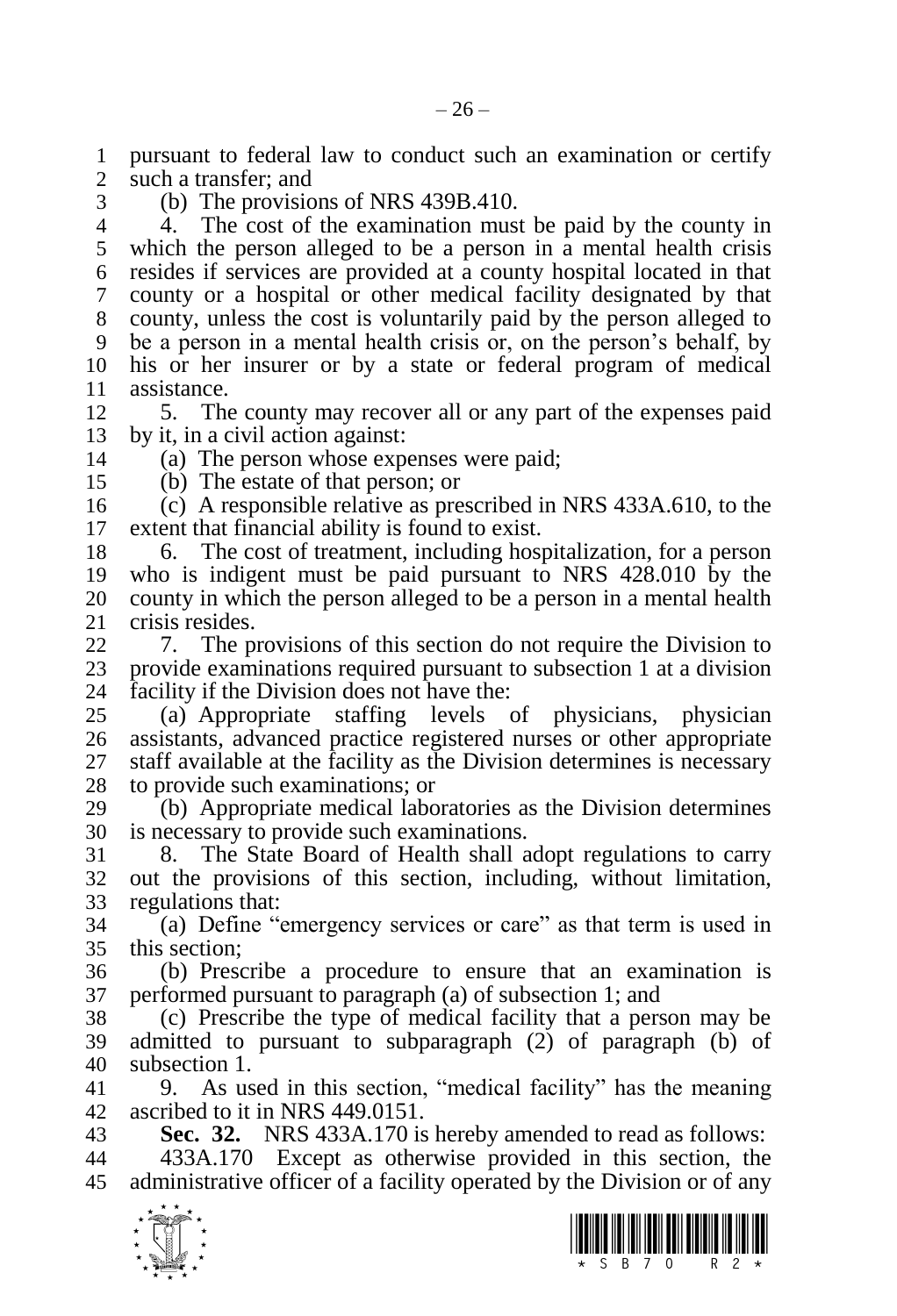pursuant to federal law to conduct such an examination or certify such a transfer; and

(b) The provisions of NRS 439B.410.

4. The cost of the examination must be paid by the county in which the person alleged to be a person in a mental health crisis resides if services are provided at a county hospital located in that county or a hospital or other medical facility designated by that county, unless the cost is voluntarily paid by the person alleged to be a person in a mental health crisis or, on the person's behalf, by his or her insurer or by a state or federal program of medical assistance.

5. The county may recover all or any part of the expenses paid by it, in a civil action against:

(a) The person whose expenses were paid;

(b) The estate of that person; or

(c) A responsible relative as prescribed in NRS 433A.610, to the extent that financial ability is found to exist.

6. The cost of treatment, including hospitalization, for a person who is indigent must be paid pursuant to NRS 428.010 by the county in which the person alleged to be a person in a mental health crisis resides.

7. The provisions of this section do not require the Division to provide examinations required pursuant to subsection 1 at a division facility if the Division does not have the:

(a) Appropriate staffing levels of physicians, physician assistants, advanced practice registered nurses or other appropriate staff available at the facility as the Division determines is necessary to provide such examinations; or

(b) Appropriate medical laboratories as the Division determines is necessary to provide such examinations.

8. The State Board of Health shall adopt regulations to carry out the provisions of this section, including, without limitation, regulations that:

(a) Define "emergency services or care" as that term is used in this section;

(b) Prescribe a procedure to ensure that an examination is performed pursuant to paragraph (a) of subsection 1; and

(c) Prescribe the type of medical facility that a person may be admitted to pursuant to subparagraph (2) of paragraph (b) of subsection 1.

9. As used in this section, "medical facility" has the meaning ascribed to it in NRS 449.0151.

**Sec. 32.** NRS 433A.170 is hereby amended to read as follows:

433A.170 Except as otherwise provided in this section, the administrative officer of a facility operated by the Division or of any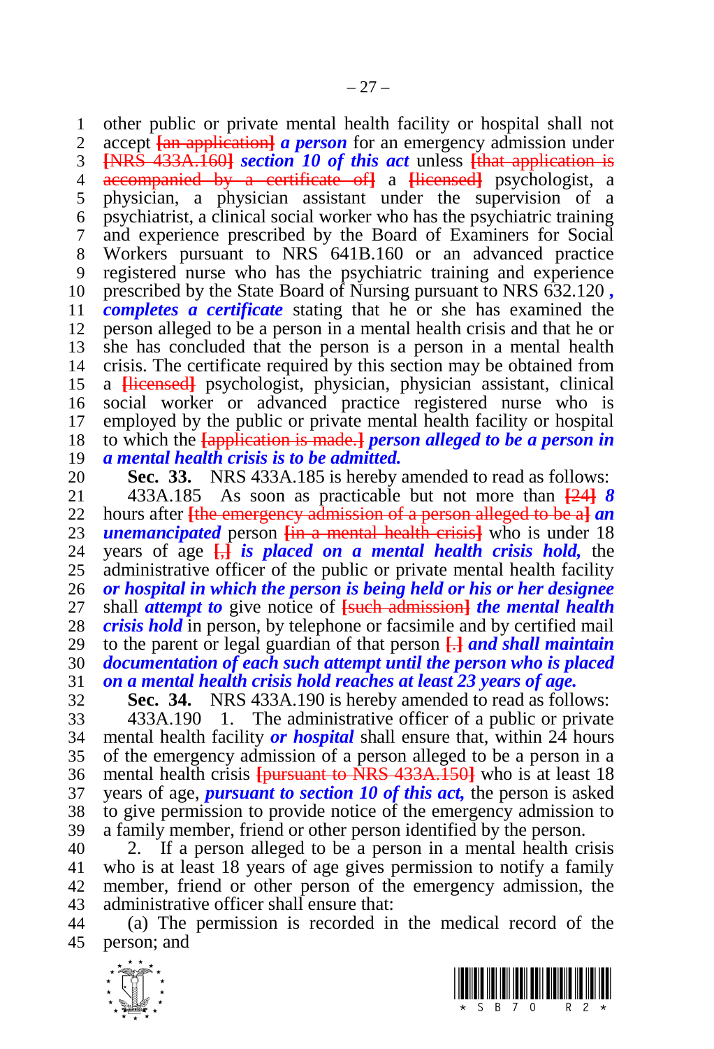other public or private mental health facility or hospital shall not accept [an application] ***a person*** for an emergency admission under [NRS 433A.160] ***section 10 of this act*** unless [that application is accompanied by a certificate of] a [licensed] psychologist, a physician, a physician assistant under the supervision of a psychiatrist, a clinical social worker who has the psychiatric training and experience prescribed by the Board of Examiners for Social Workers pursuant to NRS 641B.160 or an advanced practice registered nurse who has the psychiatric training and experience prescribed by the State Board of Nursing pursuant to NRS 632.120 ***, completes a certificate*** stating that he or she has examined the person alleged to be a person in a mental health crisis and that he or she has concluded that the person is a person in a mental health crisis. The certificate required by this section may be obtained from a [licensed] psychologist, physician, physician assistant, clinical social worker or advanced practice registered nurse who is employed by the public or private mental health facility or hospital to which the [application is made.] ***person alleged to be a person in a mental health crisis is to be admitted.***

**Sec. 33.** NRS 433A.185 is hereby amended to read as follows:

433A.185 As soon as practicable but not more than [24] ***8*** hours after [the emergency admission of a person alleged to be a] ***an unemancipated*** person [in a mental health crisis] who is under 18 years of age [,] ***is placed on a mental health crisis hold,*** the administrative officer of the public or private mental health facility ***or hospital in which the person is being held or his or her designee*** shall ***attempt to*** give notice of [such admission] ***the mental health crisis hold*** in person, by telephone or facsimile and by certified mail to the parent or legal guardian of that person [.] ***and shall maintain documentation of each such attempt until the person who is placed on a mental health crisis hold reaches at least 23 years of age.***

**Sec. 34.** NRS 433A.190 is hereby amended to read as follows:

433A.190 1. The administrative officer of a public or private mental health facility ***or hospital*** shall ensure that, within 24 hours of the emergency admission of a person alleged to be a person in a mental health crisis [pursuant to NRS 433A.150] who is at least 18 years of age, ***pursuant to section 10 of this act,*** the person is asked to give permission to provide notice of the emergency admission to a family member, friend or other person identified by the person.

2. If a person alleged to be a person in a mental health crisis who is at least 18 years of age gives permission to notify a family member, friend or other person of the emergency admission, the administrative officer shall ensure that:

(a) The permission is recorded in the medical record of the person; and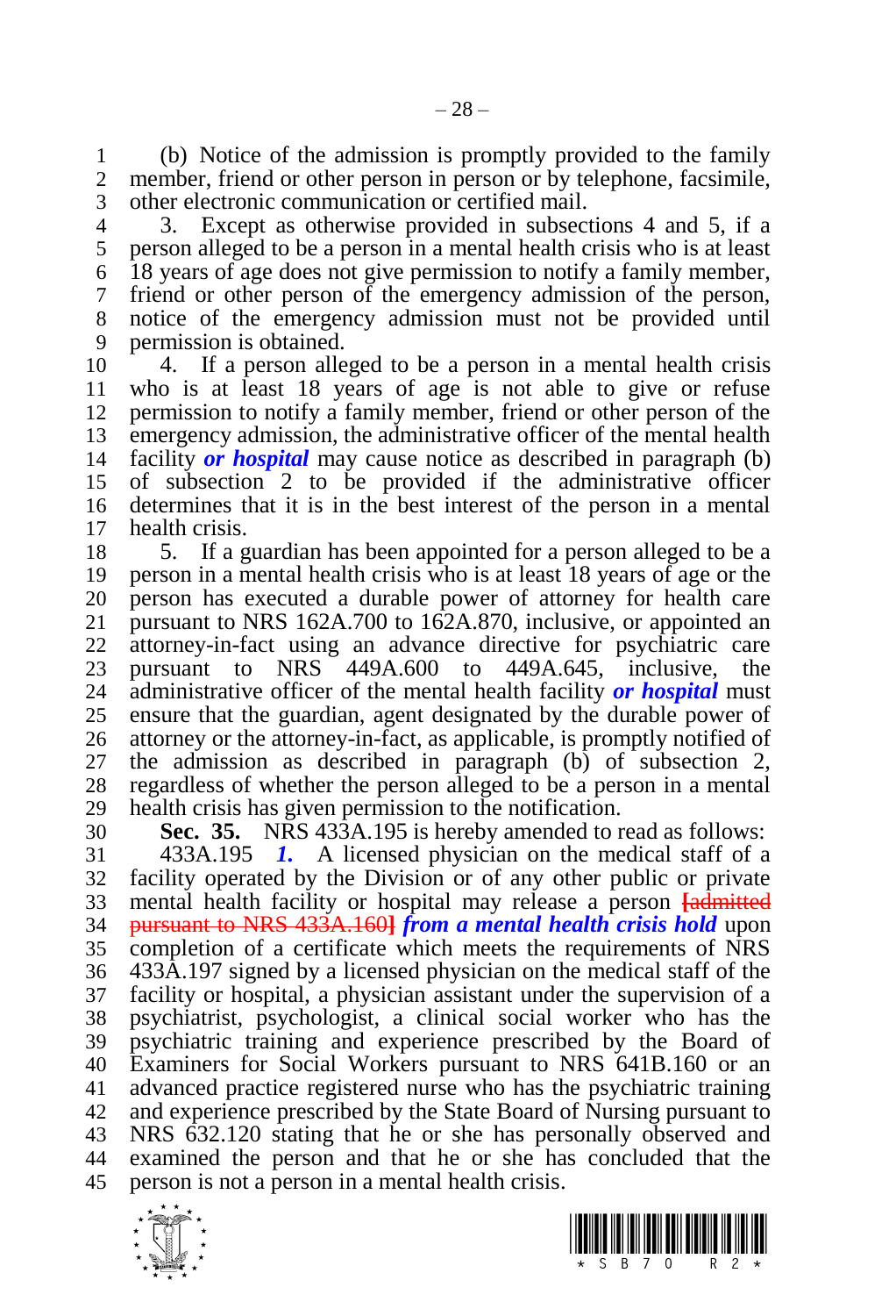(b) Notice of the admission is promptly provided to the family member, friend or other person in person or by telephone, facsimile, other electronic communication or certified mail.

3. Except as otherwise provided in subsections 4 and 5, if a person alleged to be a person in a mental health crisis who is at least 18 years of age does not give permission to notify a family member, friend or other person of the emergency admission of the person, notice of the emergency admission must not be provided until permission is obtained.

4. If a person alleged to be a person in a mental health crisis who is at least 18 years of age is not able to give or refuse permission to notify a family member, friend or other person of the emergency admission, the administrative officer of the mental health facility ***or hospital*** may cause notice as described in paragraph (b) of subsection 2 to be provided if the administrative officer determines that it is in the best interest of the person in a mental health crisis.

5. If a guardian has been appointed for a person alleged to be a person in a mental health crisis who is at least 18 years of age or the person has executed a durable power of attorney for health care pursuant to NRS 162A.700 to 162A.870, inclusive, or appointed an attorney-in-fact using an advance directive for psychiatric care pursuant to NRS 449A.600 to 449A.645, inclusive, the administrative officer of the mental health facility ***or hospital*** must ensure that the guardian, agent designated by the durable power of attorney or the attorney-in-fact, as applicable, is promptly notified of the admission as described in paragraph (b) of subsection 2, regardless of whether the person alleged to be a person in a mental health crisis has given permission to the notification.

**Sec. 35.** NRS 433A.195 is hereby amended to read as follows:

433A.195 ***1.*** A licensed physician on the medical staff of a facility operated by the Division or of any other public or private mental health facility or hospital may release a person [admitted pursuant to NRS 433A.160] ***from a mental health crisis hold*** upon completion of a certificate which meets the requirements of NRS 433A.197 signed by a licensed physician on the medical staff of the facility or hospital, a physician assistant under the supervision of a psychiatrist, psychologist, a clinical social worker who has the psychiatric training and experience prescribed by the Board of Examiners for Social Workers pursuant to NRS 641B.160 or an advanced practice registered nurse who has the psychiatric training and experience prescribed by the State Board of Nursing pursuant to NRS 632.120 stating that he or she has personally observed and examined the person and that he or she has concluded that the person is not a person in a mental health crisis.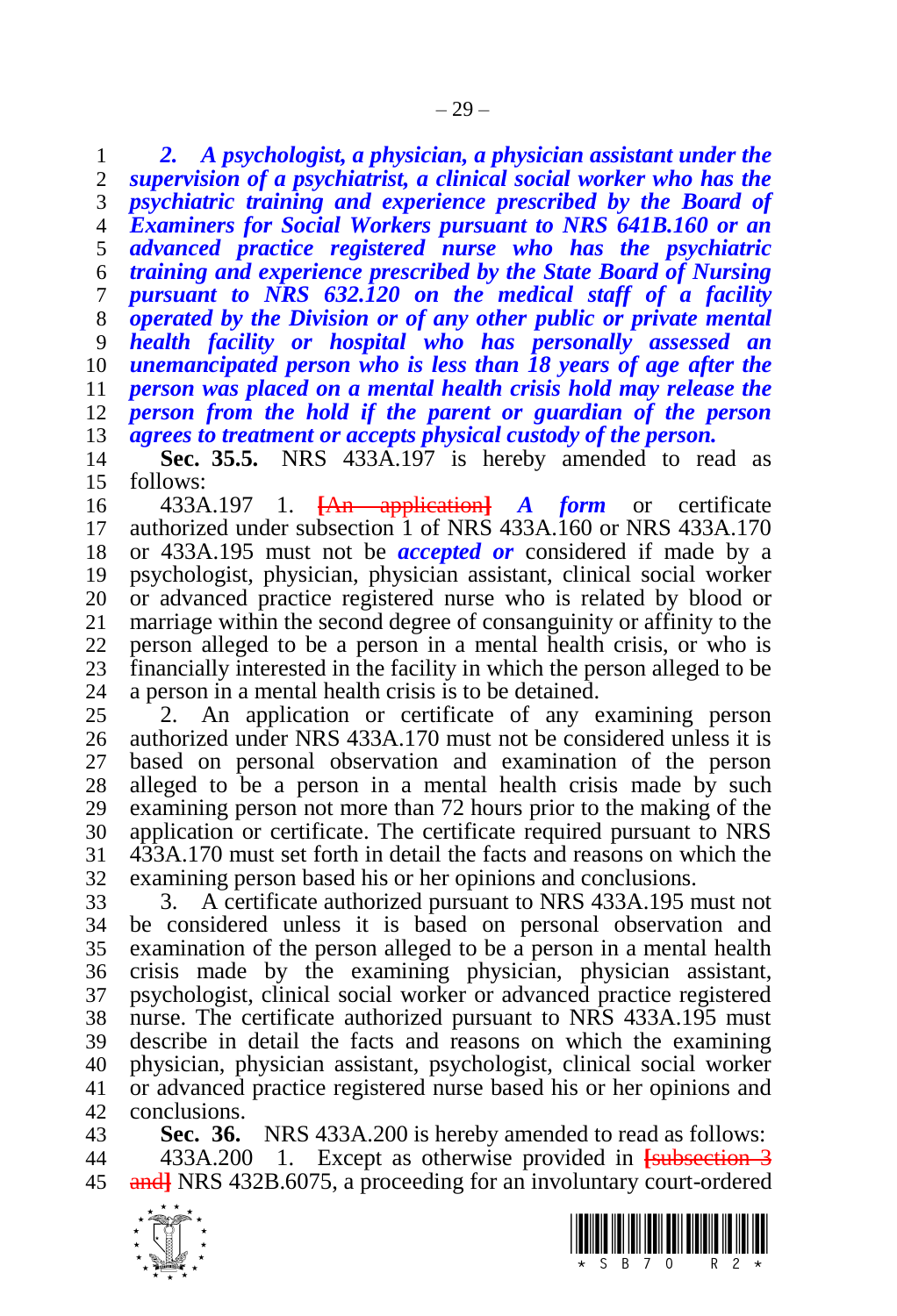***2. A psychologist, a physician, a physician assistant under the supervision of a psychiatrist, a clinical social worker who has the psychiatric training and experience prescribed by the Board of Examiners for Social Workers pursuant to NRS 641B.160 or an advanced practice registered nurse who has the psychiatric training and experience prescribed by the State Board of Nursing pursuant to NRS 632.120 on the medical staff of a facility operated by the Division or of any other public or private mental health facility or hospital who has personally assessed an unemancipated person who is less than 18 years of age after the person was placed on a mental health crisis hold may release the person from the hold if the parent or guardian of the person agrees to treatment or accepts physical custody of the person.***

**Sec. 35.5.** NRS 433A.197 is hereby amended to read as follows:

433A.197 1. ~~[An application]~~ ***A form*** or certificate authorized under subsection 1 of NRS 433A.160 or NRS 433A.170 or 433A.195 must not be ***accepted or*** considered if made by a psychologist, physician, physician assistant, clinical social worker or advanced practice registered nurse who is related by blood or marriage within the second degree of consanguinity or affinity to the person alleged to be a person in a mental health crisis, or who is financially interested in the facility in which the person alleged to be a person in a mental health crisis is to be detained.

2. An application or certificate of any examining person authorized under NRS 433A.170 must not be considered unless it is based on personal observation and examination of the person alleged to be a person in a mental health crisis made by such examining person not more than 72 hours prior to the making of the application or certificate. The certificate required pursuant to NRS 433A.170 must set forth in detail the facts and reasons on which the examining person based his or her opinions and conclusions.

3. A certificate authorized pursuant to NRS 433A.195 must not be considered unless it is based on personal observation and examination of the person alleged to be a person in a mental health crisis made by the examining physician, physician assistant, psychologist, clinical social worker or advanced practice registered nurse. The certificate authorized pursuant to NRS 433A.195 must describe in detail the facts and reasons on which the examining physician, physician assistant, psychologist, clinical social worker or advanced practice registered nurse based his or her opinions and conclusions.

**Sec. 36.** NRS 433A.200 is hereby amended to read as follows:

433A.200 1. Except as otherwise provided in ~~[subsection 3 and]~~ NRS 432B.6075, a proceeding for an involuntary court-ordered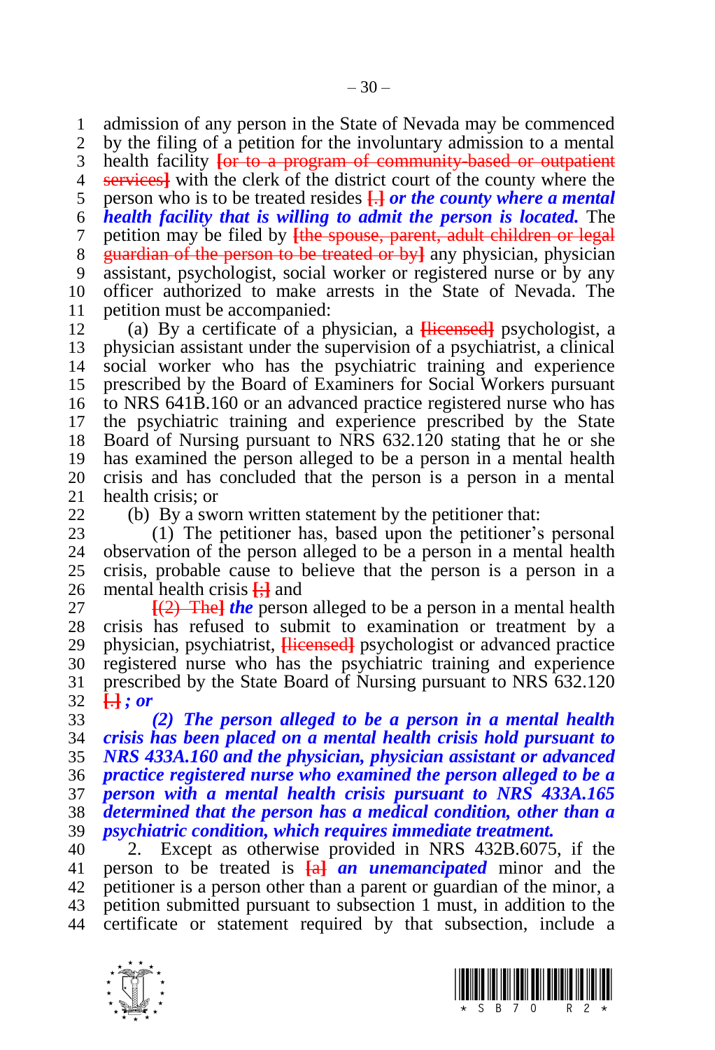admission of any person in the State of Nevada may be commenced by the filing of a petition for the involuntary admission to a mental health facility ~~[or to a program of community-based or outpatient services]~~ with the clerk of the district court of the county where the person who is to be treated resides ~~[.]~~ ***or the county where a mental health facility that is willing to admit the person is located.*** The petition may be filed by ~~[the spouse, parent, adult children or legal guardian of the person to be treated or by]~~ any physician, physician assistant, psychologist, social worker or registered nurse or by any officer authorized to make arrests in the State of Nevada. The petition must be accompanied:

(a) By a certificate of a physician, a ~~[licensed]~~ psychologist, a physician assistant under the supervision of a psychiatrist, a clinical social worker who has the psychiatric training and experience prescribed by the Board of Examiners for Social Workers pursuant to NRS 641B.160 or an advanced practice registered nurse who has the psychiatric training and experience prescribed by the State Board of Nursing pursuant to NRS 632.120 stating that he or she has examined the person alleged to be a person in a mental health crisis and has concluded that the person is a person in a mental health crisis; or

(b) By a sworn written statement by the petitioner that:

(1) The petitioner has, based upon the petitioner's personal observation of the person alleged to be a person in a mental health crisis, probable cause to believe that the person is a person in a mental health crisis ~~[;]~~ and ~~[(2) The]~~ ***the*** person alleged to be a person in a mental health crisis has refused to submit to examination or treatment by a physician, psychiatrist, ~~[licensed]~~ psychologist or advanced practice registered nurse who has the psychiatric training and experience prescribed by the State Board of Nursing pursuant to NRS 632.120 ~~[.]~~ ***; or***

***(2) The person alleged to be a person in a mental health crisis has been placed on a mental health crisis hold pursuant to NRS 433A.160 and the physician, physician assistant or advanced practice registered nurse who examined the person alleged to be a person with a mental health crisis pursuant to NRS 433A.165 determined that the person has a medical condition, other than a psychiatric condition, which requires immediate treatment.***

2. Except as otherwise provided in NRS 432B.6075, if the person to be treated is ~~[a]~~ ***an unemancipated*** minor and the petitioner is a person other than a parent or guardian of the minor, a petition submitted pursuant to subsection 1 must, in addition to the certificate or statement required by that subsection, include a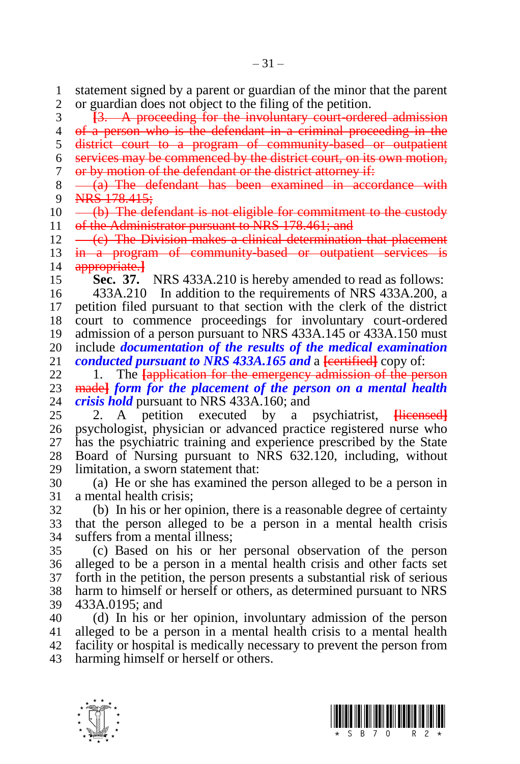statement signed by a parent or guardian of the minor that the parent or guardian does not object to the filing of the petition.

~~[3. A proceeding for the involuntary court-ordered admission of a person who is the defendant in a criminal proceeding in the district court to a program of community-based or outpatient services may be commenced by the district court, on its own motion, or by motion of the defendant or the district attorney if:~~

~~(a) The defendant has been examined in accordance with NRS 178.415;~~

~~(b) The defendant is not eligible for commitment to the custody of the Administrator pursuant to NRS 178.461; and~~

~~(c) The Division makes a clinical determination that placement in a program of community-based or outpatient services is appropriate.]~~

**Sec. 37.** NRS 433A.210 is hereby amended to read as follows:

433A.210 In addition to the requirements of NRS 433A.200, a petition filed pursuant to that section with the clerk of the district court to commence proceedings for involuntary court-ordered admission of a person pursuant to NRS 433A.145 or 433A.150 must include ***documentation of the results of the medical examination conducted pursuant to NRS 433A.165 and*** a ~~[certified]~~ copy of:

1. The ~~[application for the emergency admission of the person made]~~ ***form for the placement of the person on a mental health crisis hold*** pursuant to NRS 433A.160; and

2. A petition executed by a psychiatrist, ~~[licensed]~~ psychologist, physician or advanced practice registered nurse who has the psychiatric training and experience prescribed by the State Board of Nursing pursuant to NRS 632.120, including, without limitation, a sworn statement that:

(a) He or she has examined the person alleged to be a person in a mental health crisis;

(b) In his or her opinion, there is a reasonable degree of certainty that the person alleged to be a person in a mental health crisis suffers from a mental illness;

(c) Based on his or her personal observation of the person alleged to be a person in a mental health crisis and other facts set forth in the petition, the person presents a substantial risk of serious harm to himself or herself or others, as determined pursuant to NRS 433A.0195; and

(d) In his or her opinion, involuntary admission of the person alleged to be a person in a mental health crisis to a mental health facility or hospital is medically necessary to prevent the person from harming himself or herself or others.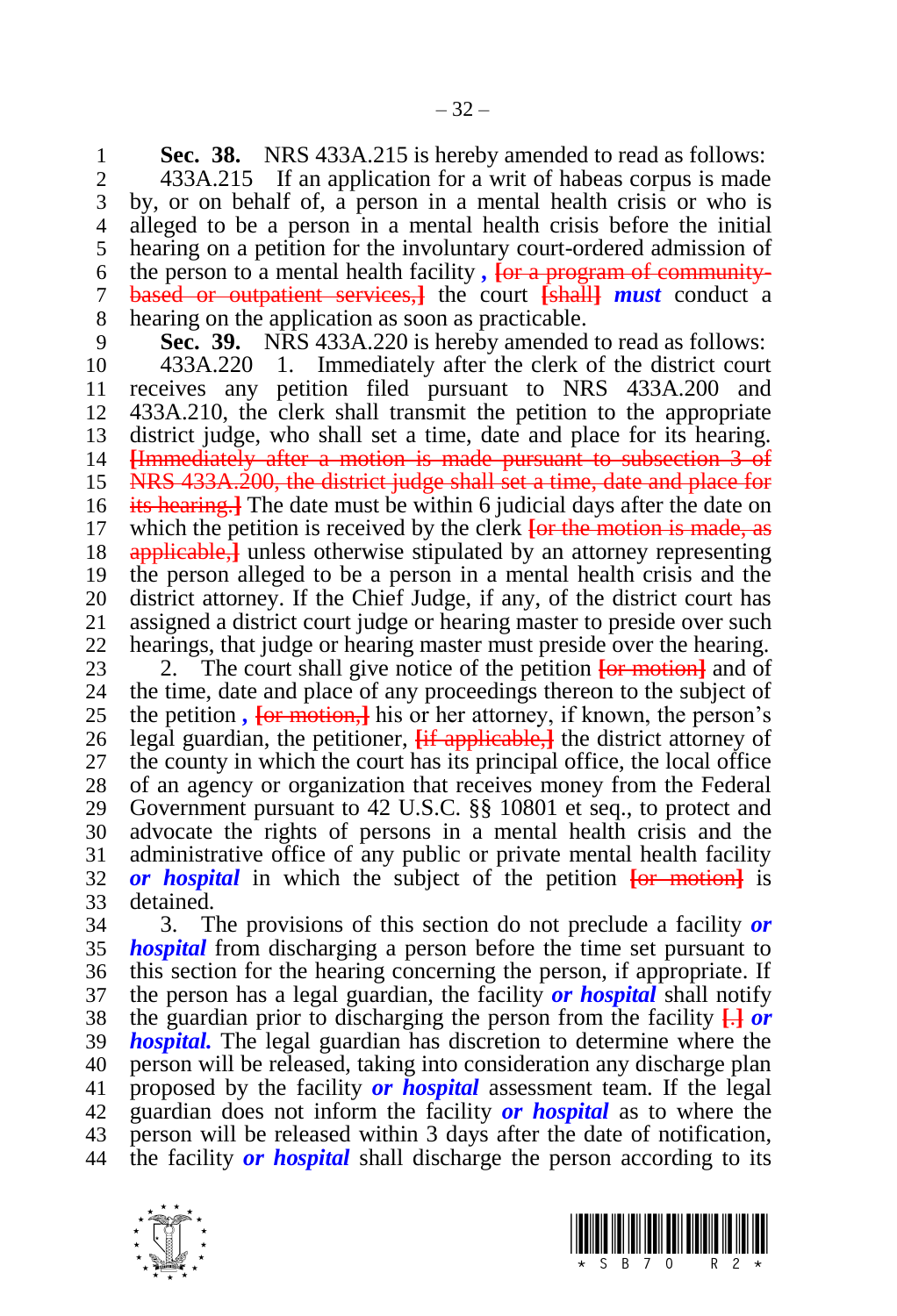**Sec. 38.** NRS 433A.215 is hereby amended to read as follows:

433A.215 If an application for a writ of habeas corpus is made by, or on behalf of, a person in a mental health crisis or who is alleged to be a person in a mental health crisis before the initial hearing on a petition for the involuntary court-ordered admission of the person to a mental health facility ***,*** [or a program of community-based or outpatient services,] the court [shall] ***must*** conduct a hearing on the application as soon as practicable.

**Sec. 39.** NRS 433A.220 is hereby amended to read as follows:

433A.220 1. Immediately after the clerk of the district court receives any petition filed pursuant to NRS 433A.200 and 433A.210, the clerk shall transmit the petition to the appropriate district judge, who shall set a time, date and place for its hearing. [Immediately after a motion is made pursuant to subsection 3 of NRS 433A.200, the district judge shall set a time, date and place for its hearing.] The date must be within 6 judicial days after the date on which the petition is received by the clerk [or the motion is made, as applicable,] unless otherwise stipulated by an attorney representing the person alleged to be a person in a mental health crisis and the district attorney. If the Chief Judge, if any, of the district court has assigned a district court judge or hearing master to preside over such hearings, that judge or hearing master must preside over the hearing.

2. The court shall give notice of the petition [or motion] and of the time, date and place of any proceedings thereon to the subject of the petition ***,*** [or motion,] his or her attorney, if known, the person's legal guardian, the petitioner, [if applicable,] the district attorney of the county in which the court has its principal office, the local office of an agency or organization that receives money from the Federal Government pursuant to 42 U.S.C. §§ 10801 et seq., to protect and advocate the rights of persons in a mental health crisis and the administrative office of any public or private mental health facility ***or hospital*** in which the subject of the petition [or motion] is detained.

3. The provisions of this section do not preclude a facility ***or hospital*** from discharging a person before the time set pursuant to this section for the hearing concerning the person, if appropriate. If the person has a legal guardian, the facility ***or hospital*** shall notify the guardian prior to discharging the person from the facility [.] ***or hospital.*** The legal guardian has discretion to determine where the person will be released, taking into consideration any discharge plan proposed by the facility ***or hospital*** assessment team. If the legal guardian does not inform the facility ***or hospital*** as to where the person will be released within 3 days after the date of notification, the facility ***or hospital*** shall discharge the person according to its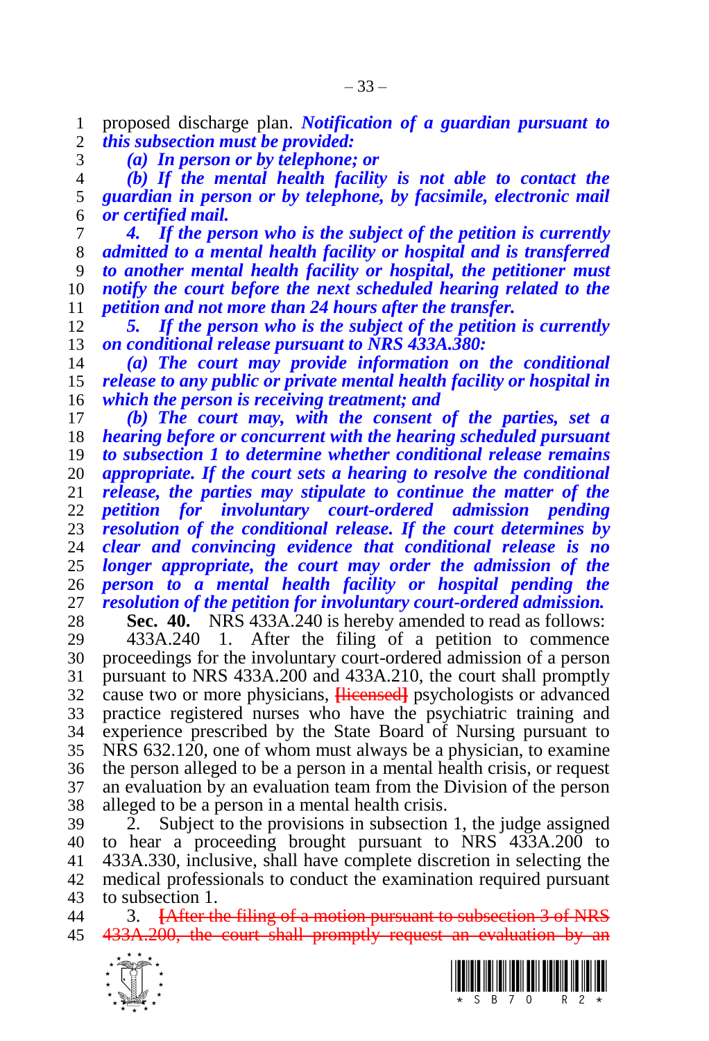proposed discharge plan. ***Notification of a guardian pursuant to this subsection must be provided:***

***(a) In person or by telephone; or***

***(b) If the mental health facility is not able to contact the guardian in person or by telephone, by facsimile, electronic mail or certified mail.***

***4. If the person who is the subject of the petition is currently admitted to a mental health facility or hospital and is transferred to another mental health facility or hospital, the petitioner must notify the court before the next scheduled hearing related to the petition and not more than 24 hours after the transfer.***

***5. If the person who is the subject of the petition is currently on conditional release pursuant to NRS 433A.380:***

***(a) The court may provide information on the conditional release to any public or private mental health facility or hospital in which the person is receiving treatment; and***

***(b) The court may, with the consent of the parties, set a hearing before or concurrent with the hearing scheduled pursuant to subsection 1 to determine whether conditional release remains appropriate. If the court sets a hearing to resolve the conditional release, the parties may stipulate to continue the matter of the petition for involuntary court-ordered admission pending resolution of the conditional release. If the court determines by clear and convincing evidence that conditional release is no longer appropriate, the court may order the admission of the person to a mental health facility or hospital pending the resolution of the petition for involuntary court-ordered admission.***

**Sec. 40.** NRS 433A.240 is hereby amended to read as follows:

433A.240 1. After the filing of a petition to commence proceedings for the involuntary court-ordered admission of a person pursuant to NRS 433A.200 and 433A.210, the court shall promptly cause two or more physicians, ~~[licensed]~~ psychologists or advanced practice registered nurses who have the psychiatric training and experience prescribed by the State Board of Nursing pursuant to NRS 632.120, one of whom must always be a physician, to examine the person alleged to be a person in a mental health crisis, or request an evaluation by an evaluation team from the Division of the person alleged to be a person in a mental health crisis.

2. Subject to the provisions in subsection 1, the judge assigned to hear a proceeding brought pursuant to NRS 433A.200 to 433A.330, inclusive, shall have complete discretion in selecting the medical professionals to conduct the examination required pursuant to subsection 1.

3. ~~[After the filing of a motion pursuant to subsection 3 of NRS 433A.200, the court shall promptly request an evaluation by an~~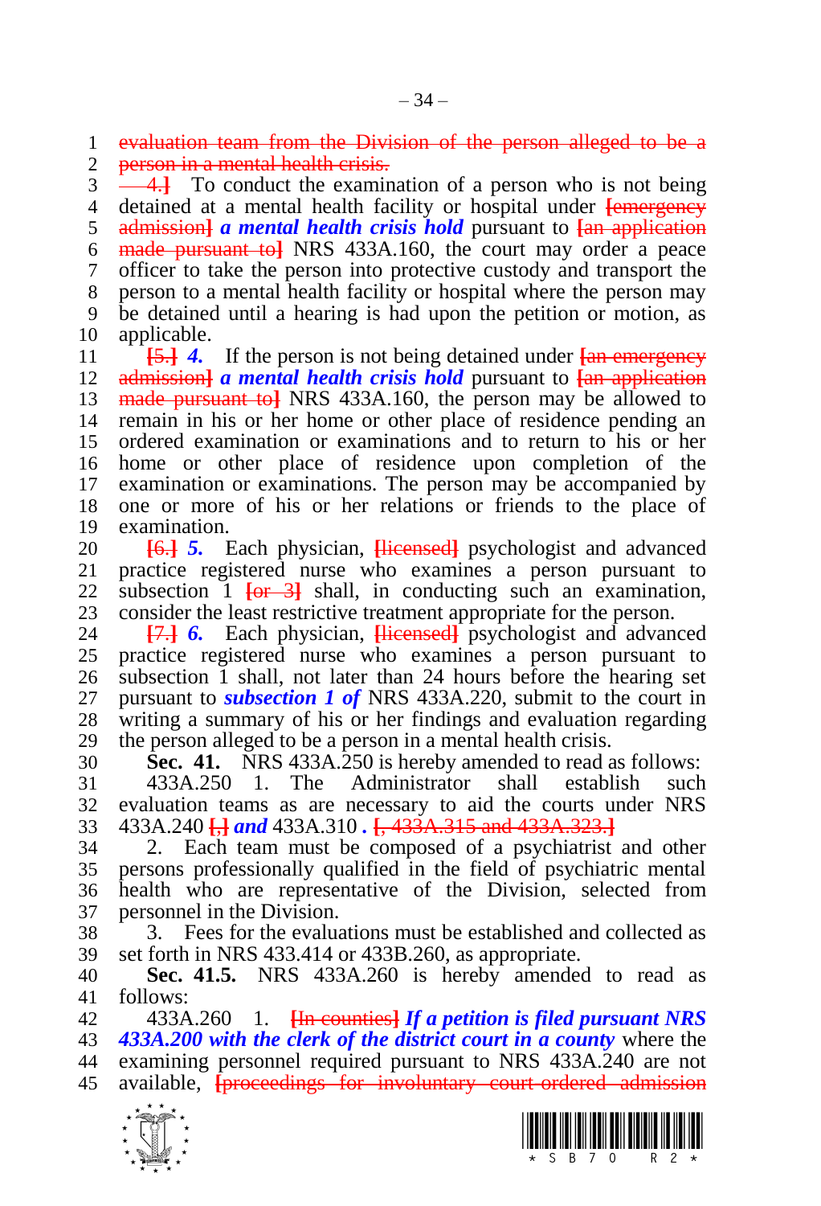evaluation team from the Division of the person alleged to be a person in a mental health crisis.

4.] To conduct the examination of a person who is not being detained at a mental health facility or hospital under [emergency admission] ***a mental health crisis hold*** pursuant to [an application made pursuant to] NRS 433A.160, the court may order a peace officer to take the person into protective custody and transport the person to a mental health facility or hospital where the person may be detained until a hearing is had upon the petition or motion, as applicable.

[5.] ***4.*** If the person is not being detained under [an emergency admission] ***a mental health crisis hold*** pursuant to [an application made pursuant to] NRS 433A.160, the person may be allowed to remain in his or her home or other place of residence pending an ordered examination or examinations and to return to his or her home or other place of residence upon completion of the examination or examinations. The person may be accompanied by one or more of his or her relations or friends to the place of examination.

[6.] ***5.*** Each physician, [licensed] psychologist and advanced practice registered nurse who examines a person pursuant to subsection 1 [or 3] shall, in conducting such an examination, consider the least restrictive treatment appropriate for the person.

[7.] ***6.*** Each physician, [licensed] psychologist and advanced practice registered nurse who examines a person pursuant to subsection 1 shall, not later than 24 hours before the hearing set pursuant to ***subsection 1 of*** NRS 433A.220, submit to the court in writing a summary of his or her findings and evaluation regarding the person alleged to be a person in a mental health crisis.

**Sec. 41.** NRS 433A.250 is hereby amended to read as follows:

433A.250 1. The Administrator shall establish such evaluation teams as are necessary to aid the courts under NRS 433A.240 [,] ***and*** 433A.310 ***.*** [, 433A.315 and 433A.323.]

2. Each team must be composed of a psychiatrist and other persons professionally qualified in the field of psychiatric mental health who are representative of the Division, selected from personnel in the Division.

3. Fees for the evaluations must be established and collected as set forth in NRS 433.414 or 433B.260, as appropriate.

**Sec. 41.5.** NRS 433A.260 is hereby amended to read as follows:

433A.260 1. [In counties] ***If a petition is filed pursuant NRS 433A.200 with the clerk of the district court in a county*** where the examining personnel required pursuant to NRS 433A.240 are not available, [proceedings for involuntary court-ordered admission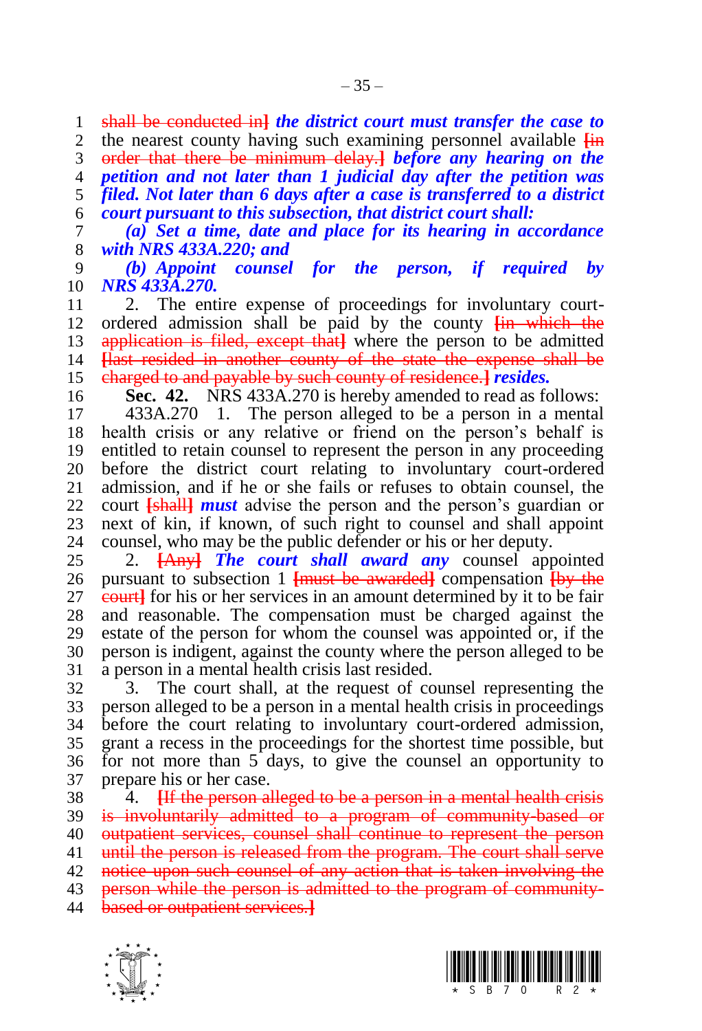~~shall be conducted in]~~ ***the district court must transfer the case to*** the nearest county having such examining personnel available ~~[in order that there be minimum delay.]~~ ***before any hearing on the petition and not later than 1 judicial day after the petition was filed. Not later than 6 days after a case is transferred to a district court pursuant to this subsection, that district court shall:***

***(a) Set a time, date and place for its hearing in accordance with NRS 433A.220; and***

***(b) Appoint counsel for the person, if required by NRS 433A.270.***

2. The entire expense of proceedings for involuntary court-ordered admission shall be paid by the county ~~[in which the application is filed, except that]~~ where the person to be admitted ~~[last resided in another county of the state the expense shall be charged to and payable by such county of residence.]~~ ***resides.***

**Sec. 42.** NRS 433A.270 is hereby amended to read as follows:

433A.270 1. The person alleged to be a person in a mental health crisis or any relative or friend on the person's behalf is entitled to retain counsel to represent the person in any proceeding before the district court relating to involuntary court-ordered admission, and if he or she fails or refuses to obtain counsel, the court ~~[shall]~~ ***must*** advise the person and the person's guardian or next of kin, if known, of such right to counsel and shall appoint counsel, who may be the public defender or his or her deputy.

2. ~~[Any]~~ ***The court shall award any*** counsel appointed pursuant to subsection 1 ~~[must be awarded]~~ compensation ~~[by the court]~~ for his or her services in an amount determined by it to be fair and reasonable. The compensation must be charged against the estate of the person for whom the counsel was appointed or, if the person is indigent, against the county where the person alleged to be a person in a mental health crisis last resided.

3. The court shall, at the request of counsel representing the person alleged to be a person in a mental health crisis in proceedings before the court relating to involuntary court-ordered admission, grant a recess in the proceedings for the shortest time possible, but for not more than 5 days, to give the counsel an opportunity to prepare his or her case.

4. ~~[If the person alleged to be a person in a mental health crisis is involuntarily admitted to a program of community-based or outpatient services, counsel shall continue to represent the person until the person is released from the program. The court shall serve notice upon such counsel of any action that is taken involving the person while the person is admitted to the program of community-based or outpatient services.]~~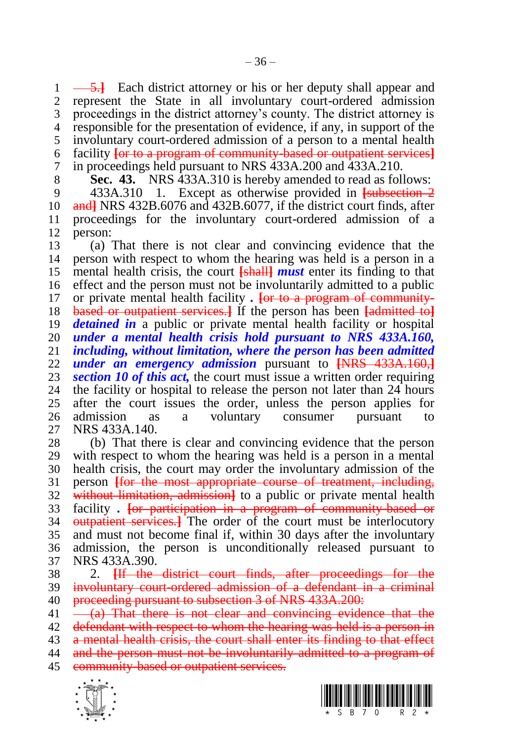~~5.]~~ Each district attorney or his or her deputy shall appear and represent the State in all involuntary court-ordered admission proceedings in the district attorney's county. The district attorney is responsible for the presentation of evidence, if any, in support of the involuntary court-ordered admission of a person to a mental health facility ~~[or to a program of community-based or outpatient services]~~ in proceedings held pursuant to NRS 433A.200 and 433A.210.

**Sec. 43.** NRS 433A.310 is hereby amended to read as follows:

433A.310 1. Except as otherwise provided in ~~[subsection 2 and]~~ NRS 432B.6076 and 432B.6077, if the district court finds, after proceedings for the involuntary court-ordered admission of a person:

(a) That there is not clear and convincing evidence that the person with respect to whom the hearing was held is a person in a mental health crisis, the court ~~[shall]~~ ***must*** enter its finding to that effect and the person must not be involuntarily admitted to a public or private mental health facility **.** ~~[or to a program of community-based or outpatient services.]~~ If the person has been ~~[admitted to]~~ ***detained in*** a public or private mental health facility or hospital ***under a mental health crisis hold pursuant to NRS 433A.160, including, without limitation, where the person has been admitted under an emergency admission*** pursuant to ~~[NRS 433A.160,]~~ ***section 10 of this act,*** the court must issue a written order requiring the facility or hospital to release the person not later than 24 hours after the court issues the order, unless the person applies for admission as a voluntary consumer pursuant to NRS 433A.140.

(b) That there is clear and convincing evidence that the person with respect to whom the hearing was held is a person in a mental health crisis, the court may order the involuntary admission of the person ~~[for the most appropriate course of treatment, including, without limitation, admission]~~ to a public or private mental health facility **.** ~~[or participation in a program of community-based or outpatient services.]~~ The order of the court must be interlocutory and must not become final if, within 30 days after the involuntary admission, the person is unconditionally released pursuant to NRS 433A.390.

2. ~~[If the district court finds, after proceedings for the involuntary court-ordered admission of a defendant in a criminal proceeding pursuant to subsection 3 of NRS 433A.200:~~

~~(a) That there is not clear and convincing evidence that the defendant with respect to whom the hearing was held is a person in a mental health crisis, the court shall enter its finding to that effect and the person must not be involuntarily admitted to a program of community-based or outpatient services.~~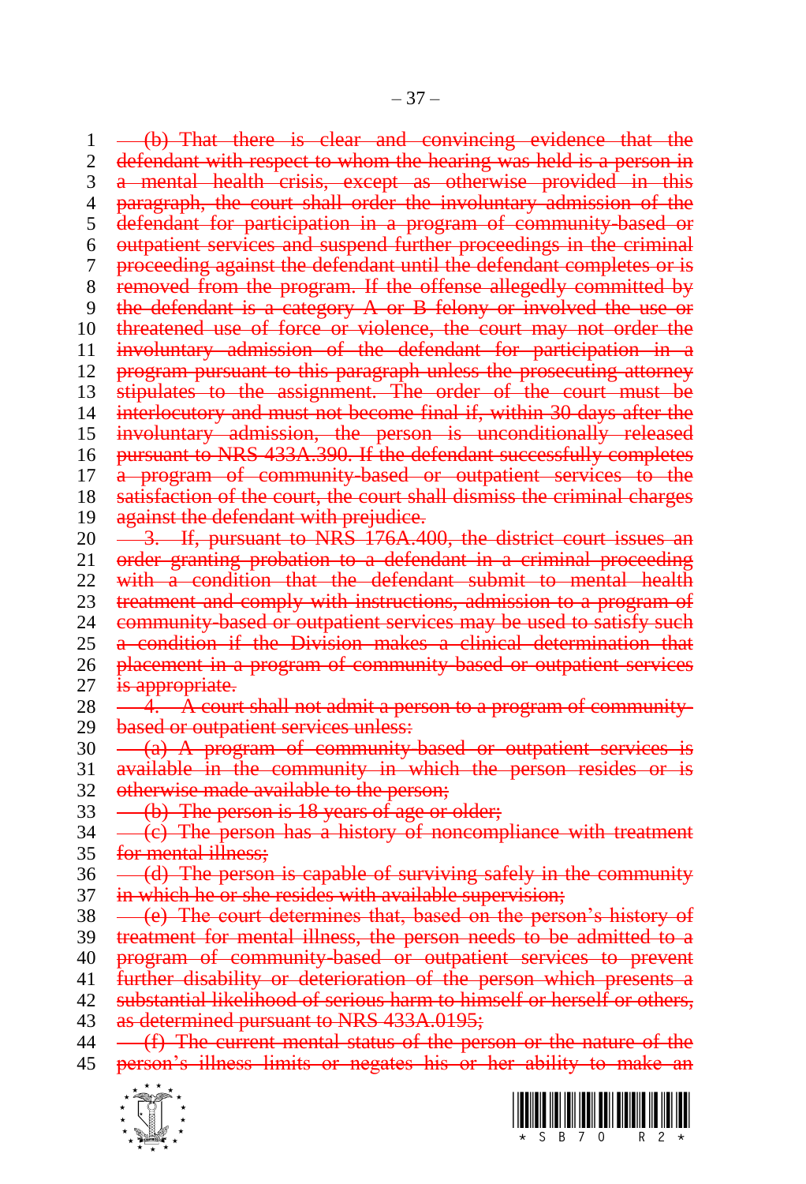(b) That there is clear and convincing evidence that the defendant with respect to whom the hearing was held is a person in a mental health crisis, except as otherwise provided in this paragraph, the court shall order the involuntary admission of the defendant for participation in a program of community-based or outpatient services and suspend further proceedings in the criminal proceeding against the defendant until the defendant completes or is removed from the program. If the offense allegedly committed by the defendant is a category A or B felony or involved the use or threatened use of force or violence, the court may not order the involuntary admission of the defendant for participation in a program pursuant to this paragraph unless the prosecuting attorney stipulates to the assignment. The order of the court must be interlocutory and must not become final if, within 30 days after the involuntary admission, the person is unconditionally released pursuant to NRS 433A.390. If the defendant successfully completes a program of community-based or outpatient services to the satisfaction of the court, the court shall dismiss the criminal charges against the defendant with prejudice.

3. If, pursuant to NRS 176A.400, the district court issues an order granting probation to a defendant in a criminal proceeding with a condition that the defendant submit to mental health treatment and comply with instructions, admission to a program of community-based or outpatient services may be used to satisfy such a condition if the Division makes a clinical determination that placement in a program of community-based or outpatient services is appropriate.

4. A court shall not admit a person to a program of community-based or outpatient services unless:

(a) A program of community-based or outpatient services is available in the community in which the person resides or is otherwise made available to the person;

(b) The person is 18 years of age or older;

(c) The person has a history of noncompliance with treatment for mental illness;

(d) The person is capable of surviving safely in the community in which he or she resides with available supervision;

(e) The court determines that, based on the person's history of treatment for mental illness, the person needs to be admitted to a program of community-based or outpatient services to prevent further disability or deterioration of the person which presents a substantial likelihood of serious harm to himself or herself or others, as determined pursuant to NRS 433A.0195;

(f) The current mental status of the person or the nature of the person's illness limits or negates his or her ability to make an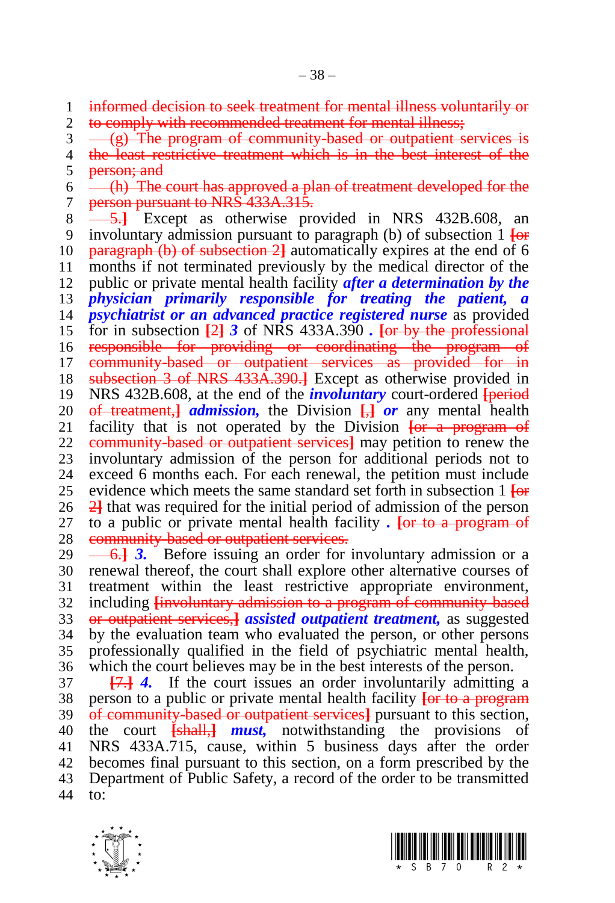informed decision to seek treatment for mental illness voluntarily or to comply with recommended treatment for mental illness;

(g) The program of community-based or outpatient services is the least restrictive treatment which is in the best interest of the person; and

(h) The court has approved a plan of treatment developed for the person pursuant to NRS 433A.315.

5.] Except as otherwise provided in NRS 432B.608, an involuntary admission pursuant to paragraph (b) of subsection 1 [or paragraph (b) of subsection 2] automatically expires at the end of 6 months if not terminated previously by the medical director of the public or private mental health facility ***after a determination by the physician primarily responsible for treating the patient, a psychiatrist or an advanced practice registered nurse*** as provided for in subsection [2] ***3*** of NRS 433A.390 ***.*** [or by the professional responsible for providing or coordinating the program of community-based or outpatient services as provided for in subsection 3 of NRS 433A.390.] Except as otherwise provided in NRS 432B.608, at the end of the ***involuntary*** court-ordered [period of treatment,] ***admission,*** the Division [,] ***or*** any mental health facility that is not operated by the Division [or a program of community-based or outpatient services] may petition to renew the involuntary admission of the person for additional periods not to exceed 6 months each. For each renewal, the petition must include evidence which meets the same standard set forth in subsection 1 [or 2] that was required for the initial period of admission of the person to a public or private mental health facility ***.*** [or to a program of community-based or outpatient services.

6.] ***3.*** Before issuing an order for involuntary admission or a renewal thereof, the court shall explore other alternative courses of treatment within the least restrictive appropriate environment, including [involuntary admission to a program of community-based or outpatient services,] ***assisted outpatient treatment,*** as suggested by the evaluation team who evaluated the person, or other persons professionally qualified in the field of psychiatric mental health, which the court believes may be in the best interests of the person.

[7.] ***4.*** If the court issues an order involuntarily admitting a person to a public or private mental health facility [or to a program of community-based or outpatient services] pursuant to this section, the court [shall,] ***must,*** notwithstanding the provisions of NRS 433A.715, cause, within 5 business days after the order becomes final pursuant to this section, on a form prescribed by the Department of Public Safety, a record of the order to be transmitted to: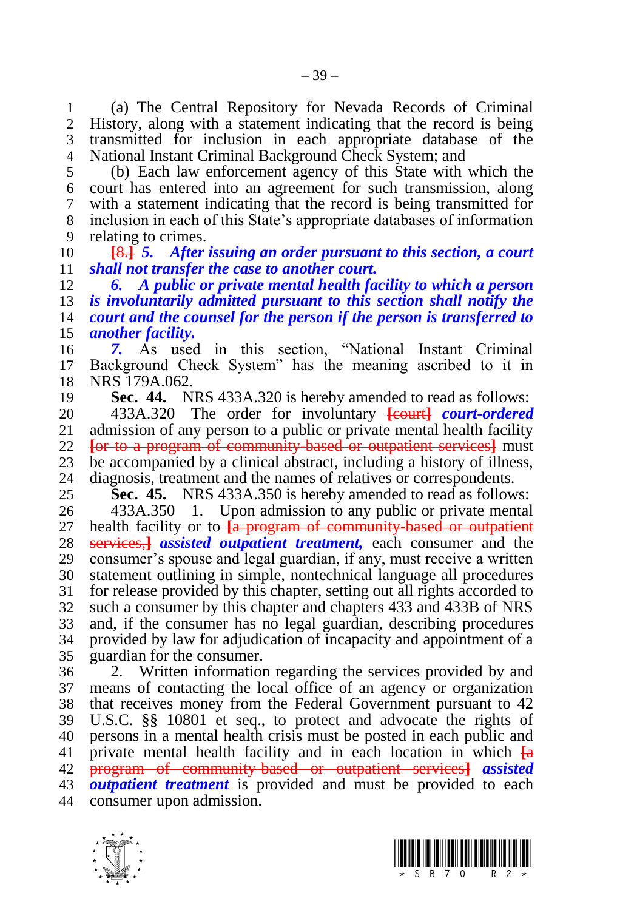(a) The Central Repository for Nevada Records of Criminal History, along with a statement indicating that the record is being transmitted for inclusion in each appropriate database of the National Instant Criminal Background Check System; and

(b) Each law enforcement agency of this State with which the court has entered into an agreement for such transmission, along with a statement indicating that the record is being transmitted for inclusion in each of this State's appropriate databases of information relating to crimes.

~~[8.]~~ ***5. After issuing an order pursuant to this section, a court shall not transfer the case to another court.***

***6. A public or private mental health facility to which a person is involuntarily admitted pursuant to this section shall notify the court and the counsel for the person if the person is transferred to another facility.***

***7.*** As used in this section, "National Instant Criminal Background Check System" has the meaning ascribed to it in NRS 179A.062.

**Sec. 44.** NRS 433A.320 is hereby amended to read as follows:

433A.320 The order for involuntary ~~[court]~~ ***court-ordered*** admission of any person to a public or private mental health facility ~~[or to a program of community-based or outpatient services]~~ must be accompanied by a clinical abstract, including a history of illness, diagnosis, treatment and the names of relatives or correspondents.

**Sec. 45.** NRS 433A.350 is hereby amended to read as follows:

433A.350 1. Upon admission to any public or private mental health facility or to ~~[a program of community-based or outpatient services,]~~ ***assisted outpatient treatment,*** each consumer and the consumer's spouse and legal guardian, if any, must receive a written statement outlining in simple, nontechnical language all procedures for release provided by this chapter, setting out all rights accorded to such a consumer by this chapter and chapters 433 and 433B of NRS and, if the consumer has no legal guardian, describing procedures provided by law for adjudication of incapacity and appointment of a guardian for the consumer.

2. Written information regarding the services provided by and means of contacting the local office of an agency or organization that receives money from the Federal Government pursuant to 42 U.S.C. §§ 10801 et seq., to protect and advocate the rights of persons in a mental health crisis must be posted in each public and private mental health facility and in each location in which ~~[a program of community-based or outpatient services]~~ ***assisted outpatient treatment*** is provided and must be provided to each consumer upon admission.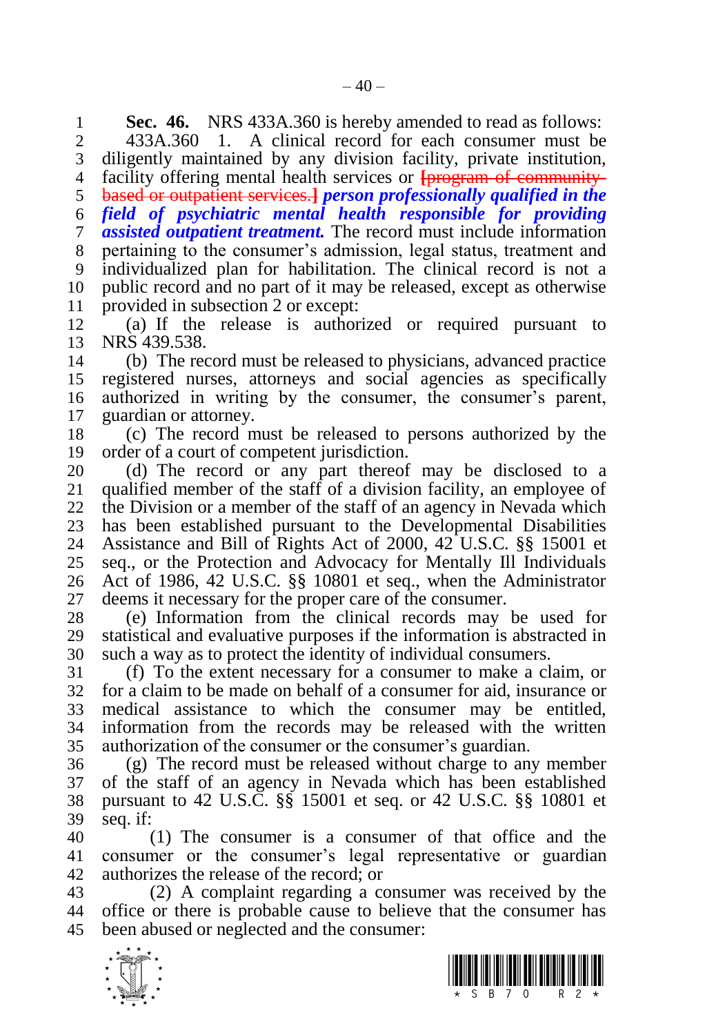**Sec. 46.** NRS 433A.360 is hereby amended to read as follows:

433A.360 1. A clinical record for each consumer must be diligently maintained by any division facility, private institution, facility offering mental health services or ~~[program of community-based or outpatient services.]~~ ***person professionally qualified in the field of psychiatric mental health responsible for providing assisted outpatient treatment.*** The record must include information pertaining to the consumer's admission, legal status, treatment and individualized plan for habilitation. The clinical record is not a public record and no part of it may be released, except as otherwise provided in subsection 2 or except:

(a) If the release is authorized or required pursuant to NRS 439.538.

(b) The record must be released to physicians, advanced practice registered nurses, attorneys and social agencies as specifically authorized in writing by the consumer, the consumer's parent, guardian or attorney.

(c) The record must be released to persons authorized by the order of a court of competent jurisdiction.

(d) The record or any part thereof may be disclosed to a qualified member of the staff of a division facility, an employee of the Division or a member of the staff of an agency in Nevada which has been established pursuant to the Developmental Disabilities Assistance and Bill of Rights Act of 2000, 42 U.S.C. §§ 15001 et seq., or the Protection and Advocacy for Mentally Ill Individuals Act of 1986, 42 U.S.C. §§ 10801 et seq., when the Administrator deems it necessary for the proper care of the consumer.

(e) Information from the clinical records may be used for statistical and evaluative purposes if the information is abstracted in such a way as to protect the identity of individual consumers.

(f) To the extent necessary for a consumer to make a claim, or for a claim to be made on behalf of a consumer for aid, insurance or medical assistance to which the consumer may be entitled, information from the records may be released with the written authorization of the consumer or the consumer's guardian.

(g) The record must be released without charge to any member of the staff of an agency in Nevada which has been established pursuant to 42 U.S.C. §§ 15001 et seq. or 42 U.S.C. §§ 10801 et seq. if:

(1) The consumer is a consumer of that office and the consumer or the consumer's legal representative or guardian authorizes the release of the record; or

(2) A complaint regarding a consumer was received by the office or there is probable cause to believe that the consumer has been abused or neglected and the consumer: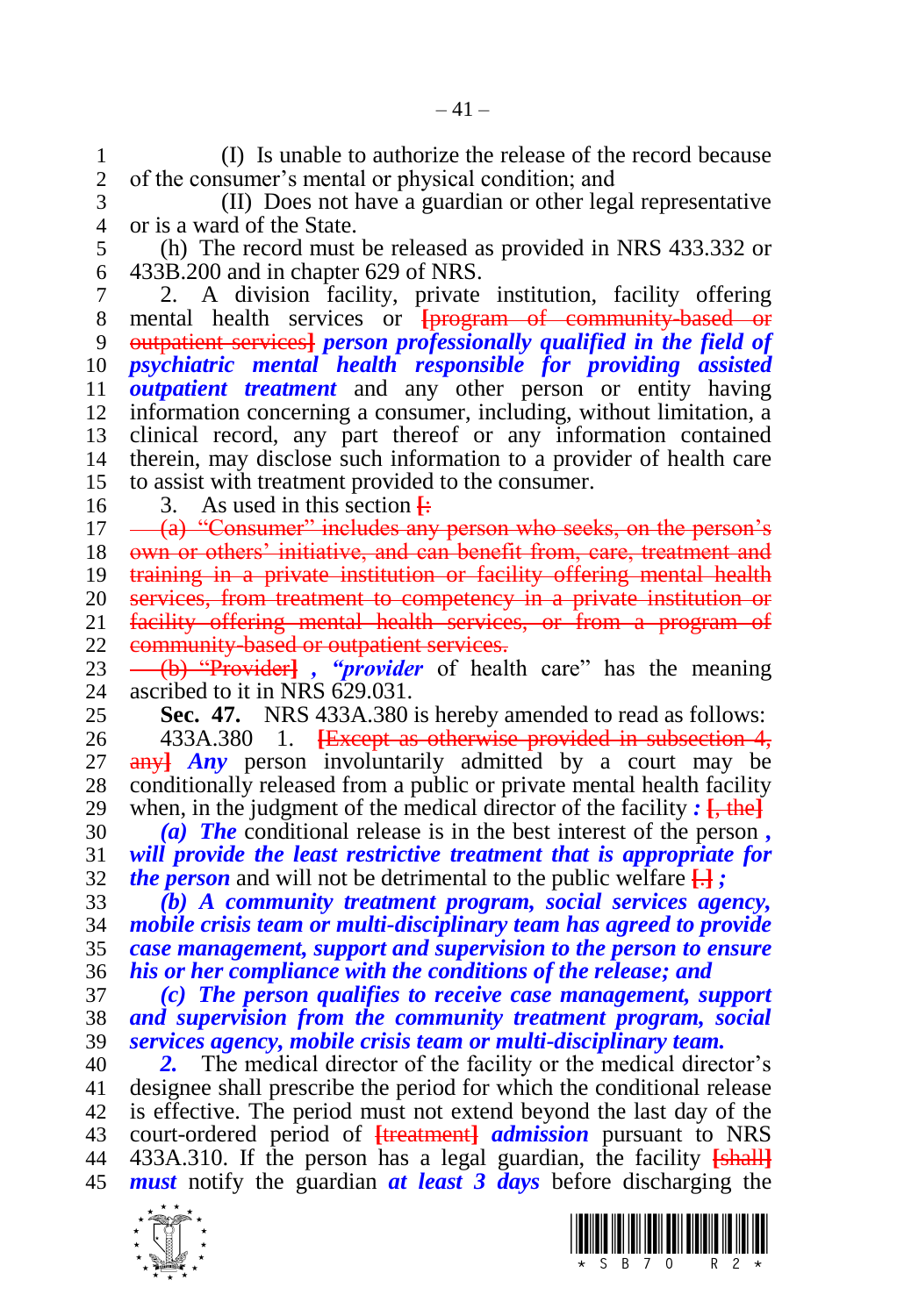(I) Is unable to authorize the release of the record because of the consumer's mental or physical condition; and

(II) Does not have a guardian or other legal representative or is a ward of the State.

(h) The record must be released as provided in NRS 433.332 or 433B.200 and in chapter 629 of NRS.

2. A division facility, private institution, facility offering mental health services or ~~[program of community-based or outpatient services]~~ ***person professionally qualified in the field of psychiatric mental health responsible for providing assisted outpatient treatment*** and any other person or entity having information concerning a consumer, including, without limitation, a clinical record, any part thereof or any information contained therein, may disclose such information to a provider of health care to assist with treatment provided to the consumer.

3. As used in this section ~~[:~~

~~(a) "Consumer" includes any person who seeks, on the person's own or others' initiative, and can benefit from, care, treatment and training in a private institution or facility offering mental health services, from treatment to competency in a private institution or facility offering mental health services, or from a program of community-based or outpatient services.~~

~~(b) "Provider]~~ ***, "provider*** of health care" has the meaning ascribed to it in NRS 629.031.

**Sec. 47.** NRS 433A.380 is hereby amended to read as follows:

433A.380 1. ~~[Except as otherwise provided in subsection 4, any]~~ ***Any*** person involuntarily admitted by a court may be conditionally released from a public or private mental health facility when, in the judgment of the medical director of the facility ***:*** ~~[, the]~~

***(a) The*** conditional release is in the best interest of the person ***, will provide the least restrictive treatment that is appropriate for the person*** and will not be detrimental to the public welfare ~~[.]~~ ***;***

***(b) A community treatment program, social services agency, mobile crisis team or multi-disciplinary team has agreed to provide case management, support and supervision to the person to ensure his or her compliance with the conditions of the release; and***

***(c) The person qualifies to receive case management, support and supervision from the community treatment program, social services agency, mobile crisis team or multi-disciplinary team.***

***2.*** The medical director of the facility or the medical director's designee shall prescribe the period for which the conditional release is effective. The period must not extend beyond the last day of the court-ordered period of ~~[treatment]~~ ***admission*** pursuant to NRS 433A.310. If the person has a legal guardian, the facility ~~[shall]~~ ***must*** notify the guardian ***at least 3 days*** before discharging the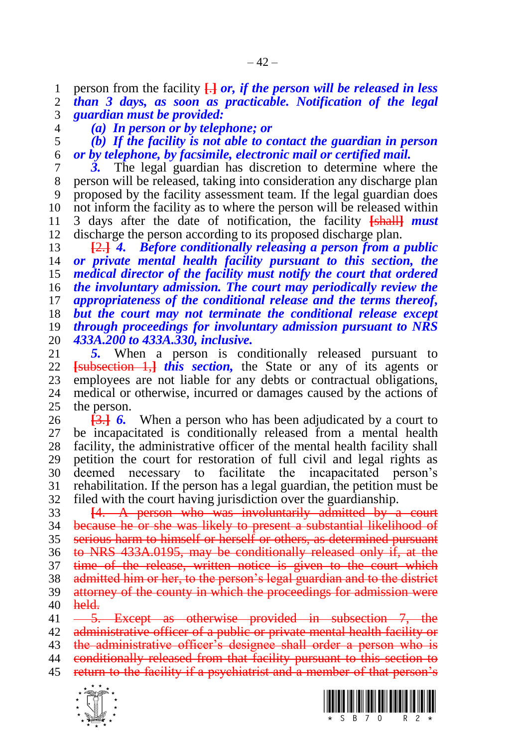person from the facility [.] ***or, if the person will be released in less than 3 days, as soon as practicable. Notification of the legal guardian must be provided:***

***(a) In person or by telephone; or***

***(b) If the facility is not able to contact the guardian in person or by facsimile, electronic mail or certified mail.***

***3.*** The legal guardian has discretion to determine where the person will be released, taking into consideration any discharge plan proposed by the facility assessment team. If the legal guardian does not inform the facility as to where the person will be released within 3 days after the date of notification, the facility ~~[shall]~~ ***must*** discharge the person according to its proposed discharge plan.

~~[2.]~~ ***4. Before conditionally releasing a person from a public or private mental health facility pursuant to this section, the medical director of the facility must notify the court that ordered the involuntary admission. The court may periodically review the appropriateness of the conditional release and the terms thereof, but the court may not terminate the conditional release except through proceedings for involuntary admission pursuant to NRS 433A.200 to 433A.330, inclusive.***

***5.*** When a person is conditionally released pursuant to ~~[subsection 1,]~~ ***this section,*** the State or any of its agents or employees are not liable for any debts or contractual obligations, medical or otherwise, incurred or damages caused by the actions of the person.

~~[3.]~~ ***6.*** When a person who has been adjudicated by a court to be incapacitated is conditionally released from a mental health facility, the administrative officer of the mental health facility shall petition the court for restoration of full civil and legal rights as deemed necessary to facilitate the incapacitated person's rehabilitation. If the person has a legal guardian, the petition must be filed with the court having jurisdiction over the guardianship.

~~[4. A person who was involuntarily admitted by a court because he or she was likely to present a substantial likelihood of serious harm to himself or herself or others, as determined pursuant to NRS 433A.0195, may be conditionally released only if, at the time of the release, written notice is given to the court which admitted him or her, to the person's legal guardian and to the district attorney of the county in which the proceedings for admission were held.~~

~~5. Except as otherwise provided in subsection 7, the administrative officer of a public or private mental health facility or the administrative officer's designee shall order a person who is conditionally released from that facility pursuant to this section to return to the facility if a psychiatrist and a member of that person's~~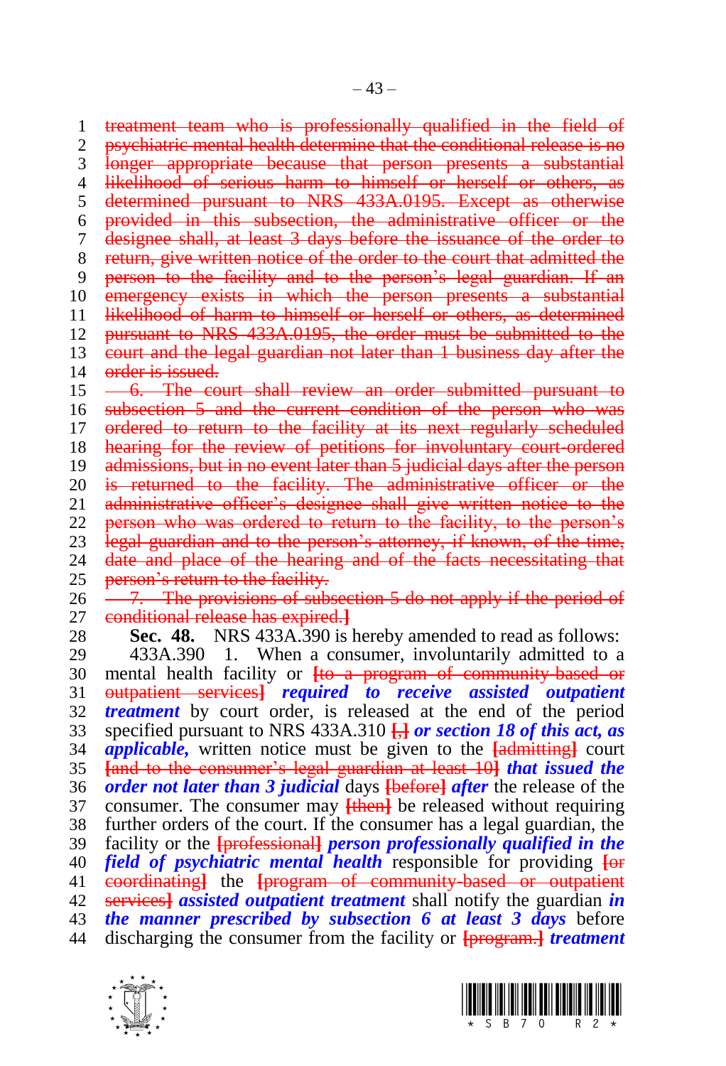~~treatment team who is professionally qualified in the field of psychiatric mental health determine that the conditional release is no longer appropriate because that person presents a substantial likelihood of serious harm to himself or herself or others, as determined pursuant to NRS 433A.0195. Except as otherwise provided in this subsection, the administrative officer or the designee shall, at least 3 days before the issuance of the order to return, give written notice of the order to the court that admitted the person to the facility and to the person's legal guardian. If an emergency exists in which the person presents a substantial likelihood of harm to himself or herself or others, as determined pursuant to NRS 433A.0195, the order must be submitted to the court and the legal guardian not later than 1 business day after the order is issued.~~

~~6. The court shall review an order submitted pursuant to subsection 5 and the current condition of the person who was ordered to return to the facility at its next regularly scheduled hearing for the review of petitions for involuntary court-ordered admissions, but in no event later than 5 judicial days after the person is returned to the facility. The administrative officer or the administrative officer's designee shall give written notice to the person who was ordered to return to the facility, to the person's legal guardian and to the person's attorney, if known, of the time, date and place of the hearing and of the facts necessitating that person's return to the facility.~~

~~7. The provisions of subsection 5 do not apply if the period of conditional release has expired.~~]

**Sec. 48.** NRS 433A.390 is hereby amended to read as follows:

433A.390 1. When a consumer, involuntarily admitted to a mental health facility or [~~to a program of community-based or outpatient services~~] ***required to receive assisted outpatient treatment*** by court order, is released at the end of the period specified pursuant to NRS 433A.310 [~~,~~] ***or section 18 of this act, as applicable,*** written notice must be given to the [~~admitting~~] court [~~and to the consumer's legal guardian at least 10~~] ***that issued the order not later than 3 judicial*** days [~~before~~] ***after*** the release of the consumer. The consumer may [~~then~~] be released without requiring further orders of the court. If the consumer has a legal guardian, the facility or the [~~professional~~] ***person professionally qualified in the field of psychiatric mental health*** responsible for providing [~~or coordinating~~] the [~~program of community-based or outpatient services~~] ***assisted outpatient treatment*** shall notify the guardian ***in the manner prescribed by subsection 6 at least 3 days*** before discharging the consumer from the facility or [~~program.~~] ***treatment***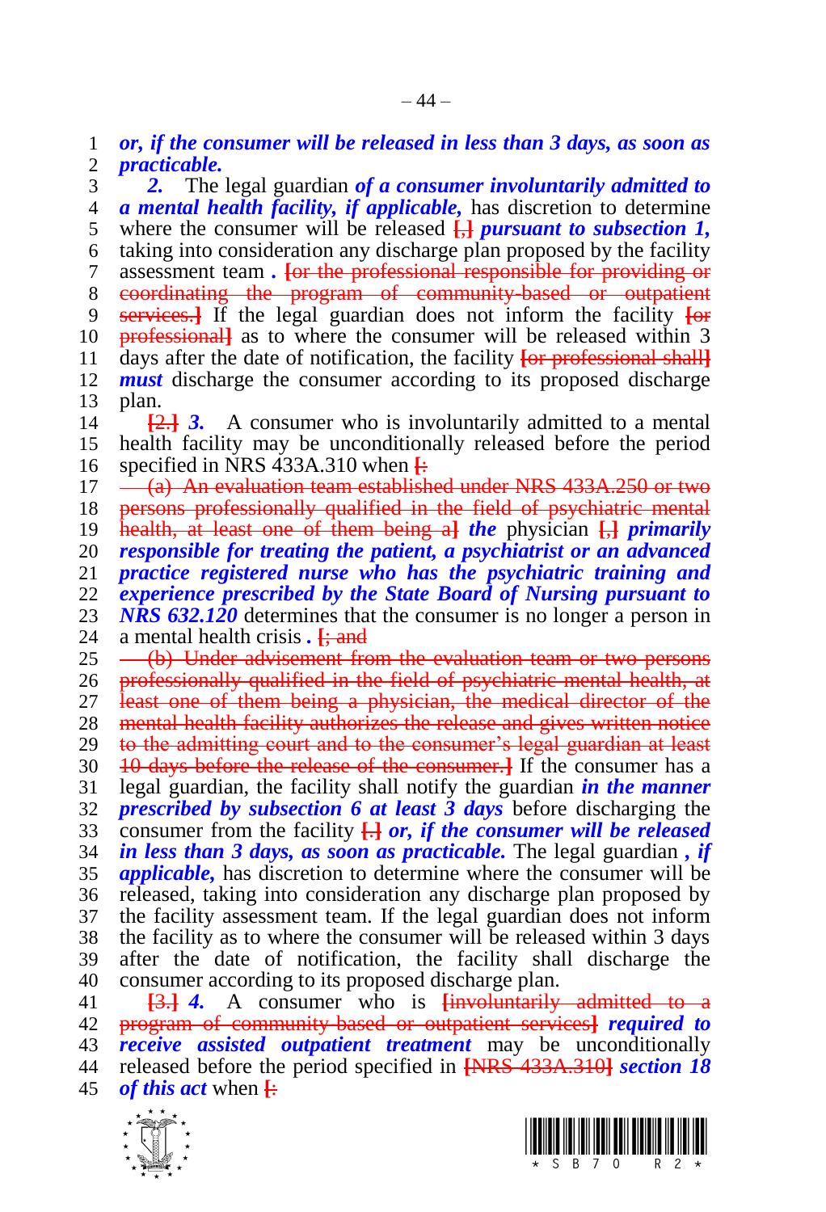***or, if the consumer will be released in less than 3 days, as soon as practicable.***

***2.*** The legal guardian ***of a consumer involuntarily admitted to a mental health facility, if applicable,*** has discretion to determine where the consumer will be released **[,]** ***pursuant to subsection 1,*** taking into consideration any discharge plan proposed by the facility assessment team ***.*** ~~**[**or the professional responsible for providing or coordinating the program of community-based or outpatient services.**]**~~ If the legal guardian does not inform the facility ~~**[**or professional**]**~~ as to where the consumer will be released within 3 days after the date of notification, the facility ~~**[**or professional shall**]**~~ ***must*** discharge the consumer according to its proposed discharge plan.

~~**[**2.**]**~~ ***3.*** A consumer who is involuntarily admitted to a mental health facility may be unconditionally released before the period specified in NRS 433A.310 when ~~**[**:~~

~~(a) An evaluation team established under NRS 433A.250 or two persons professionally qualified in the field of psychiatric mental health, at least one of them being a**]**~~ ***the*** physician **[,]** ***primarily responsible for treating the patient, a psychiatrist or an advanced practice registered nurse who has the psychiatric training and experience prescribed by the State Board of Nursing pursuant to NRS 632.120*** determines that the consumer is no longer a person in a mental health crisis ***.*** ~~**[**; and~~

~~(b) Under advisement from the evaluation team or two persons professionally qualified in the field of psychiatric mental health, at least one of them being a physician, the medical director of the mental health facility authorizes the release and gives written notice to the admitting court and to the consumer's legal guardian at least 10 days before the release of the consumer.**]**~~ If the consumer has a legal guardian, the facility shall notify the guardian ***in the manner prescribed by subsection 6 at least 3 days*** before discharging the consumer from the facility **[.]** ***or, if the consumer will be released in less than 3 days, as soon as practicable.*** The legal guardian ***, if applicable,*** has discretion to determine where the consumer will be released, taking into consideration any discharge plan proposed by the facility assessment team. If the legal guardian does not inform the facility as to where the consumer will be released within 3 days after the date of notification, the facility shall discharge the consumer according to its proposed discharge plan.

~~**[**3.**]**~~ ***4.*** A consumer who is ~~**[**involuntarily admitted to a program of community-based or outpatient services**]**~~ ***required to receive assisted outpatient treatment*** may be unconditionally released before the period specified in ~~**[**NRS 433A.310**]**~~ ***section 18 of this act*** when ~~**[**:~~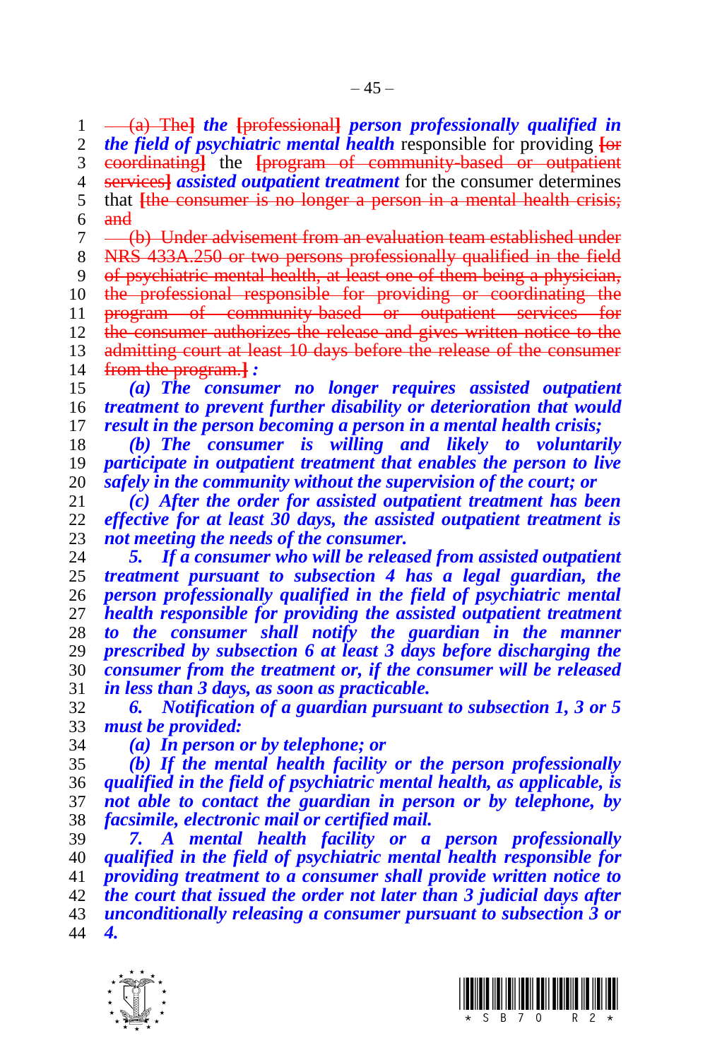~~(a) The]~~ ***the*** ~~[professional]~~ ***person professionally qualified in the field of psychiatric mental health*** responsible for providing ~~[or coordinating]~~ the ~~[program of community-based or outpatient services]~~ ***assisted outpatient treatment*** for the consumer determines that ~~[the consumer is no longer a person in a mental health crisis; and~~

~~(b) Under advisement from an evaluation team established under NRS 433A.250 or two persons professionally qualified in the field of psychiatric mental health, at least one of them being a physician, the professional responsible for providing or coordinating the program of community-based or outpatient services for the consumer authorizes the release and gives written notice to the admitting court at least 10 days before the release of the consumer from the program.]~~ ***:***

***(a) The consumer no longer requires assisted outpatient treatment to prevent further disability or deterioration that would result in the person becoming a person in a mental health crisis;***

***(b) The consumer is willing and likely to voluntarily participate in outpatient treatment that enables the person to live safely in the community without the supervision of the court; or***

***(c) After the order for assisted outpatient treatment has been effective for at least 30 days, the assisted outpatient treatment is not meeting the needs of the consumer.***

***5. If a consumer who will be released from assisted outpatient treatment pursuant to subsection 4 has a legal guardian, the person professionally qualified in the field of psychiatric mental health responsible for providing the assisted outpatient treatment to the consumer shall notify the guardian in the manner prescribed by subsection 6 at least 3 days before discharging the consumer from the treatment or, if the consumer will be released in less than 3 days, as soon as practicable.***

***6. Notification of a guardian pursuant to subsection 1, 3 or 5 must be provided:***

***(a) In person or by telephone; or***

***(b) If the mental health facility or the person professionally qualified in the field of psychiatric mental health, as applicable, is not able to contact the guardian in person or by telephone, by facsimile, electronic mail or certified mail.***

***7. A mental health facility or a person professionally qualified in the field of psychiatric mental health responsible for providing treatment to a consumer shall provide written notice to the court that issued the order not later than 3 judicial days after unconditionally releasing a consumer pursuant to subsection 3 or 4.***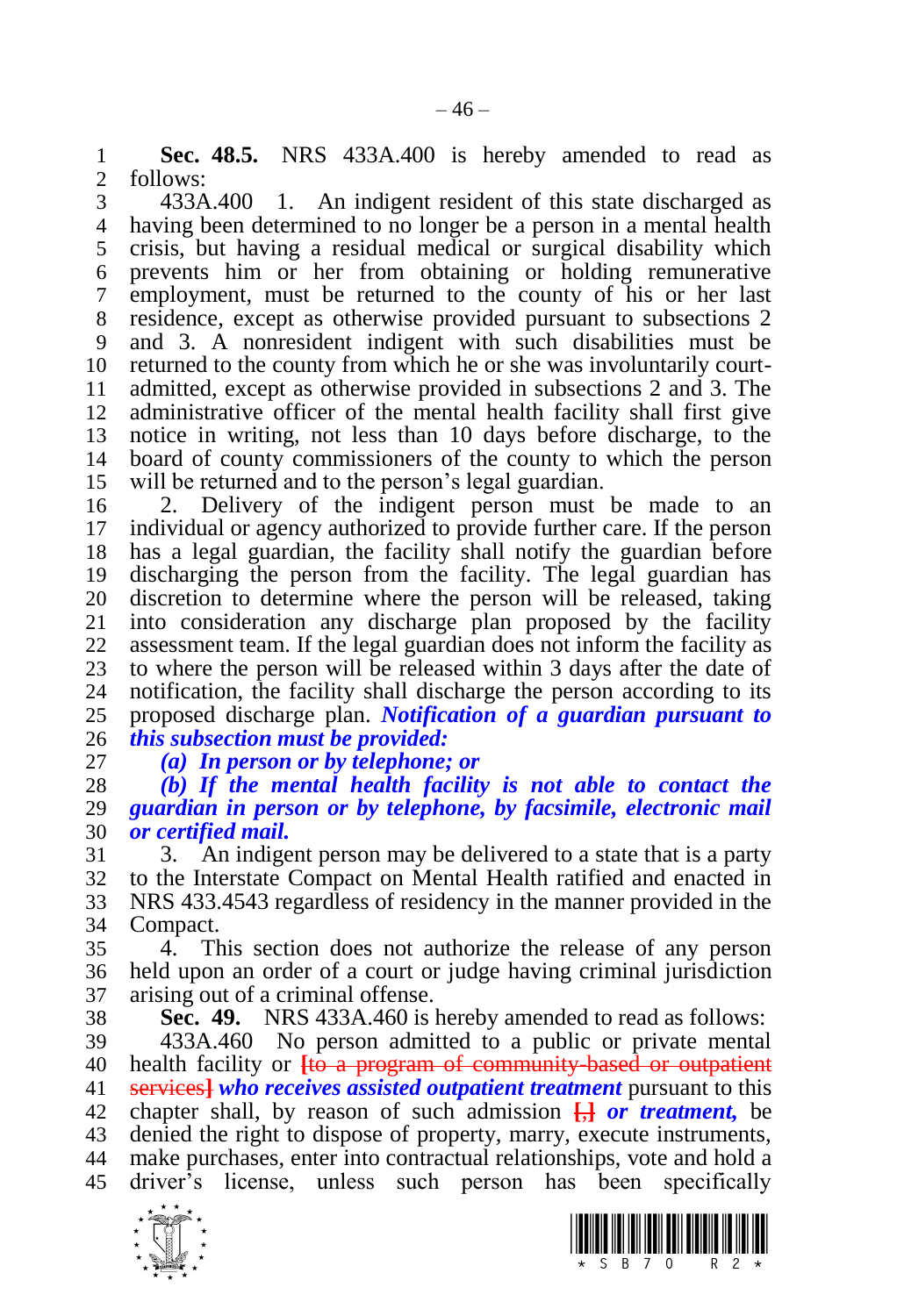**Sec. 48.5.** NRS 433A.400 is hereby amended to read as follows:

433A.400 1. An indigent resident of this state discharged as having been determined to no longer be a person in a mental health crisis, but having a residual medical or surgical disability which prevents him or her from obtaining or holding remunerative employment, must be returned to the county of his or her last residence, except as otherwise provided pursuant to subsections 2 and 3. A nonresident indigent with such disabilities must be returned to the county from which he or she was involuntarily court-admitted, except as otherwise provided in subsections 2 and 3. The administrative officer of the mental health facility shall first give notice in writing, not less than 10 days before discharge, to the board of county commissioners of the county to which the person will be returned and to the person's legal guardian.

2. Delivery of the indigent person must be made to an individual or agency authorized to provide further care. If the person has a legal guardian, the facility shall notify the guardian before discharging the person from the facility. The legal guardian has discretion to determine where the person will be released, taking into consideration any discharge plan proposed by the facility assessment team. If the legal guardian does not inform the facility as to where the person will be released within 3 days after the date of notification, the facility shall discharge the person according to its proposed discharge plan. ***Notification of a guardian pursuant to this subsection must be provided:***

***(a) In person or by telephone; or***

***(b) If the mental health facility is not able to contact the guardian in person or by telephone, by facsimile, electronic mail or certified mail.***

3. An indigent person may be delivered to a state that is a party to the Interstate Compact on Mental Health ratified and enacted in NRS 433.4543 regardless of residency in the manner provided in the Compact.

4. This section does not authorize the release of any person held upon an order of a court or judge having criminal jurisdiction arising out of a criminal offense.

**Sec. 49.** NRS 433A.460 is hereby amended to read as follows:

433A.460 No person admitted to a public or private mental health facility or ~~[to a program of community-based or outpatient services]~~ ***who receives assisted outpatient treatment*** pursuant to this chapter shall, by reason of such admission ~~[,]~~ ***or treatment,*** be denied the right to dispose of property, marry, execute instruments, make purchases, enter into contractual relationships, vote and hold a driver's license, unless such person has been specifically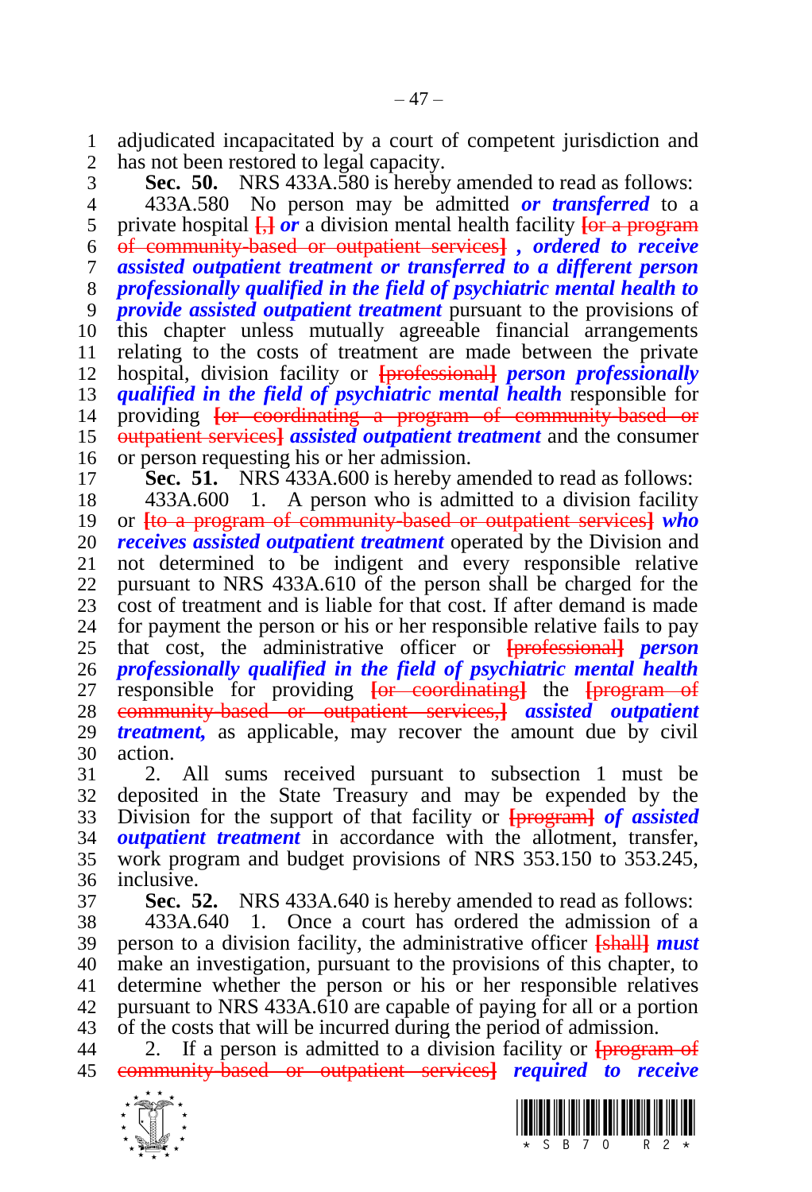adjudicated incapacitated by a court of competent jurisdiction and has not been restored to legal capacity.

**Sec. 50.** NRS 433A.580 is hereby amended to read as follows:

433A.580 No person may be admitted ***or transferred*** to a private hospital [,] ***or*** a division mental health facility [or a program of community-based or outpatient services] ***, ordered to receive assisted outpatient treatment or transferred to a different person professionally qualified in the field of psychiatric mental health to provide assisted outpatient treatment*** pursuant to the provisions of this chapter unless mutually agreeable financial arrangements relating to the costs of treatment are made between the private hospital, division facility or [professional] ***person professionally qualified in the field of psychiatric mental health*** responsible for providing [or coordinating a program of community-based or outpatient services] ***assisted outpatient treatment*** and the consumer or person requesting his or her admission.

**Sec. 51.** NRS 433A.600 is hereby amended to read as follows:

433A.600 1. A person who is admitted to a division facility or [to a program of community-based or outpatient services] ***who receives assisted outpatient treatment*** operated by the Division and not determined to be indigent and every responsible relative pursuant to NRS 433A.610 of the person shall be charged for the cost of treatment and is liable for that cost. If after demand is made for payment the person or his or her responsible relative fails to pay that cost, the administrative officer or [professional] ***person professionally qualified in the field of psychiatric mental health*** responsible for providing [or coordinating] the [program of community-based or outpatient services,] ***assisted outpatient treatment,*** as applicable, may recover the amount due by civil action.

2. All sums received pursuant to subsection 1 must be deposited in the State Treasury and may be expended by the Division for the support of that facility or [program] ***of assisted outpatient treatment*** in accordance with the allotment, transfer, work program and budget provisions of NRS 353.150 to 353.245, inclusive.

**Sec. 52.** NRS 433A.640 is hereby amended to read as follows:

433A.640 1. Once a court has ordered the admission of a person to a division facility, the administrative officer [shall] ***must*** make an investigation, pursuant to the provisions of this chapter, to determine whether the person or his or her responsible relatives pursuant to NRS 433A.610 are capable of paying for all or a portion of the costs that will be incurred during the period of admission.

2. If a person is admitted to a division facility or [program of community-based or outpatient services] ***required to receive***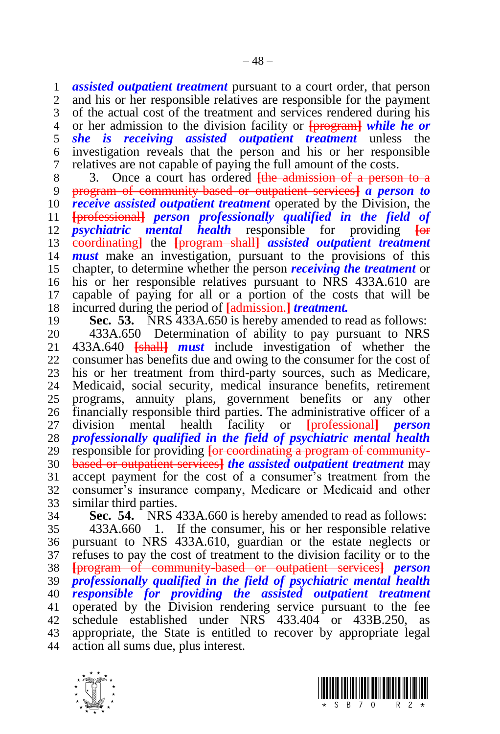***assisted outpatient treatment*** pursuant to a court order, that person and his or her responsible relatives are responsible for the payment of the actual cost of the treatment and services rendered during his or her admission to the division facility or ~~[program]~~ ***while he or she is receiving assisted outpatient treatment*** unless the investigation reveals that the person and his or her responsible relatives are not capable of paying the full amount of the costs.

3. Once a court has ordered ~~[the admission of a person to a program of community-based or outpatient services]~~ ***a person to receive assisted outpatient treatment*** operated by the Division, the ~~[professional]~~ ***person professionally qualified in the field of psychiatric mental health*** responsible for providing ~~[or coordinating]~~ the ~~[program shall]~~ ***assisted outpatient treatment must*** make an investigation, pursuant to the provisions of this chapter, to determine whether the person ***receiving the treatment*** or his or her responsible relatives pursuant to NRS 433A.610 are capable of paying for all or a portion of the costs that will be incurred during the period of ~~[admission.]~~ ***treatment.***

**Sec. 53.** NRS 433A.650 is hereby amended to read as follows:

433A.650 Determination of ability to pay pursuant to NRS 433A.640 ~~[shall]~~ ***must*** include investigation of whether the consumer has benefits due and owing to the consumer for the cost of his or her treatment from third-party sources, such as Medicare, Medicaid, social security, medical insurance benefits, retirement programs, annuity plans, government benefits or any other financially responsible third parties. The administrative officer of a division mental health facility or ~~[professional]~~ ***person professionally qualified in the field of psychiatric mental health*** responsible for providing ~~[or coordinating a program of community-based or outpatient services]~~ ***the assisted outpatient treatment*** may accept payment for the cost of a consumer's treatment from the consumer's insurance company, Medicare or Medicaid and other similar third parties.

**Sec. 54.** NRS 433A.660 is hereby amended to read as follows:

433A.660 1. If the consumer, his or her responsible relative pursuant to NRS 433A.610, guardian or the estate neglects or refuses to pay the cost of treatment to the division facility or to the ~~[program of community-based or outpatient services]~~ ***person professionally qualified in the field of psychiatric mental health responsible for providing the assisted outpatient treatment*** operated by the Division rendering service pursuant to the fee schedule established under NRS 433.404 or 433B.250, as appropriate, the State is entitled to recover by appropriate legal action all sums due, plus interest.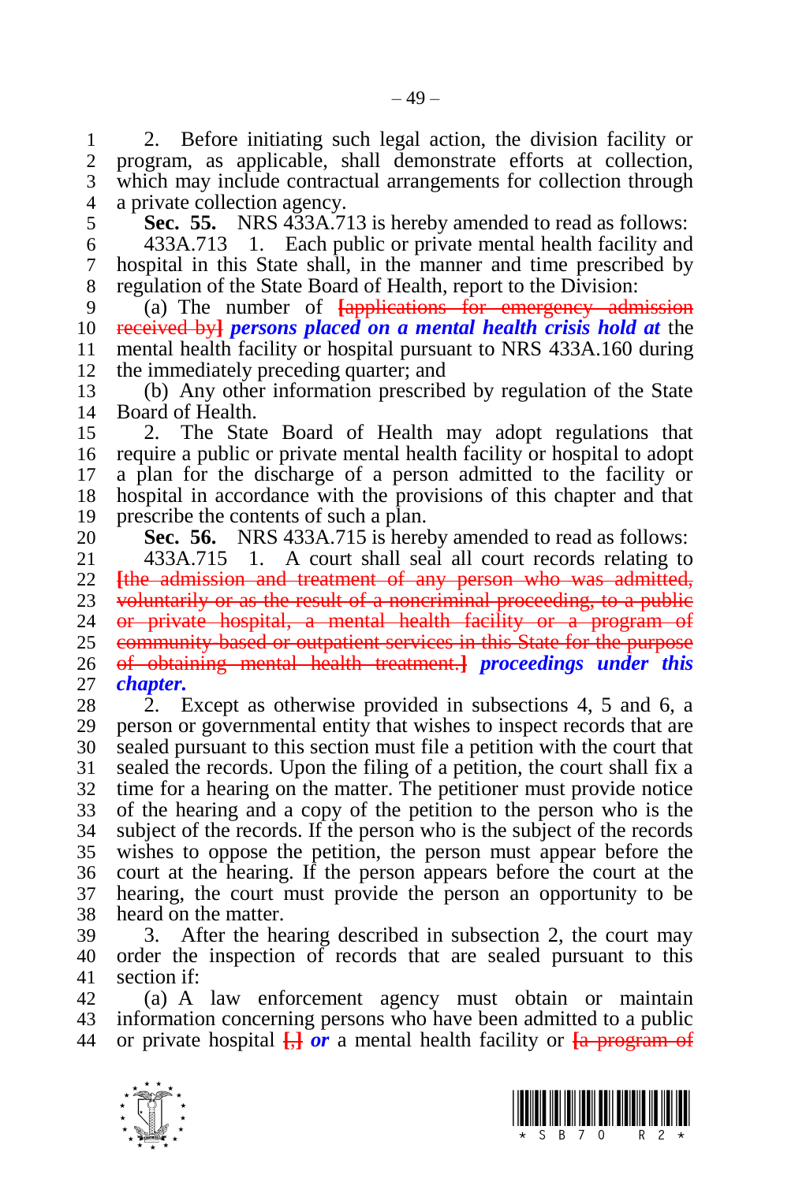2. Before initiating such legal action, the division facility or program, as applicable, shall demonstrate efforts at collection, which may include contractual arrangements for collection through a private collection agency.

**Sec. 55.** NRS 433A.713 is hereby amended to read as follows:

433A.713 1. Each public or private mental health facility and hospital in this State shall, in the manner and time prescribed by regulation of the State Board of Health, report to the Division:

(a) The number of ~~[applications for emergency admission received by]~~ ***persons placed on a mental health crisis hold at*** the mental health facility or hospital pursuant to NRS 433A.160 during the immediately preceding quarter; and

(b) Any other information prescribed by regulation of the State Board of Health.

2. The State Board of Health may adopt regulations that require a public or private mental health facility or hospital to adopt a plan for the discharge of a person admitted to the facility or hospital in accordance with the provisions of this chapter and that prescribe the contents of such a plan.

**Sec. 56.** NRS 433A.715 is hereby amended to read as follows:

433A.715 1. A court shall seal all court records relating to ~~[the admission and treatment of any person who was admitted, voluntarily or as the result of a noncriminal proceeding, to a public or private hospital, a mental health facility or a program of community-based or outpatient services in this State for the purpose of obtaining mental health treatment.]~~ ***proceedings under this chapter.***

2. Except as otherwise provided in subsections 4, 5 and 6, a person or governmental entity that wishes to inspect records that are sealed pursuant to this section must file a petition with the court that sealed the records. Upon the filing of a petition, the court shall fix a time for a hearing on the matter. The petitioner must provide notice of the hearing and a copy of the petition to the person who is the subject of the records. If the person who is the subject of the records wishes to oppose the petition, the person must appear before the court at the hearing. If the person appears before the court at the hearing, the court must provide the person an opportunity to be heard on the matter.

3. After the hearing described in subsection 2, the court may order the inspection of records that are sealed pursuant to this section if:

(a) A law enforcement agency must obtain or maintain information concerning persons who have been admitted to a public or private hospital ~~[,]~~ ***or*** a mental health facility or ~~[a program of~~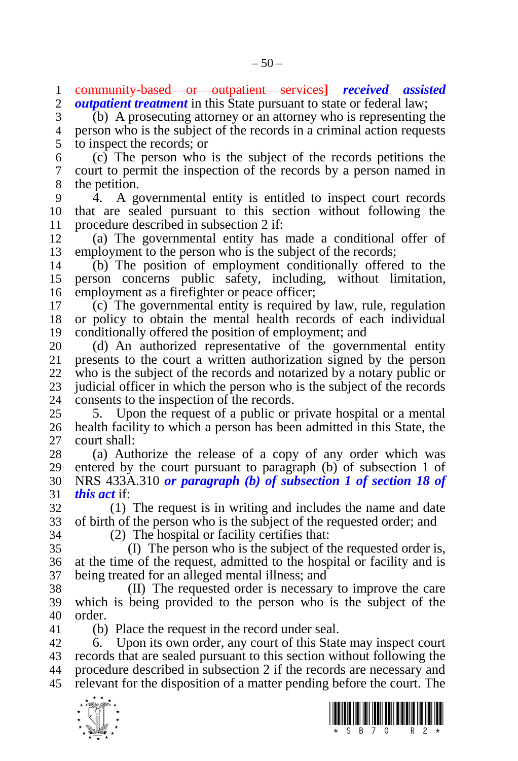~~community-based or outpatient services]~~ ***received assisted outpatient treatment*** in this State pursuant to state or federal law;

(b) A prosecuting attorney or an attorney who is representing the person who is the subject of the records in a criminal action requests to inspect the records; or

(c) The person who is the subject of the records petitions the court to permit the inspection of the records by a person named in the petition.

4. A governmental entity is entitled to inspect court records that are sealed pursuant to this section without following the procedure described in subsection 2 if:

(a) The governmental entity has made a conditional offer of employment to the person who is the subject of the records;

(b) The position of employment conditionally offered to the person concerns public safety, including, without limitation, employment as a firefighter or peace officer;

(c) The governmental entity is required by law, rule, regulation or policy to obtain the mental health records of each individual conditionally offered the position of employment; and

(d) An authorized representative of the governmental entity presents to the court a written authorization signed by the person who is the subject of the records and notarized by a notary public or judicial officer in which the person who is the subject of the records consents to the inspection of the records.

5. Upon the request of a public or private hospital or a mental health facility to which a person has been admitted in this State, the court shall:

(a) Authorize the release of a copy of any order which was entered by the court pursuant to paragraph (b) of subsection 1 of NRS 433A.310 ***or paragraph (b) of subsection 1 of section 18 of this act*** if:

(1) The request is in writing and includes the name and date of birth of the person who is the subject of the requested order; and

(2) The hospital or facility certifies that:

(I) The person who is the subject of the requested order is, at the time of the request, admitted to the hospital or facility and is being treated for an alleged mental illness; and

(II) The requested order is necessary to improve the care which is being provided to the person who is the subject of the order.

(b) Place the request in the record under seal.

6. Upon its own order, any court of this State may inspect court records that are sealed pursuant to this section without following the procedure described in subsection 2 if the records are necessary and relevant for the disposition of a matter pending before the court. The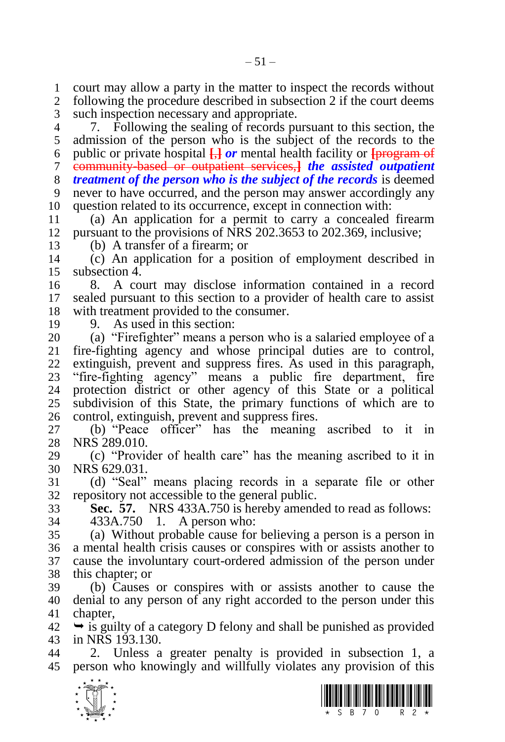court may allow a party in the matter to inspect the records without following the procedure described in subsection 2 if the court deems such inspection necessary and appropriate.

7. Following the sealing of records pursuant to this section, the admission of the person who is the subject of the records to the public or private hospital [,] ***or*** mental health facility or [program of community-based or outpatient services,] ***the assisted outpatient treatment of the person who is the subject of the records*** is deemed never to have occurred, and the person may answer accordingly any question related to its occurrence, except in connection with:

(a) An application for a permit to carry a concealed firearm pursuant to the provisions of NRS 202.3653 to 202.369, inclusive;

(b) A transfer of a firearm; or

(c) An application for a position of employment described in subsection 4.

8. A court may disclose information contained in a record sealed pursuant to this section to a provider of health care to assist with treatment provided to the consumer.

9. As used in this section:

(a) "Firefighter" means a person who is a salaried employee of a fire-fighting agency and whose principal duties are to control, extinguish, prevent and suppress fires. As used in this paragraph, "fire-fighting agency" means a public fire department, fire protection district or other agency of this State or a political subdivision of this State, the primary functions of which are to control, extinguish, prevent and suppress fires.

(b) "Peace officer" has the meaning ascribed to it in NRS 289.010.

(c) "Provider of health care" has the meaning ascribed to it in NRS 629.031.

(d) "Seal" means placing records in a separate file or other repository not accessible to the general public.

**Sec. 57.** NRS 433A.750 is hereby amended to read as follows:

433A.750 1. A person who:

(a) Without probable cause for believing a person is a person in a mental health crisis causes or conspires with or assists another to cause the involuntary court-ordered admission of the person under this chapter; or

(b) Causes or conspires with or assists another to cause the denial to any person of any right accorded to the person under this chapter,

➥ is guilty of a category D felony and shall be punished as provided in NRS 193.130.

2. Unless a greater penalty is provided in subsection 1, a person who knowingly and willfully violates any provision of this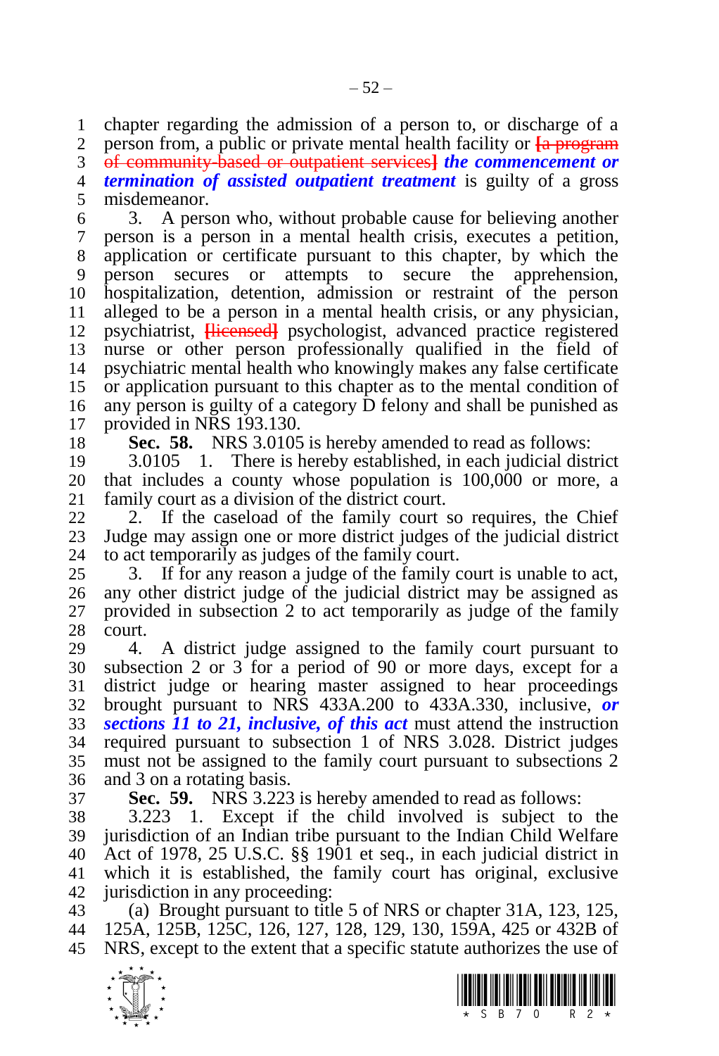chapter regarding the admission of a person to, or discharge of a person from, a public or private mental health facility or ~~[a program of community-based or outpatient services]~~ ***the commencement or termination of assisted outpatient treatment*** is guilty of a gross misdemeanor.

3. A person who, without probable cause for believing another person is a person in a mental health crisis, executes a petition, application or certificate pursuant to this chapter, by which the person secures or attempts to secure the apprehension, hospitalization, detention, admission or restraint of the person alleged to be a person in a mental health crisis, or any physician, psychiatrist, ~~[licensed]~~ psychologist, advanced practice registered nurse or other person professionally qualified in the field of psychiatric mental health who knowingly makes any false certificate or application pursuant to this chapter as to the mental condition of any person is guilty of a category D felony and shall be punished as provided in NRS 193.130.

**Sec. 58.** NRS 3.0105 is hereby amended to read as follows:

3.0105 1. There is hereby established, in each judicial district that includes a county whose population is 100,000 or more, a family court as a division of the district court.

2. If the caseload of the family court so requires, the Chief Judge may assign one or more district judges of the judicial district to act temporarily as judges of the family court.

3. If for any reason a judge of the family court is unable to act, any other district judge of the judicial district may be assigned as provided in subsection 2 to act temporarily as judge of the family court.

4. A district judge assigned to the family court pursuant to subsection 2 or 3 for a period of 90 or more days, except for a district judge or hearing master assigned to hear proceedings brought pursuant to NRS 433A.200 to 433A.330, inclusive, ***or sections 11 to 21, inclusive, of this act*** must attend the instruction required pursuant to subsection 1 of NRS 3.028. District judges must not be assigned to the family court pursuant to subsections 2 and 3 on a rotating basis.

**Sec. 59.** NRS 3.223 is hereby amended to read as follows:

3.223 1. Except if the child involved is subject to the jurisdiction of an Indian tribe pursuant to the Indian Child Welfare Act of 1978, 25 U.S.C. §§ 1901 et seq., in each judicial district in which it is established, the family court has original, exclusive jurisdiction in any proceeding:

(a) Brought pursuant to title 5 of NRS or chapter 31A, 123, 125, 125A, 125B, 125C, 126, 127, 128, 129, 130, 159A, 425 or 432B of NRS, except to the extent that a specific statute authorizes the use of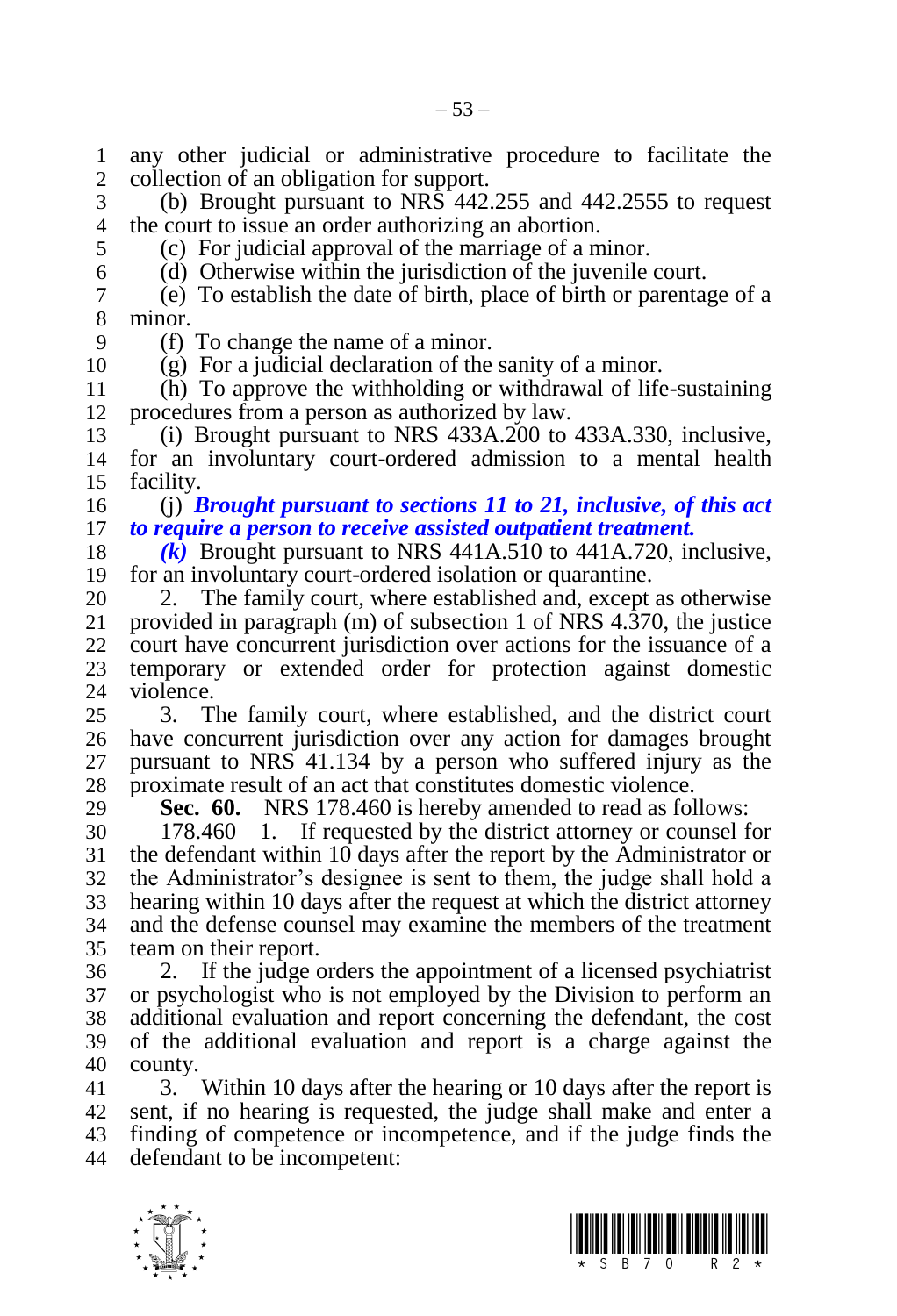any other judicial or administrative procedure to facilitate the collection of an obligation for support.

(b) Brought pursuant to NRS 442.255 and 442.2555 to request the court to issue an order authorizing an abortion.

(c) For judicial approval of the marriage of a minor.

(d) Otherwise within the jurisdiction of the juvenile court.

(e) To establish the date of birth, place of birth or parentage of a minor.

(f) To change the name of a minor.

(g) For a judicial declaration of the sanity of a minor.

(h) To approve the withholding or withdrawal of life-sustaining procedures from a person as authorized by law.

(i) Brought pursuant to NRS 433A.200 to 433A.330, inclusive, for an involuntary court-ordered admission to a mental health facility.

(j) ***Brought pursuant to sections 11 to 21, inclusive, of this act to require a person to receive assisted outpatient treatment.***

***(k)*** Brought pursuant to NRS 441A.510 to 441A.720, inclusive, for an involuntary court-ordered isolation or quarantine.

2. The family court, where established and, except as otherwise provided in paragraph (m) of subsection 1 of NRS 4.370, the justice court have concurrent jurisdiction over actions for the issuance of a temporary or extended order for protection against domestic violence.

3. The family court, where established, and the district court have concurrent jurisdiction over any action for damages brought pursuant to NRS 41.134 by a person who suffered injury as the proximate result of an act that constitutes domestic violence.

**Sec. 60.** NRS 178.460 is hereby amended to read as follows:

178.460 1. If requested by the district attorney or counsel for the defendant within 10 days after the report by the Administrator or the Administrator's designee is sent to them, the judge shall hold a hearing within 10 days after the request at which the district attorney and the defense counsel may examine the members of the treatment team on their report.

2. If the judge orders the appointment of a licensed psychiatrist or psychologist who is not employed by the Division to perform an additional evaluation and report concerning the defendant, the cost of the additional evaluation and report is a charge against the county.

3. Within 10 days after the hearing or 10 days after the report is sent, if no hearing is requested, the judge shall make and enter a finding of competence or incompetence, and if the judge finds the defendant to be incompetent: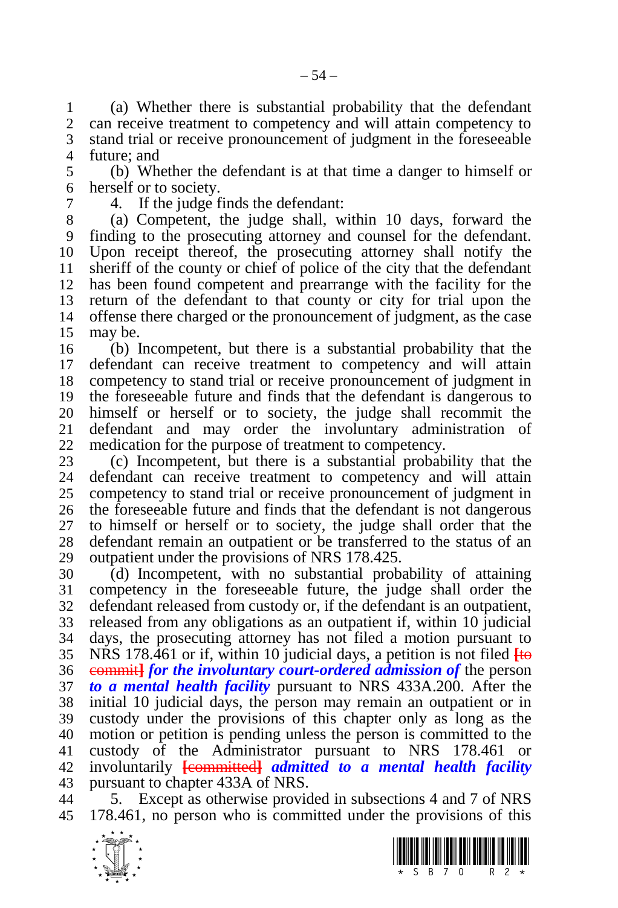(a) Whether there is substantial probability that the defendant can receive treatment to competency and will attain competency to stand trial or receive pronouncement of judgment in the foreseeable future; and

(b) Whether the defendant is at that time a danger to himself or herself or to society.

4. If the judge finds the defendant:

(a) Competent, the judge shall, within 10 days, forward the finding to the prosecuting attorney and counsel for the defendant. Upon receipt thereof, the prosecuting attorney shall notify the sheriff of the county or chief of police of the city that the defendant has been found competent and prearrange with the facility for the return of the defendant to that county or city for trial upon the offense there charged or the pronouncement of judgment, as the case may be.

(b) Incompetent, but there is a substantial probability that the defendant can receive treatment to competency and will attain competency to stand trial or receive pronouncement of judgment in the foreseeable future and finds that the defendant is dangerous to himself or herself or to society, the judge shall recommit the defendant and may order the involuntary administration of medication for the purpose of treatment to competency.

(c) Incompetent, but there is a substantial probability that the defendant can receive treatment to competency and will attain competency to stand trial or receive pronouncement of judgment in the foreseeable future and finds that the defendant is not dangerous to himself or herself or to society, the judge shall order that the defendant remain an outpatient or be transferred to the status of an outpatient under the provisions of NRS 178.425.

(d) Incompetent, with no substantial probability of attaining competency in the foreseeable future, the judge shall order the defendant released from custody or, if the defendant is an outpatient, released from any obligations as an outpatient if, within 10 judicial days, the prosecuting attorney has not filed a motion pursuant to NRS 178.461 or if, within 10 judicial days, a petition is not filed [to commit] ***for the involuntary court-ordered admission of*** the person ***to a mental health facility*** pursuant to NRS 433A.200. After the initial 10 judicial days, the person may remain an outpatient or in custody under the provisions of this chapter only as long as the motion or petition is pending unless the person is committed to the custody of the Administrator pursuant to NRS 178.461 or involuntarily [committed] ***admitted to a mental health facility*** pursuant to chapter 433A of NRS.

5. Except as otherwise provided in subsections 4 and 7 of NRS 178.461, no person who is committed under the provisions of this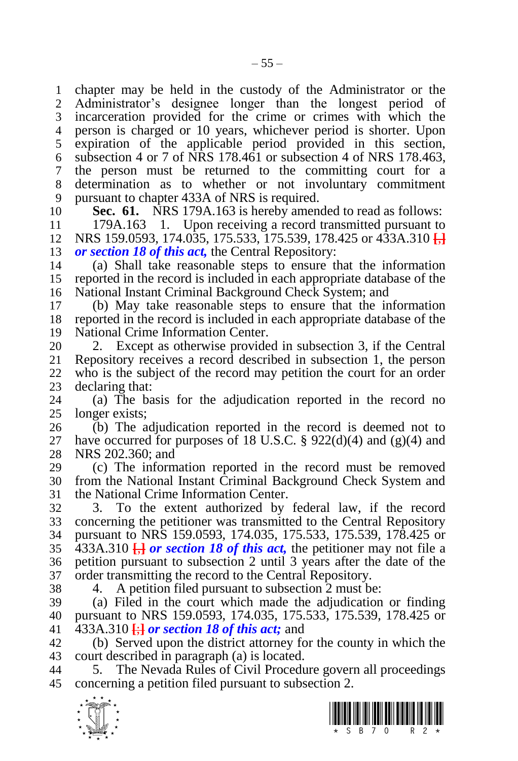chapter may be held in the custody of the Administrator or the Administrator's designee longer than the longest period of incarceration provided for the crime or crimes with which the person is charged or 10 years, whichever period is shorter. Upon expiration of the applicable period provided in this section, subsection 4 or 7 of NRS 178.461 or subsection 4 of NRS 178.463, the person must be returned to the committing court for a determination as to whether or not involuntary commitment pursuant to chapter 433A of NRS is required.

**Sec. 61.** NRS 179A.163 is hereby amended to read as follows:

179A.163 1. Upon receiving a record transmitted pursuant to NRS 159.0593, 174.035, 175.533, 175.539, 178.425 or 433A.310 [,] ***or section 18 of this act,*** the Central Repository:

(a) Shall take reasonable steps to ensure that the information reported in the record is included in each appropriate database of the National Instant Criminal Background Check System; and

(b) May take reasonable steps to ensure that the information reported in the record is included in each appropriate database of the National Crime Information Center.

2. Except as otherwise provided in subsection 3, if the Central Repository receives a record described in subsection 1, the person who is the subject of the record may petition the court for an order declaring that:

(a) The basis for the adjudication reported in the record no longer exists;

(b) The adjudication reported in the record is deemed not to have occurred for purposes of 18 U.S.C. § 922(d)(4) and (g)(4) and NRS 202.360; and

(c) The information reported in the record must be removed from the National Instant Criminal Background Check System and the National Crime Information Center.

3. To the extent authorized by federal law, if the record concerning the petitioner was transmitted to the Central Repository pursuant to NRS 159.0593, 174.035, 175.533, 175.539, 178.425 or 433A.310 [,] ***or section 18 of this act,*** the petitioner may not file a petition pursuant to subsection 2 until 3 years after the date of the order transmitting the record to the Central Repository.

4. A petition filed pursuant to subsection 2 must be:

(a) Filed in the court which made the adjudication or finding pursuant to NRS 159.0593, 174.035, 175.533, 175.539, 178.425 or 433A.310 [;] ***or section 18 of this act;*** and

(b) Served upon the district attorney for the county in which the court described in paragraph (a) is located.

5. The Nevada Rules of Civil Procedure govern all proceedings concerning a petition filed pursuant to subsection 2.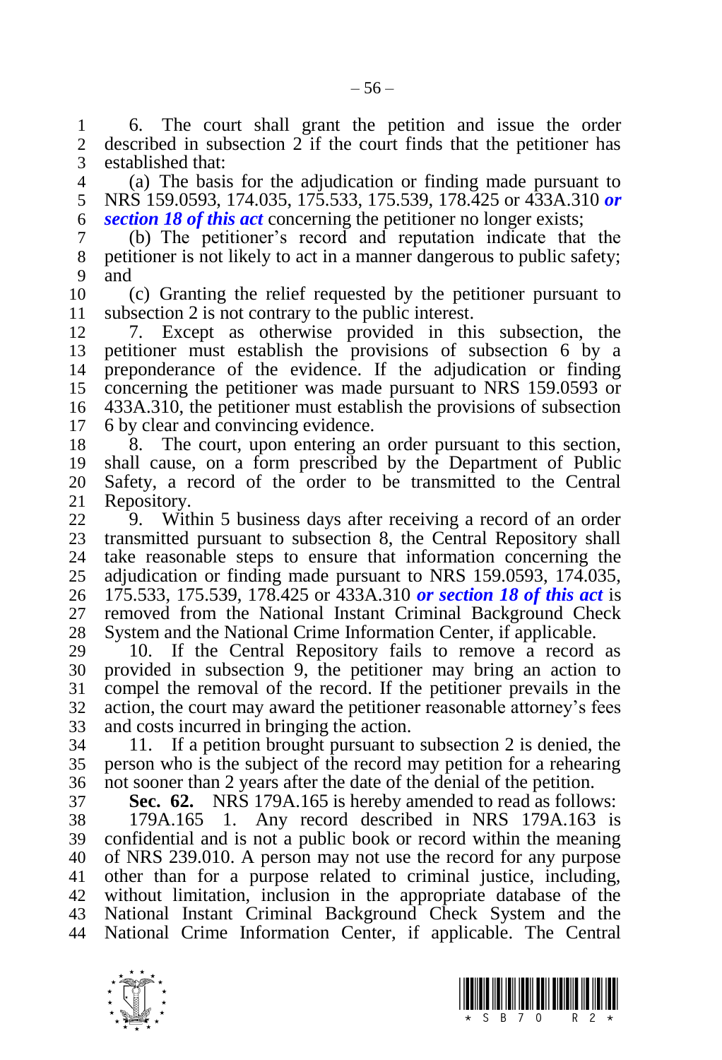6. The court shall grant the petition and issue the order described in subsection 2 if the court finds that the petitioner has established that:

(a) The basis for the adjudication or finding made pursuant to NRS 159.0593, 174.035, 175.533, 175.539, 178.425 or 433A.310 ***or section 18 of this act*** concerning the petitioner no longer exists;

(b) The petitioner's record and reputation indicate that the petitioner is not likely to act in a manner dangerous to public safety; and

(c) Granting the relief requested by the petitioner pursuant to subsection 2 is not contrary to the public interest.

7. Except as otherwise provided in this subsection, the petitioner must establish the provisions of subsection 6 by a preponderance of the evidence. If the adjudication or finding concerning the petitioner was made pursuant to NRS 159.0593 or 433A.310, the petitioner must establish the provisions of subsection 6 by clear and convincing evidence.

8. The court, upon entering an order pursuant to this section, shall cause, on a form prescribed by the Department of Public Safety, a record of the order to be transmitted to the Central Repository.

9. Within 5 business days after receiving a record of an order transmitted pursuant to subsection 8, the Central Repository shall take reasonable steps to ensure that information concerning the adjudication or finding made pursuant to NRS 159.0593, 174.035, 175.533, 175.539, 178.425 or 433A.310 ***or section 18 of this act*** is removed from the National Instant Criminal Background Check System and the National Crime Information Center, if applicable.

10. If the Central Repository fails to remove a record as provided in subsection 9, the petitioner may bring an action to compel the removal of the record. If the petitioner prevails in the action, the court may award the petitioner reasonable attorney's fees and costs incurred in bringing the action.

11. If a petition brought pursuant to subsection 2 is denied, the person who is the subject of the record may petition for a rehearing not sooner than 2 years after the date of the denial of the petition.

**Sec. 62.** NRS 179A.165 is hereby amended to read as follows:

179A.165 1. Any record described in NRS 179A.163 is confidential and is not a public book or record within the meaning of NRS 239.010. A person may not use the record for any purpose other than for a purpose related to criminal justice, including, without limitation, inclusion in the appropriate database of the National Instant Criminal Background Check System and the National Crime Information Center, if applicable. The Central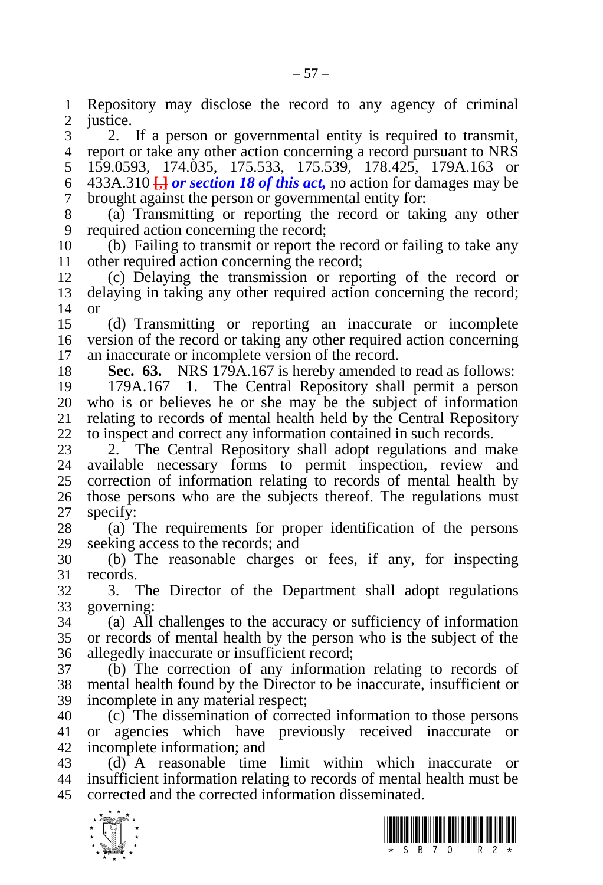Repository may disclose the record to any agency of criminal justice.

2. If a person or governmental entity is required to transmit, report or take any other action concerning a record pursuant to NRS 159.0593, 174.035, 175.533, 175.539, 178.425, 179A.163 or 433A.310 [,] ***or section 18 of this act,*** no action for damages may be brought against the person or governmental entity for:

(a) Transmitting or reporting the record or taking any other required action concerning the record;

(b) Failing to transmit or report the record or failing to take any other required action concerning the record;

(c) Delaying the transmission or reporting of the record or delaying in taking any other required action concerning the record; or

(d) Transmitting or reporting an inaccurate or incomplete version of the record or taking any other required action concerning an inaccurate or incomplete version of the record.

**Sec. 63.** NRS 179A.167 is hereby amended to read as follows:

179A.167 1. The Central Repository shall permit a person who is or believes he or she may be the subject of information relating to records of mental health held by the Central Repository to inspect and correct any information contained in such records.

2. The Central Repository shall adopt regulations and make available necessary forms to permit inspection, review and correction of information relating to records of mental health by those persons who are the subjects thereof. The regulations must specify:

(a) The requirements for proper identification of the persons seeking access to the records; and

(b) The reasonable charges or fees, if any, for inspecting records.

3. The Director of the Department shall adopt regulations governing:

(a) All challenges to the accuracy or sufficiency of information or records of mental health by the person who is the subject of the allegedly inaccurate or insufficient record;

(b) The correction of any information relating to records of mental health found by the Director to be inaccurate, insufficient or incomplete in any material respect;

(c) The dissemination of corrected information to those persons or agencies which have previously received inaccurate or incomplete information; and

(d) A reasonable time limit within which inaccurate or insufficient information relating to records of mental health must be corrected and the corrected information disseminated.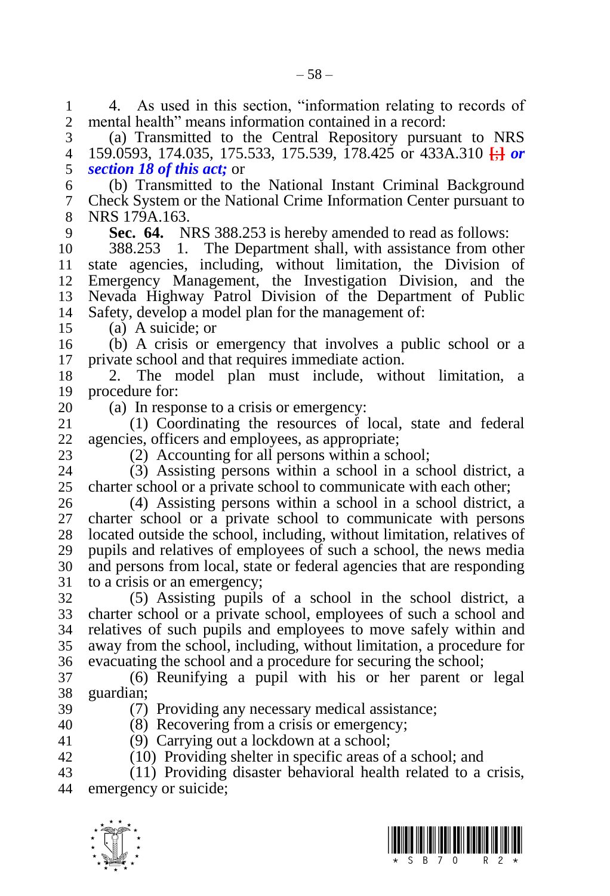4. As used in this section, "information relating to records of mental health" means information contained in a record:

(a) Transmitted to the Central Repository pursuant to NRS 159.0593, 174.035, 175.533, 175.539, 178.425 or 433A.310 [;] ***or section 18 of this act;*** or

(b) Transmitted to the National Instant Criminal Background Check System or the National Crime Information Center pursuant to NRS 179A.163.

**Sec. 64.** NRS 388.253 is hereby amended to read as follows:

388.253 1. The Department shall, with assistance from other state agencies, including, without limitation, the Division of Emergency Management, the Investigation Division, and the Nevada Highway Patrol Division of the Department of Public Safety, develop a model plan for the management of:

(a) A suicide; or

(b) A crisis or emergency that involves a public school or a private school and that requires immediate action.

2. The model plan must include, without limitation, a procedure for:

(a) In response to a crisis or emergency:

(1) Coordinating the resources of local, state and federal agencies, officers and employees, as appropriate;

(2) Accounting for all persons within a school;

(3) Assisting persons within a school in a school district, a charter school or a private school to communicate with each other;

(4) Assisting persons within a school in a school district, a charter school or a private school to communicate with persons located outside the school, including, without limitation, relatives of pupils and relatives of employees of such a school, the news media and persons from local, state or federal agencies that are responding to a crisis or an emergency;

(5) Assisting pupils of a school in the school district, a charter school or a private school, employees of such a school and relatives of such pupils and employees to move safely within and away from the school, including, without limitation, a procedure for evacuating the school and a procedure for securing the school;

(6) Reunifying a pupil with his or her parent or legal guardian;

(7) Providing any necessary medical assistance;

(8) Recovering from a crisis or emergency;

(9) Carrying out a lockdown at a school;

(10) Providing shelter in specific areas of a school; and

(11) Providing disaster behavioral health related to a crisis, emergency or suicide;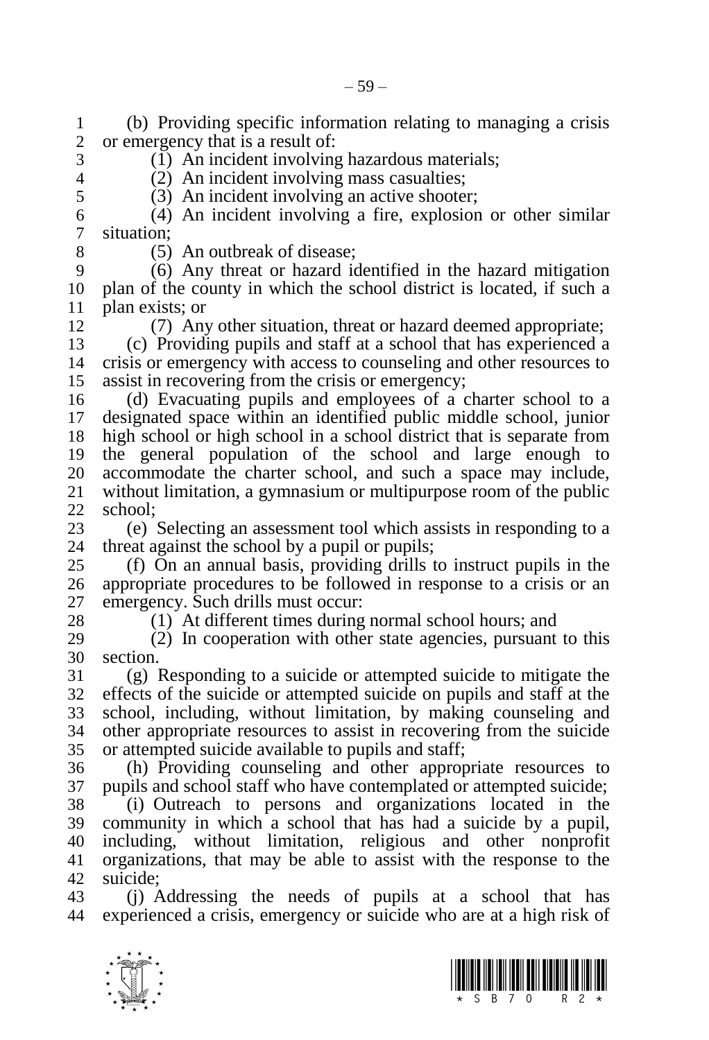(b) Providing specific information relating to managing a crisis or emergency that is a result of:

(1) An incident involving hazardous materials;

(2) An incident involving mass casualties;

(3) An incident involving an active shooter;

(4) An incident involving a fire, explosion or other similar situation;

(5) An outbreak of disease;

(6) Any threat or hazard identified in the hazard mitigation plan of the county in which the school district is located, if such a plan exists; or

(7) Any other situation, threat or hazard deemed appropriate;

(c) Providing pupils and staff at a school that has experienced a crisis or emergency with access to counseling and other resources to assist in recovering from the crisis or emergency;

(d) Evacuating pupils and employees of a charter school to a designated space within an identified public middle school, junior high school or high school in a school district that is separate from the general population of the school and large enough to accommodate the charter school, and such a space may include, without limitation, a gymnasium or multipurpose room of the public school;

(e) Selecting an assessment tool which assists in responding to a threat against the school by a pupil or pupils;

(f) On an annual basis, providing drills to instruct pupils in the appropriate procedures to be followed in response to a crisis or an emergency. Such drills must occur:

(1) At different times during normal school hours; and

(2) In cooperation with other state agencies, pursuant to this section.

(g) Responding to a suicide or attempted suicide to mitigate the effects of the suicide or attempted suicide on pupils and staff at the school, including, without limitation, by making counseling and other appropriate resources to assist in recovering from the suicide or attempted suicide available to pupils and staff;

(h) Providing counseling and other appropriate resources to pupils and school staff who have contemplated or attempted suicide;

(i) Outreach to persons and organizations located in the community in which a school that has had a suicide by a pupil, including, without limitation, religious and other nonprofit organizations, that may be able to assist with the response to the suicide;

(j) Addressing the needs of pupils at a school that has experienced a crisis, emergency or suicide who are at a high risk of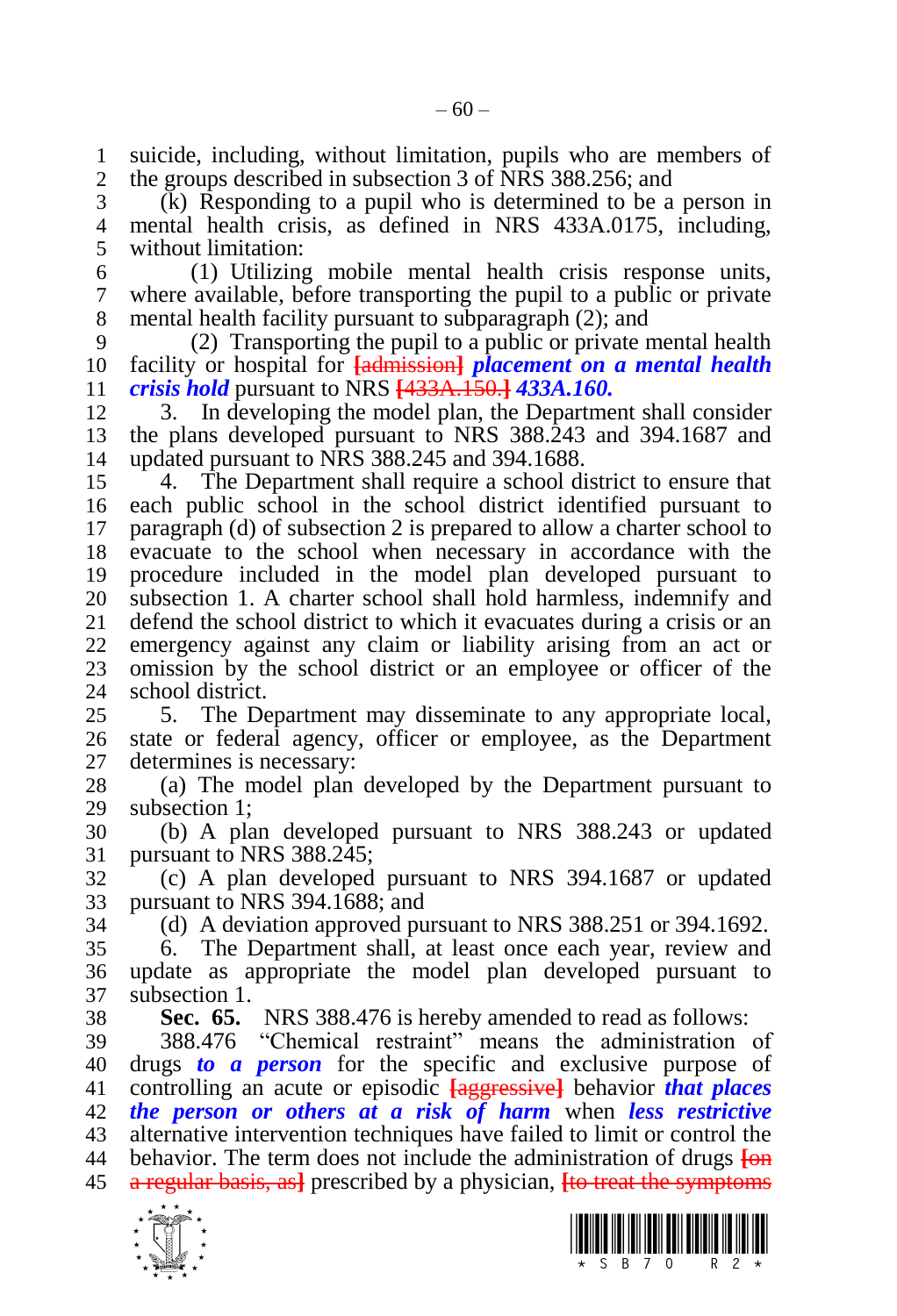suicide, including, without limitation, pupils who are members of the groups described in subsection 3 of NRS 388.256; and

(k) Responding to a pupil who is determined to be a person in mental health crisis, as defined in NRS 433A.0175, including, without limitation:

(1) Utilizing mobile mental health crisis response units, where available, before transporting the pupil to a public or private mental health facility pursuant to subparagraph (2); and

(2) Transporting the pupil to a public or private mental health facility or hospital for ~~[admission]~~ ***placement on a mental health crisis hold*** pursuant to NRS ~~[433A.150.]~~ ***433A.160.***

3. In developing the model plan, the Department shall consider the plans developed pursuant to NRS 388.243 and 394.1687 and updated pursuant to NRS 388.245 and 394.1688.

4. The Department shall require a school district to ensure that each public school in the school district identified pursuant to paragraph (d) of subsection 2 is prepared to allow a charter school to evacuate to the school when necessary in accordance with the procedure included in the model plan developed pursuant to subsection 1. A charter school shall hold harmless, indemnify and defend the school district to which it evacuates during a crisis or an emergency against any claim or liability arising from an act or omission by the school district or an employee or officer of the school district.

5. The Department may disseminate to any appropriate local, state or federal agency, officer or employee, as the Department determines is necessary:

(a) The model plan developed by the Department pursuant to subsection 1;

(b) A plan developed pursuant to NRS 388.243 or updated pursuant to NRS 388.245;

(c) A plan developed pursuant to NRS 394.1687 or updated pursuant to NRS 394.1688; and

(d) A deviation approved pursuant to NRS 388.251 or 394.1692.

6. The Department shall, at least once each year, review and update as appropriate the model plan developed pursuant to subsection 1.

**Sec. 65.** NRS 388.476 is hereby amended to read as follows:

388.476 "Chemical restraint" means the administration of drugs ***to a person*** for the specific and exclusive purpose of controlling an acute or episodic ~~[aggressive]~~ behavior ***that places the person or others at a risk of harm*** when ***less restrictive*** alternative intervention techniques have failed to limit or control the behavior. The term does not include the administration of drugs ~~[on a regular basis, as]~~ prescribed by a physician, ~~[to treat the symptoms~~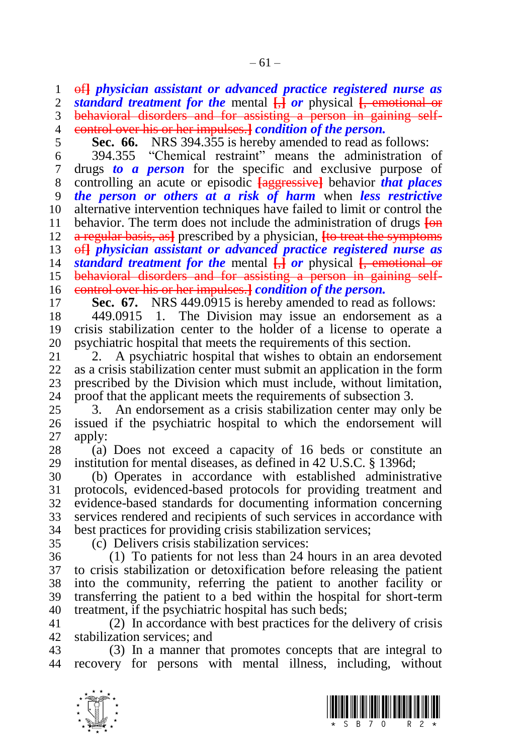~~of]~~ ***physician assistant or advanced practice registered nurse as standard treatment for the*** mental ~~[,]~~ ***or*** physical ~~[, emotional or behavioral disorders and for assisting a person in gaining self-control over his or her impulses.]~~ ***condition of the person.***

**Sec. 66.** NRS 394.355 is hereby amended to read as follows:

394.355 "Chemical restraint" means the administration of drugs ***to a person*** for the specific and exclusive purpose of controlling an acute or episodic ~~[aggressive]~~ behavior ***that places the person or others at a risk of harm*** when ***less restrictive*** alternative intervention techniques have failed to limit or control the behavior. The term does not include the administration of drugs ~~[on a regular basis, as]~~ prescribed by a physician, ~~[to treat the symptoms of]~~ ***physician assistant or advanced practice registered nurse as standard treatment for the*** mental ~~[,]~~ ***or*** physical ~~[, emotional or behavioral disorders and for assisting a person in gaining self-control over his or her impulses.]~~ ***condition of the person.***

**Sec. 67.** NRS 449.0915 is hereby amended to read as follows:

449.0915 1. The Division may issue an endorsement as a crisis stabilization center to the holder of a license to operate a psychiatric hospital that meets the requirements of this section.

2. A psychiatric hospital that wishes to obtain an endorsement as a crisis stabilization center must submit an application in the form prescribed by the Division which must include, without limitation, proof that the applicant meets the requirements of subsection 3.

3. An endorsement as a crisis stabilization center may only be issued if the psychiatric hospital to which the endorsement will apply:

(a) Does not exceed a capacity of 16 beds or constitute an institution for mental diseases, as defined in 42 U.S.C. § 1396d;

(b) Operates in accordance with established administrative protocols, evidenced-based protocols for providing treatment and evidence-based standards for documenting information concerning services rendered and recipients of such services in accordance with best practices for providing crisis stabilization services;

(c) Delivers crisis stabilization services:

(1) To patients for not less than 24 hours in an area devoted to crisis stabilization or detoxification before releasing the patient into the community, referring the patient to another facility or transferring the patient to a bed within the hospital for short-term treatment, if the psychiatric hospital has such beds;

(2) In accordance with best practices for the delivery of crisis stabilization services; and

(3) In a manner that promotes concepts that are integral to recovery for persons with mental illness, including, without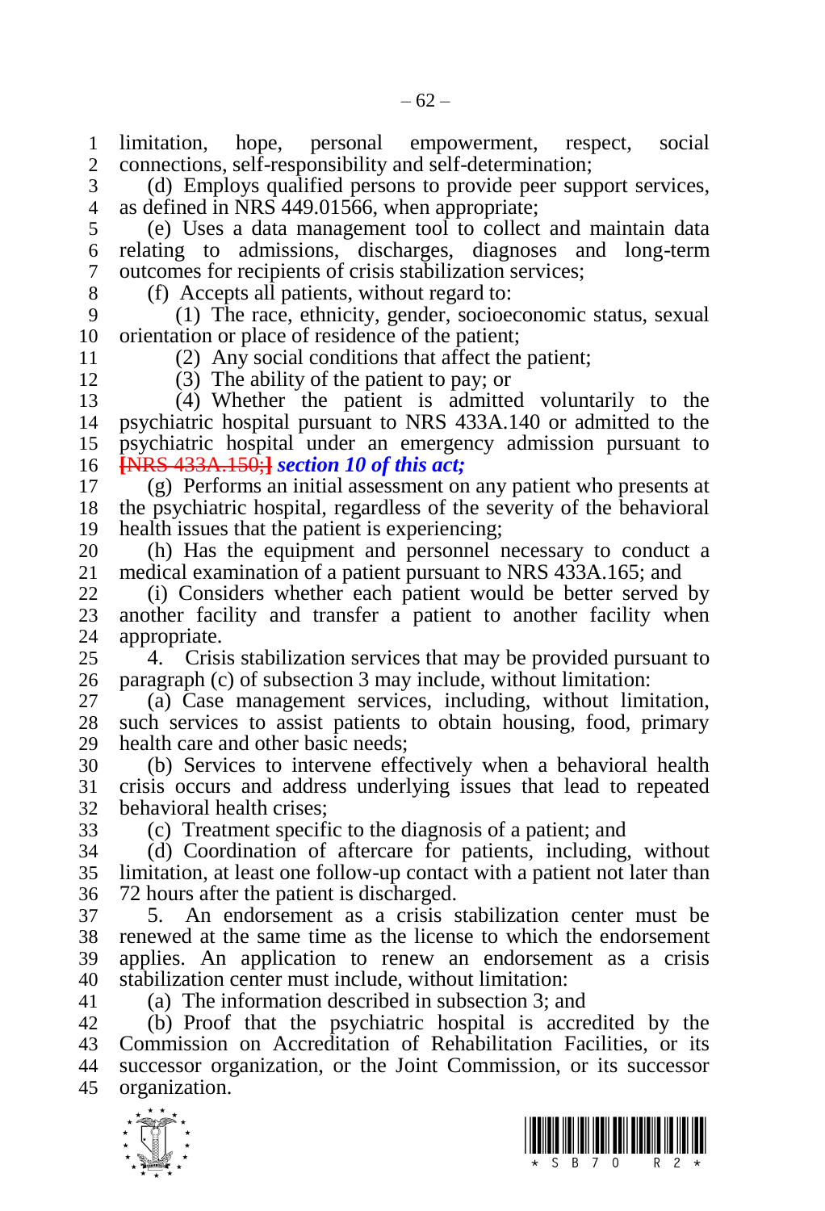limitation, hope, personal empowerment, respect, social connections, self-responsibility and self-determination;

(d) Employs qualified persons to provide peer support services, as defined in NRS 449.01566, when appropriate;

(e) Uses a data management tool to collect and maintain data relating to admissions, discharges, diagnoses and long-term outcomes for recipients of crisis stabilization services;

(f) Accepts all patients, without regard to:

(1) The race, ethnicity, gender, socioeconomic status, sexual orientation or place of residence of the patient;

(2) Any social conditions that affect the patient;

(3) The ability of the patient to pay; or

(4) Whether the patient is admitted voluntarily to the psychiatric hospital pursuant to NRS 433A.140 or admitted to the psychiatric hospital under an emergency admission pursuant to [NRS 433A.150;] ***section 10 of this act;***

(g) Performs an initial assessment on any patient who presents at the psychiatric hospital, regardless of the severity of the behavioral health issues that the patient is experiencing;

(h) Has the equipment and personnel necessary to conduct a medical examination of a patient pursuant to NRS 433A.165; and

(i) Considers whether each patient would be better served by another facility and transfer a patient to another facility when appropriate.

4. Crisis stabilization services that may be provided pursuant to paragraph (c) of subsection 3 may include, without limitation:

(a) Case management services, including, without limitation, such services to assist patients to obtain housing, food, primary health care and other basic needs;

(b) Services to intervene effectively when a behavioral health crisis occurs and address underlying issues that lead to repeated behavioral health crises;

(c) Treatment specific to the diagnosis of a patient; and

(d) Coordination of aftercare for patients, including, without limitation, at least one follow-up contact with a patient not later than 72 hours after the patient is discharged.

5. An endorsement as a crisis stabilization center must be renewed at the same time as the license to which the endorsement applies. An application to renew an endorsement as a crisis stabilization center must include, without limitation:

(a) The information described in subsection 3; and

(b) Proof that the psychiatric hospital is accredited by the Commission on Accreditation of Rehabilitation Facilities, or its successor organization, or the Joint Commission, or its successor organization.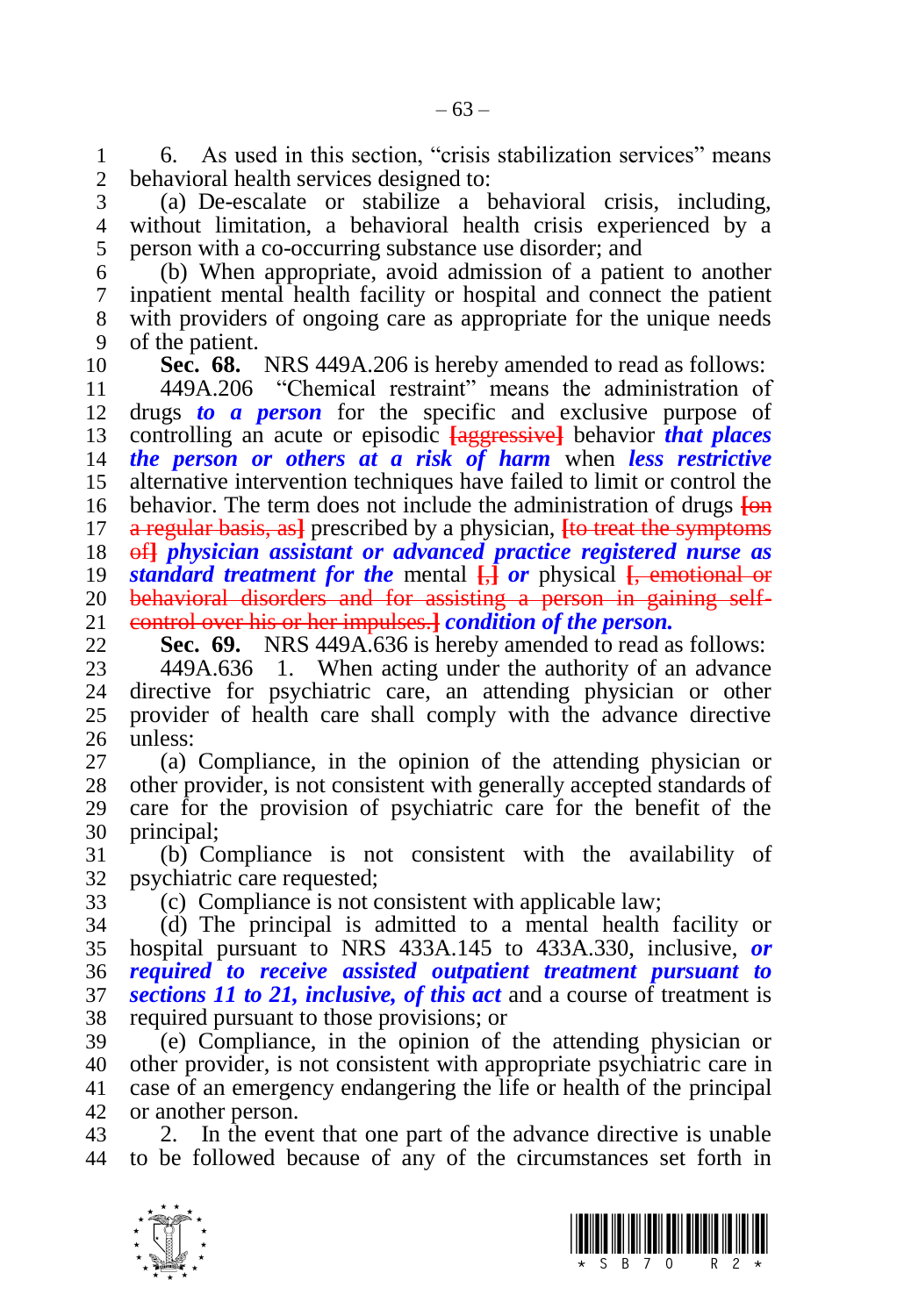6. As used in this section, "crisis stabilization services" means behavioral health services designed to:

(a) De-escalate or stabilize a behavioral crisis, including, without limitation, a behavioral health crisis experienced by a person with a co-occurring substance use disorder; and

(b) When appropriate, avoid admission of a patient to another inpatient mental health facility or hospital and connect the patient with providers of ongoing care as appropriate for the unique needs of the patient.

**Sec. 68.** NRS 449A.206 is hereby amended to read as follows:

449A.206 "Chemical restraint" means the administration of drugs ***to a person*** for the specific and exclusive purpose of controlling an acute or episodic **[aggressive]** behavior ***that places the person or others at a risk of harm*** when ***less restrictive*** alternative intervention techniques have failed to limit or control the behavior. The term does not include the administration of drugs **[on a regular basis, as]** prescribed by a physician, **[to treat the symptoms of]** ***physician assistant or advanced practice registered nurse as standard treatment for the*** mental **[,]** ***or*** physical **[, emotional or behavioral disorders and for assisting a person in gaining self-control over his or her impulses.]** ***condition of the person.***

**Sec. 69.** NRS 449A.636 is hereby amended to read as follows:

449A.636 1. When acting under the authority of an advance directive for psychiatric care, an attending physician or other provider of health care shall comply with the advance directive unless:

(a) Compliance, in the opinion of the attending physician or other provider, is not consistent with generally accepted standards of care for the provision of psychiatric care for the benefit of the principal;

(b) Compliance is not consistent with the availability of psychiatric care requested;

(c) Compliance is not consistent with applicable law;

(d) The principal is admitted to a mental health facility or hospital pursuant to NRS 433A.145 to 433A.330, inclusive, ***or required to receive assisted outpatient treatment pursuant to sections 11 to 21, inclusive, of this act*** and a course of treatment is required pursuant to those provisions; or

(e) Compliance, in the opinion of the attending physician or other provider, is not consistent with appropriate psychiatric care in case of an emergency endangering the life or health of the principal or another person.

2. In the event that one part of the advance directive is unable to be followed because of any of the circumstances set forth in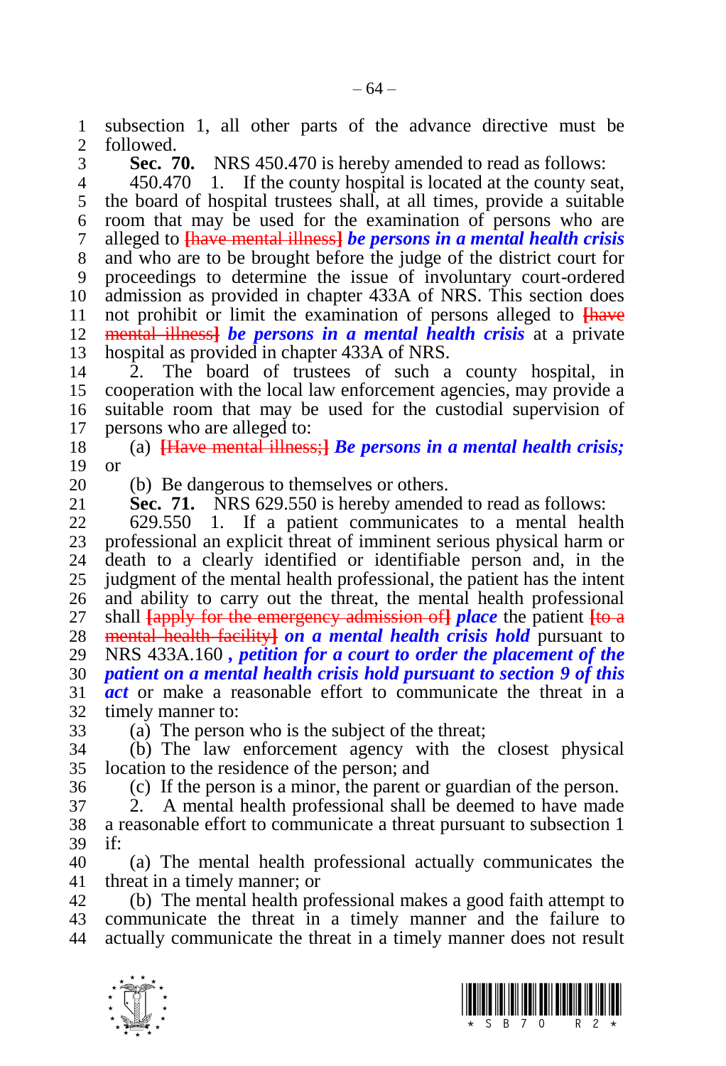subsection 1, all other parts of the advance directive must be followed.

**Sec. 70.** NRS 450.470 is hereby amended to read as follows:

450.470 1. If the county hospital is located at the county seat, the board of hospital trustees shall, at all times, provide a suitable room that may be used for the examination of persons who are alleged to ~~[have mental illness]~~ ***be persons in a mental health crisis*** and who are to be brought before the judge of the district court for proceedings to determine the issue of involuntary court-ordered admission as provided in chapter 433A of NRS. This section does not prohibit or limit the examination of persons alleged to ~~[have mental illness]~~ ***be persons in a mental health crisis*** at a private hospital as provided in chapter 433A of NRS.

2. The board of trustees of such a county hospital, in cooperation with the local law enforcement agencies, may provide a suitable room that may be used for the custodial supervision of persons who are alleged to:

(a) ~~[Have mental illness;]~~ ***Be persons in a mental health crisis;*** or

(b) Be dangerous to themselves or others.

**Sec. 71.** NRS 629.550 is hereby amended to read as follows:

629.550 1. If a patient communicates to a mental health professional an explicit threat of imminent serious physical harm or death to a clearly identified or identifiable person and, in the judgment of the mental health professional, the patient has the intent and ability to carry out the threat, the mental health professional shall ~~[apply for the emergency admission of]~~ ***place*** the patient ~~[to a mental health facility]~~ ***on a mental health crisis hold*** pursuant to NRS 433A.160 ***, petition for a court to order the placement of the patient on a mental health crisis hold pursuant to section 9 of this act*** or make a reasonable effort to communicate the threat in a timely manner to:

(a) The person who is the subject of the threat;

(b) The law enforcement agency with the closest physical location to the residence of the person; and

(c) If the person is a minor, the parent or guardian of the person.

2. A mental health professional shall be deemed to have made a reasonable effort to communicate a threat pursuant to subsection 1 if:

(a) The mental health professional actually communicates the threat in a timely manner; or

(b) The mental health professional makes a good faith attempt to communicate the threat in a timely manner and the failure to actually communicate the threat in a timely manner does not result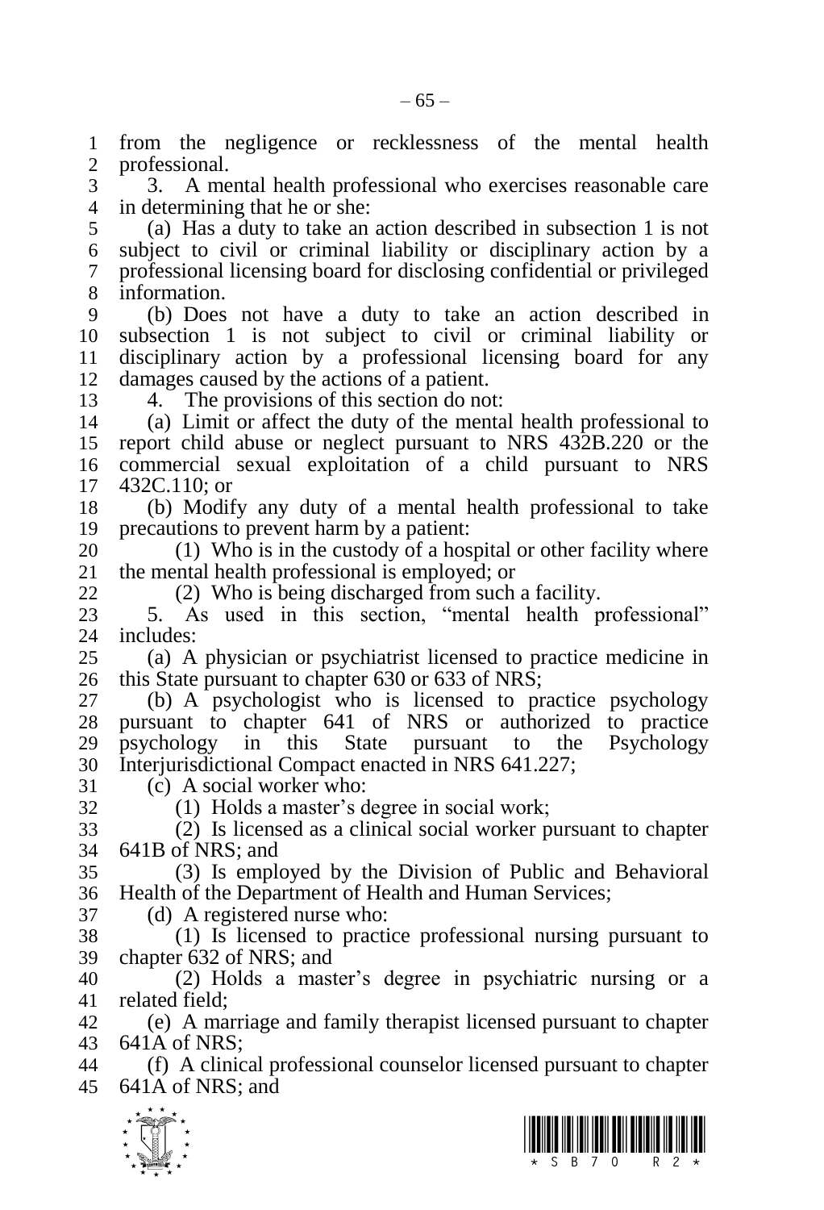from the negligence or recklessness of the mental health professional.

3. A mental health professional who exercises reasonable care in determining that he or she:

(a) Has a duty to take an action described in subsection 1 is not subject to civil or criminal liability or disciplinary action by a professional licensing board for disclosing confidential or privileged information.

(b) Does not have a duty to take an action described in subsection 1 is not subject to civil or criminal liability or disciplinary action by a professional licensing board for any damages caused by the actions of a patient.

4. The provisions of this section do not:

(a) Limit or affect the duty of the mental health professional to report child abuse or neglect pursuant to NRS 432B.220 or the commercial sexual exploitation of a child pursuant to NRS 432C.110; or

(b) Modify any duty of a mental health professional to take precautions to prevent harm by a patient:

(1) Who is in the custody of a hospital or other facility where the mental health professional is employed; or

(2) Who is being discharged from such a facility.

5. As used in this section, "mental health professional" includes:

(a) A physician or psychiatrist licensed to practice medicine in this State pursuant to chapter 630 or 633 of NRS;

(b) A psychologist who is licensed to practice psychology pursuant to chapter 641 of NRS or authorized to practice psychology in this State pursuant to the Psychology Interjurisdictional Compact enacted in NRS 641.227;

(c) A social worker who:

(1) Holds a master's degree in social work;

(2) Is licensed as a clinical social worker pursuant to chapter 641B of NRS; and

(3) Is employed by the Division of Public and Behavioral Health of the Department of Health and Human Services;

(d) A registered nurse who:

(1) Is licensed to practice professional nursing pursuant to chapter 632 of NRS; and

(2) Holds a master's degree in psychiatric nursing or a related field;

(e) A marriage and family therapist licensed pursuant to chapter 641A of NRS;

(f) A clinical professional counselor licensed pursuant to chapter 641A of NRS; and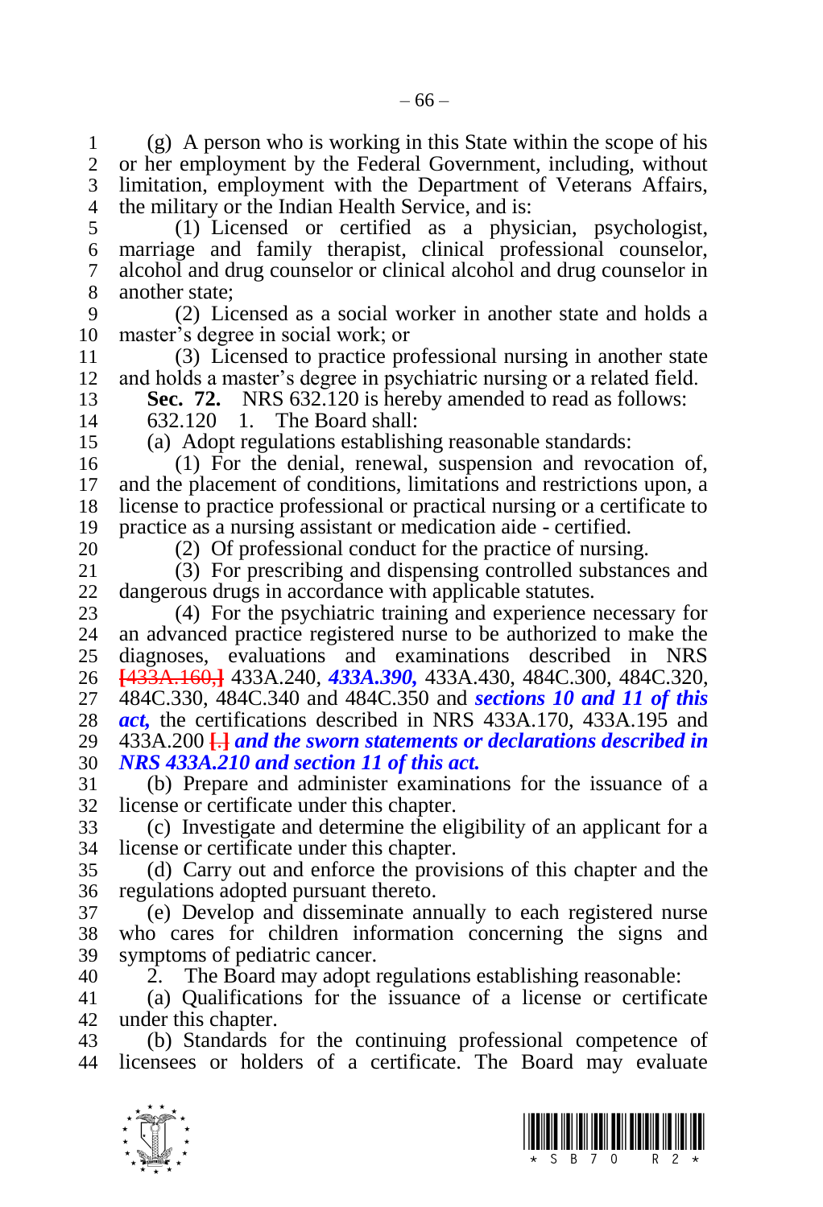(g) A person who is working in this State within the scope of his or her employment by the Federal Government, including, without limitation, employment with the Department of Veterans Affairs, the military or the Indian Health Service, and is:

(1) Licensed or certified as a physician, psychologist, marriage and family therapist, clinical professional counselor, alcohol and drug counselor or clinical alcohol and drug counselor in another state;

(2) Licensed as a social worker in another state and holds a master's degree in social work; or

(3) Licensed to practice professional nursing in another state and holds a master's degree in psychiatric nursing or a related field.

**Sec. 72.** NRS 632.120 is hereby amended to read as follows:

632.120 1. The Board shall:

(a) Adopt regulations establishing reasonable standards:

(1) For the denial, renewal, suspension and revocation of, and the placement of conditions, limitations and restrictions upon, a license to practice professional or practical nursing or a certificate to practice as a nursing assistant or medication aide - certified.

(2) Of professional conduct for the practice of nursing.

(3) For prescribing and dispensing controlled substances and dangerous drugs in accordance with applicable statutes.

(4) For the psychiatric training and experience necessary for an advanced practice registered nurse to be authorized to make the diagnoses, evaluations and examinations described in NRS ~~[433A.160,]~~ 433A.240, ***433A.390,*** 433A.430, 484C.300, 484C.320, 484C.330, 484C.340 and 484C.350 and ***sections 10 and 11 of this act,*** the certifications described in NRS 433A.170, 433A.195 and 433A.200 ~~[.]~~ ***and the sworn statements or declarations described in NRS 433A.210 and section 11 of this act.***

(b) Prepare and administer examinations for the issuance of a license or certificate under this chapter.

(c) Investigate and determine the eligibility of an applicant for a license or certificate under this chapter.

(d) Carry out and enforce the provisions of this chapter and the regulations adopted pursuant thereto.

(e) Develop and disseminate annually to each registered nurse who cares for children information concerning the signs and symptoms of pediatric cancer.

2. The Board may adopt regulations establishing reasonable:

(a) Qualifications for the issuance of a license or certificate under this chapter.

(b) Standards for the continuing professional competence of licensees or holders of a certificate. The Board may evaluate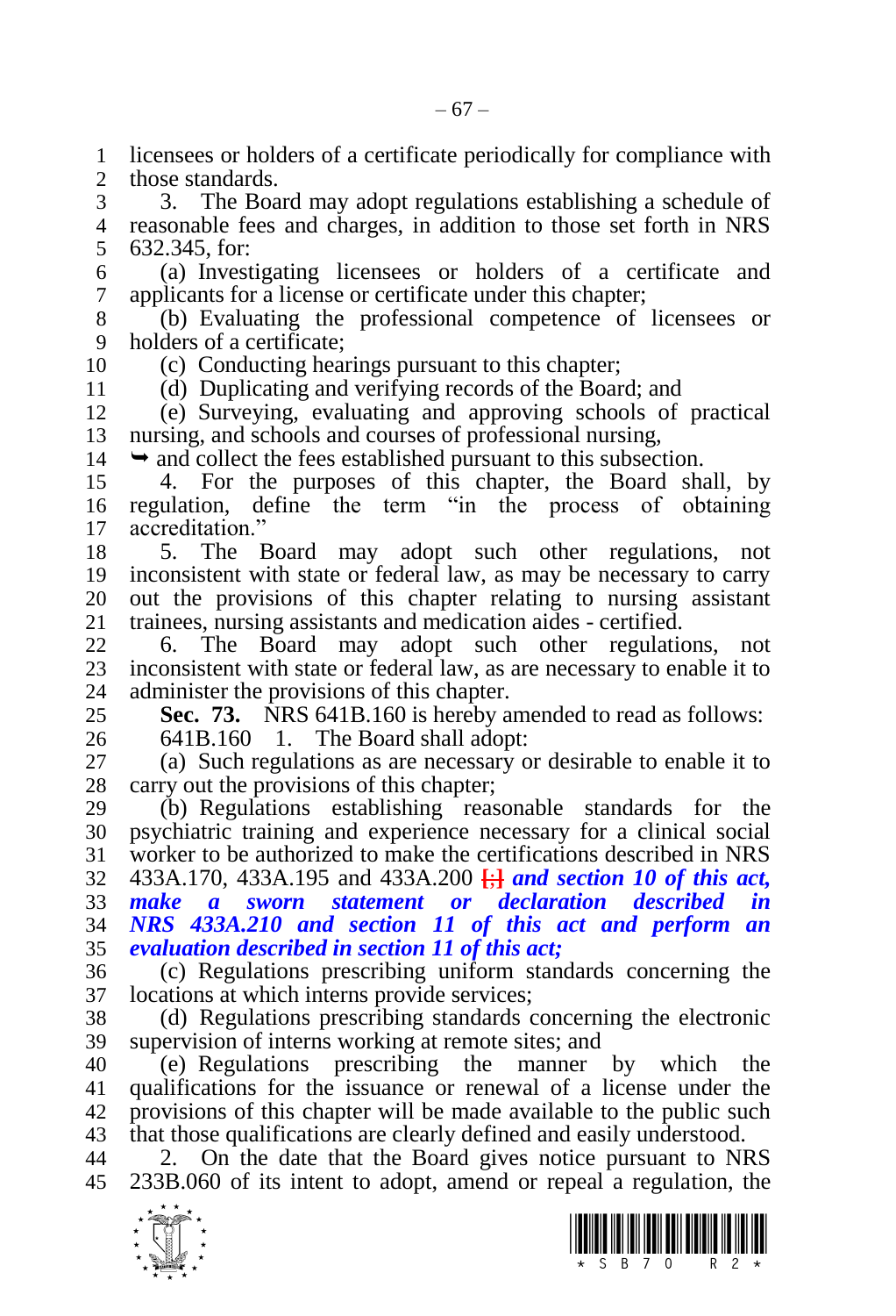licensees or holders of a certificate periodically for compliance with those standards.

3. The Board may adopt regulations establishing a schedule of reasonable fees and charges, in addition to those set forth in NRS 632.345, for:

(a) Investigating licensees or holders of a certificate and applicants for a license or certificate under this chapter;

(b) Evaluating the professional competence of licensees or holders of a certificate;

(c) Conducting hearings pursuant to this chapter;

(d) Duplicating and verifying records of the Board; and

(e) Surveying, evaluating and approving schools of practical nursing, and schools and courses of professional nursing,

➥ and collect the fees established pursuant to this subsection.

4. For the purposes of this chapter, the Board shall, by regulation, define the term "in the process of obtaining accreditation."

5. The Board may adopt such other regulations, not inconsistent with state or federal law, as may be necessary to carry out the provisions of this chapter relating to nursing assistant trainees, nursing assistants and medication aides - certified.

6. The Board may adopt such other regulations, not inconsistent with state or federal law, as are necessary to enable it to administer the provisions of this chapter.

**Sec. 73.** NRS 641B.160 is hereby amended to read as follows:

641B.160 1. The Board shall adopt:

(a) Such regulations as are necessary or desirable to enable it to carry out the provisions of this chapter;

(b) Regulations establishing reasonable standards for the psychiatric training and experience necessary for a clinical social worker to be authorized to make the certifications described in NRS 433A.170, 433A.195 and 433A.200 **[;]** ***and section 10 of this act, make a sworn statement or declaration described in NRS 433A.210 and section 11 of this act and perform an evaluation described in section 11 of this act;***

(c) Regulations prescribing uniform standards concerning the locations at which interns provide services;

(d) Regulations prescribing standards concerning the electronic supervision of interns working at remote sites; and

(e) Regulations prescribing the manner by which the qualifications for the issuance or renewal of a license under the provisions of this chapter will be made available to the public such that those qualifications are clearly defined and easily understood.

2. On the date that the Board gives notice pursuant to NRS 233B.060 of its intent to adopt, amend or repeal a regulation, the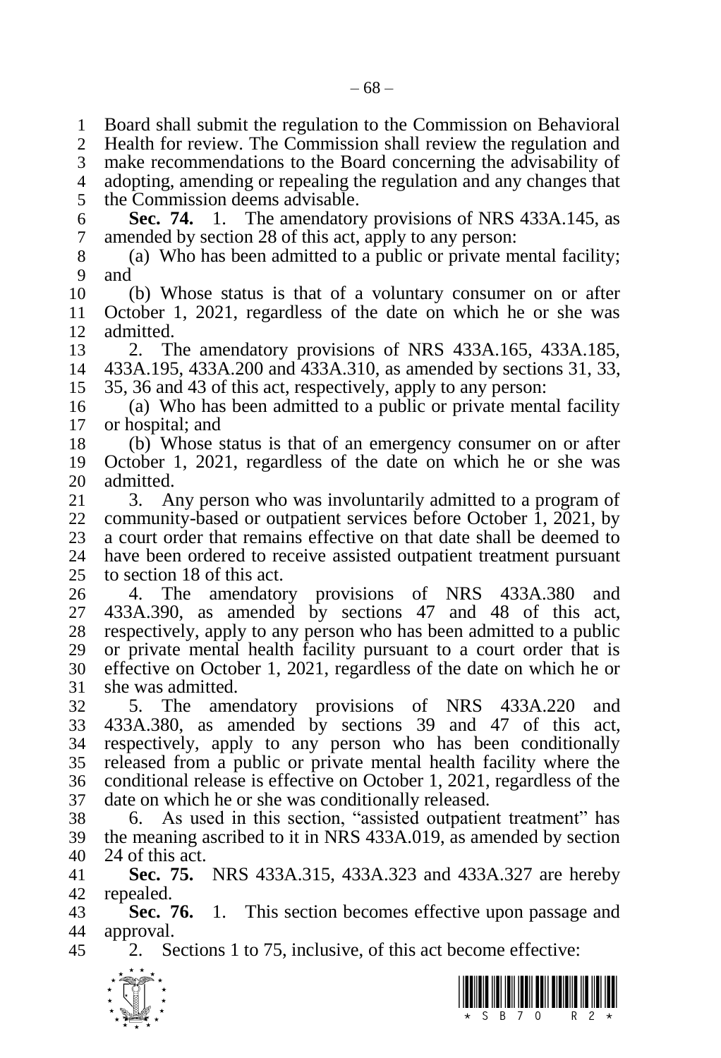Board shall submit the regulation to the Commission on Behavioral Health for review. The Commission shall review the regulation and make recommendations to the Board concerning the advisability of adopting, amending or repealing the regulation and any changes that the Commission deems advisable.

**Sec. 74.** 1. The amendatory provisions of NRS 433A.145, as amended by section 28 of this act, apply to any person:

(a) Who has been admitted to a public or private mental facility; and

(b) Whose status is that of a voluntary consumer on or after October 1, 2021, regardless of the date on which he or she was admitted.

2. The amendatory provisions of NRS 433A.165, 433A.185, 433A.195, 433A.200 and 433A.310, as amended by sections 31, 33, 35, 36 and 43 of this act, respectively, apply to any person:

(a) Who has been admitted to a public or private mental facility or hospital; and

(b) Whose status is that of an emergency consumer on or after October 1, 2021, regardless of the date on which he or she was admitted.

3. Any person who was involuntarily admitted to a program of community-based or outpatient services before October 1, 2021, by a court order that remains effective on that date shall be deemed to have been ordered to receive assisted outpatient treatment pursuant to section 18 of this act.

4. The amendatory provisions of NRS 433A.380 and 433A.390, as amended by sections 47 and 48 of this act, respectively, apply to any person who has been admitted to a public or private mental health facility pursuant to a court order that is effective on October 1, 2021, regardless of the date on which he or she was admitted.

5. The amendatory provisions of NRS 433A.220 and 433A.380, as amended by sections 39 and 47 of this act, respectively, apply to any person who has been conditionally released from a public or private mental health facility where the conditional release is effective on October 1, 2021, regardless of the date on which he or she was conditionally released.

6. As used in this section, "assisted outpatient treatment" has the meaning ascribed to it in NRS 433A.019, as amended by section 24 of this act.

**Sec. 75.** NRS 433A.315, 433A.323 and 433A.327 are hereby repealed.

**Sec. 76.** 1. This section becomes effective upon passage and approval.

2. Sections 1 to 75, inclusive, of this act become effective: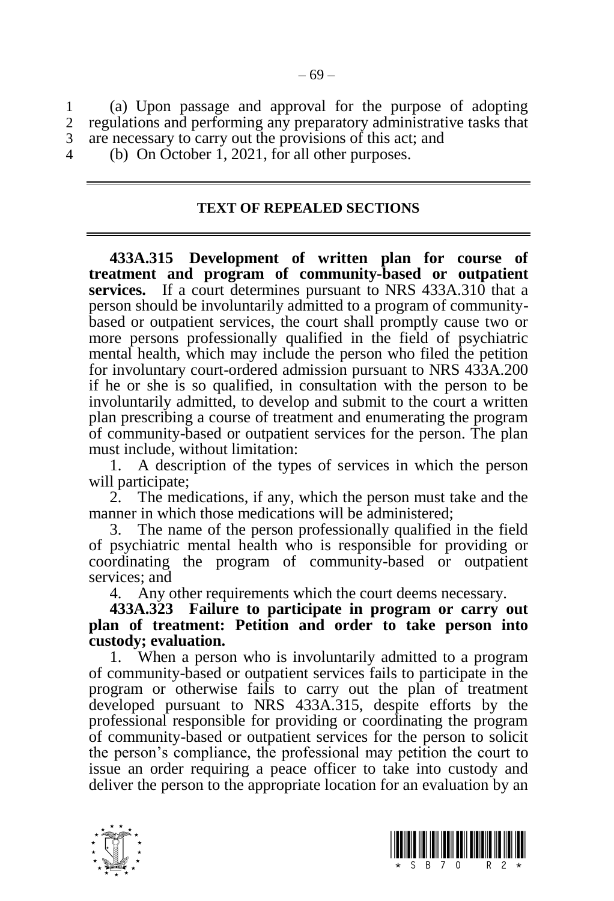(a) Upon passage and approval for the purpose of adopting regulations and performing any preparatory administrative tasks that are necessary to carry out the provisions of this act; and

(b) On October 1, 2021, for all other purposes.

---

## TEXT OF REPEALED SECTIONS

---

**433A.315 Development of written plan for course of treatment and program of community-based or outpatient services.** If a court determines pursuant to NRS 433A.310 that a person should be involuntarily admitted to a program of community-based or outpatient services, the court shall promptly cause two or more persons professionally qualified in the field of psychiatric mental health, which may include the person who filed the petition for involuntary court-ordered admission pursuant to NRS 433A.200 if he or she is so qualified, in consultation with the person to be involuntarily admitted, to develop and submit to the court a written plan prescribing a course of treatment and enumerating the program of community-based or outpatient services for the person. The plan must include, without limitation:

1. A description of the types of services in which the person will participate;

2. The medications, if any, which the person must take and the manner in which those medications will be administered;

3. The name of the person professionally qualified in the field of psychiatric mental health who is responsible for providing or coordinating the program of community-based or outpatient services; and

4. Any other requirements which the court deems necessary.

**433A.323 Failure to participate in program or carry out plan of treatment: Petition and order to take person into custody; evaluation.**

1. When a person who is involuntarily admitted to a program of community-based or outpatient services fails to participate in the program or otherwise fails to carry out the plan of treatment developed pursuant to NRS 433A.315, despite efforts by the professional responsible for providing or coordinating the program of community-based or outpatient services for the person to solicit the person's compliance, the professional may petition the court to issue an order requiring a peace officer to take into custody and deliver the person to the appropriate location for an evaluation by an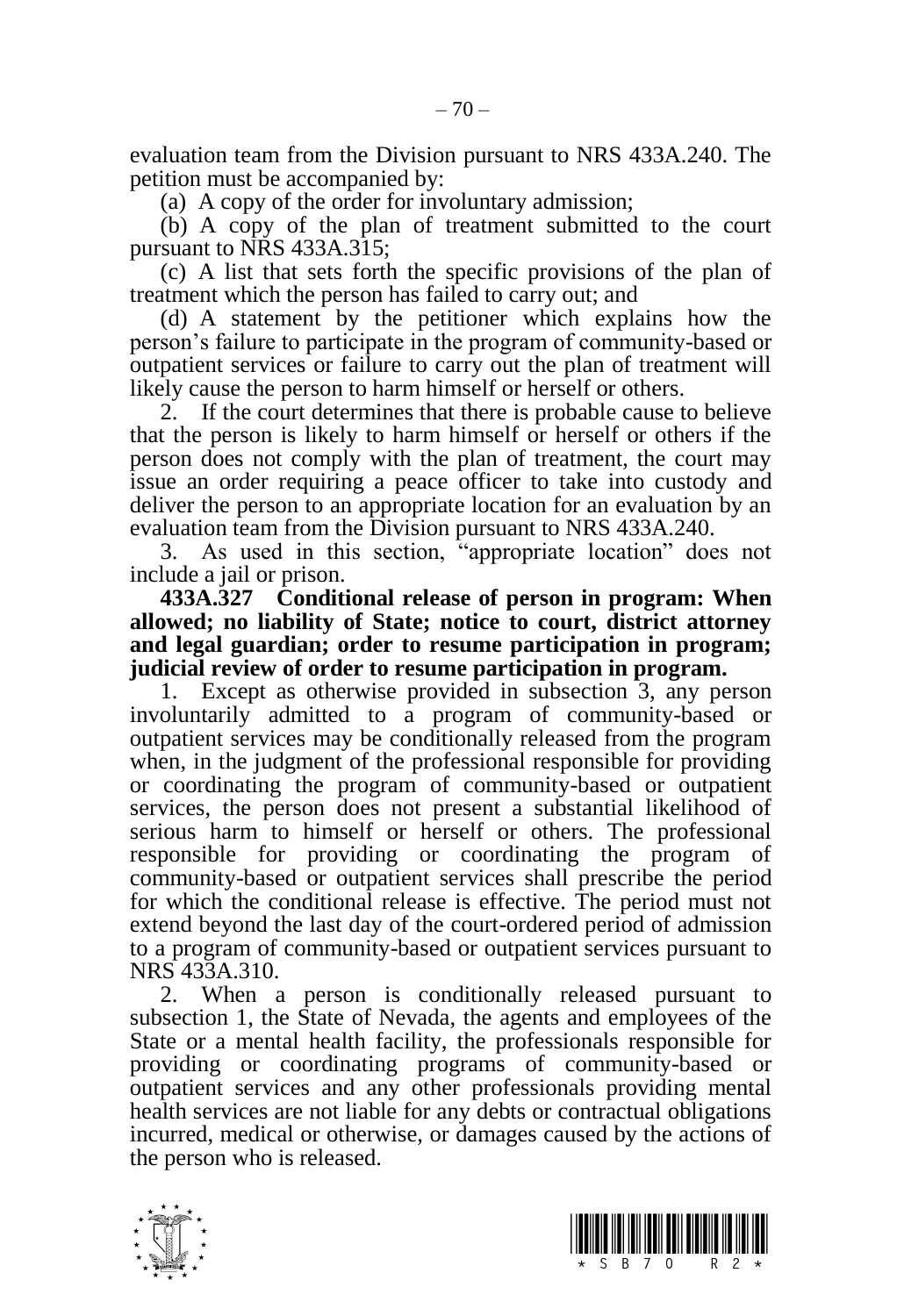evaluation team from the Division pursuant to NRS 433A.240. The petition must be accompanied by:

(a) A copy of the order for involuntary admission;

(b) A copy of the plan of treatment submitted to the court pursuant to NRS 433A.315;

(c) A list that sets forth the specific provisions of the plan of treatment which the person has failed to carry out; and

(d) A statement by the petitioner which explains how the person's failure to participate in the program of community-based or outpatient services or failure to carry out the plan of treatment will likely cause the person to harm himself or herself or others.

2. If the court determines that there is probable cause to believe that the person is likely to harm himself or herself or others if the person does not comply with the plan of treatment, the court may issue an order requiring a peace officer to take into custody and deliver the person to an appropriate location for an evaluation by an evaluation team from the Division pursuant to NRS 433A.240.

3. As used in this section, "appropriate location" does not include a jail or prison.

**433A.327 Conditional release of person in program: When allowed; no liability of State; notice to court, district attorney and legal guardian; order to resume participation in program; judicial review of order to resume participation in program.**

1. Except as otherwise provided in subsection 3, any person involuntarily admitted to a program of community-based or outpatient services may be conditionally released from the program when, in the judgment of the professional responsible for providing or coordinating the program of community-based or outpatient services, the person does not present a substantial likelihood of serious harm to himself or herself or others. The professional responsible for providing or coordinating the program of community-based or outpatient services shall prescribe the period for which the conditional release is effective. The period must not extend beyond the last day of the court-ordered period of admission to a program of community-based or outpatient services pursuant to NRS 433A.310.

2. When a person is conditionally released pursuant to subsection 1, the State of Nevada, the agents and employees of the State or a mental health facility, the professionals responsible for providing or coordinating programs of community-based or outpatient services and any other professionals providing mental health services are not liable for any debts or contractual obligations incurred, medical or otherwise, or damages caused by the actions of the person who is released.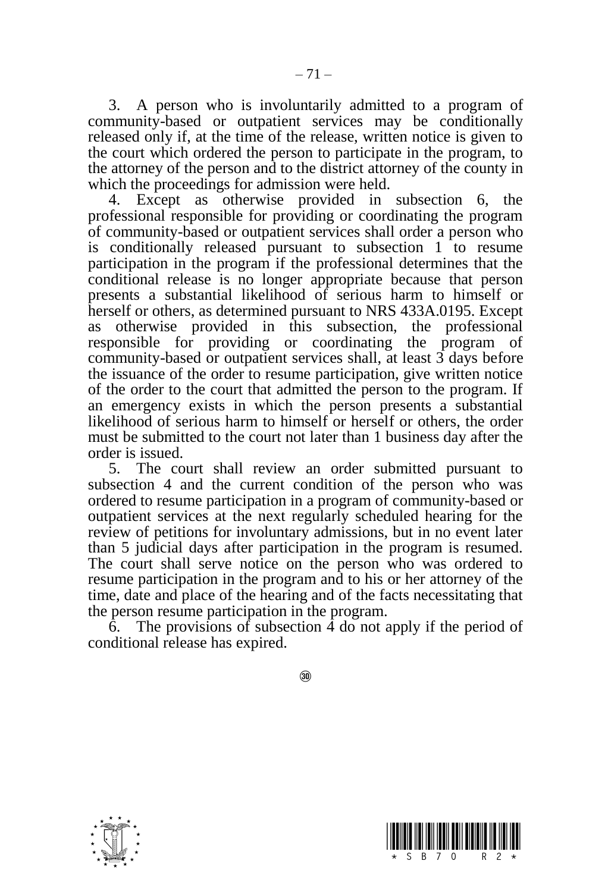3. A person who is involuntarily admitted to a program of community-based or outpatient services may be conditionally released only if, at the time of the release, written notice is given to the court which ordered the person to participate in the program, to the attorney of the person and to the district attorney of the county in which the proceedings for admission were held.

4. Except as otherwise provided in subsection 6, the professional responsible for providing or coordinating the program of community-based or outpatient services shall order a person who is conditionally released pursuant to subsection 1 to resume participation in the program if the professional determines that the conditional release is no longer appropriate because that person presents a substantial likelihood of serious harm to himself or herself or others, as determined pursuant to NRS 433A.0195. Except as otherwise provided in this subsection, the professional responsible for providing or coordinating the program of community-based or outpatient services shall, at least 3 days before the issuance of the order to resume participation, give written notice of the order to the court that admitted the person to the program. If an emergency exists in which the person presents a substantial likelihood of serious harm to himself or herself or others, the order must be submitted to the court not later than 1 business day after the order is issued.

5. The court shall review an order submitted pursuant to subsection 4 and the current condition of the person who was ordered to resume participation in a program of community-based or outpatient services at the next regularly scheduled hearing for the review of petitions for involuntary admissions, but in no event later than 5 judicial days after participation in the program is resumed. The court shall serve notice on the person who was ordered to resume participation in the program and to his or her attorney of the time, date and place of the hearing and of the facts necessitating that the person resume participation in the program.

6. The provisions of subsection 4 do not apply if the period of conditional release has expired.

㉚